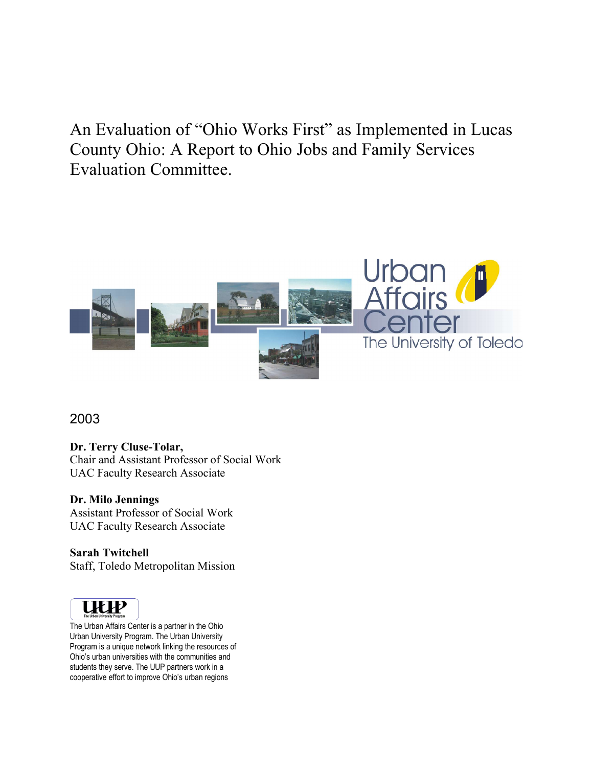# An Evaluation of "Ohio Works First" as Implemented in Lucas County Ohio: A Report to Ohio Jobs and Family Services Evaluation Committee.

Urban Affairs Center
The University of Toledo

2003

**Dr. Terry Cluse-Tolar,**
Chair and Assistant Professor of Social Work
UAC Faculty Research Associate

**Dr. Milo Jennings**
Assistant Professor of Social Work
UAC Faculty Research Associate

**Sarah Twitchell**
Staff, Toledo Metropolitan Mission

UUP
The Urban University Program

The Urban Affairs Center is a partner in the Ohio Urban University Program. The Urban University Program is a unique network linking the resources of Ohio's urban universities with the communities and students they serve. The UUP partners work in a cooperative effort to improve Ohio's urban regions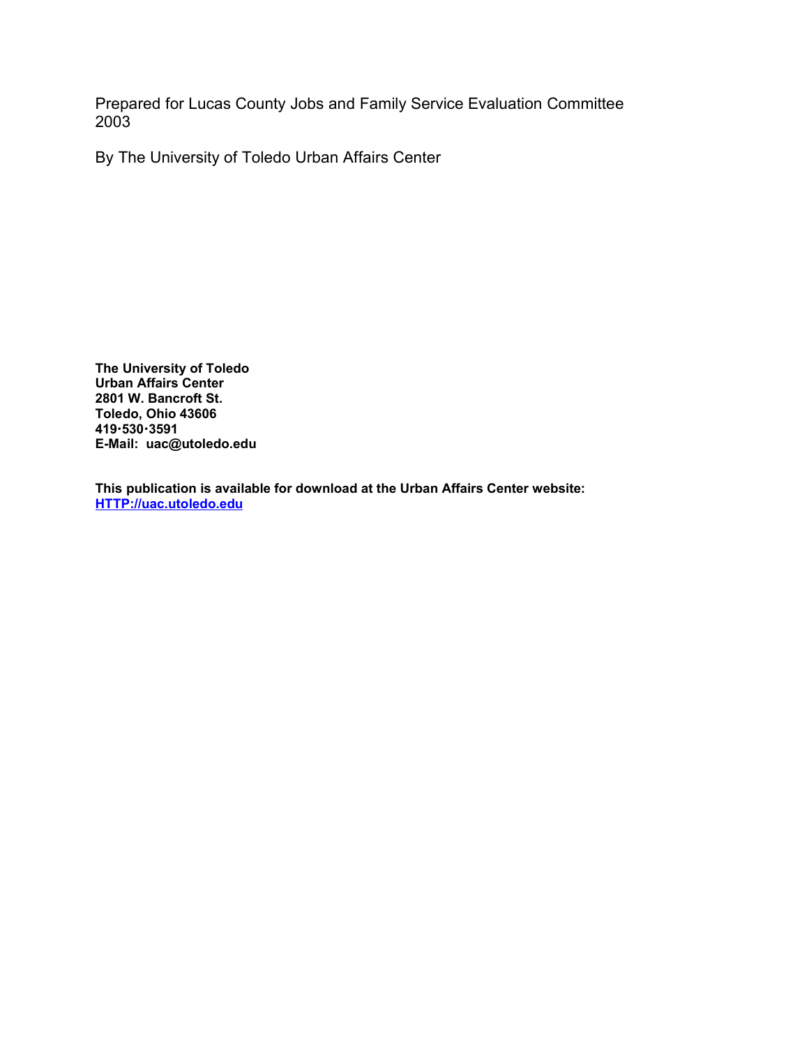Prepared for Lucas County Jobs and Family Service Evaluation Committee
2003

By The University of Toledo Urban Affairs Center

**The University of Toledo**
**Urban Affairs Center**
**2801 W. Bancroft St.**
**Toledo, Ohio 43606**
**419·530·3591**
**E-Mail: uac@utoledo.edu**

**This publication is available for download at the Urban Affairs Center website:**
**[HTTP://uac.utoledo.edu](HTTP://uac.utoledo.edu)**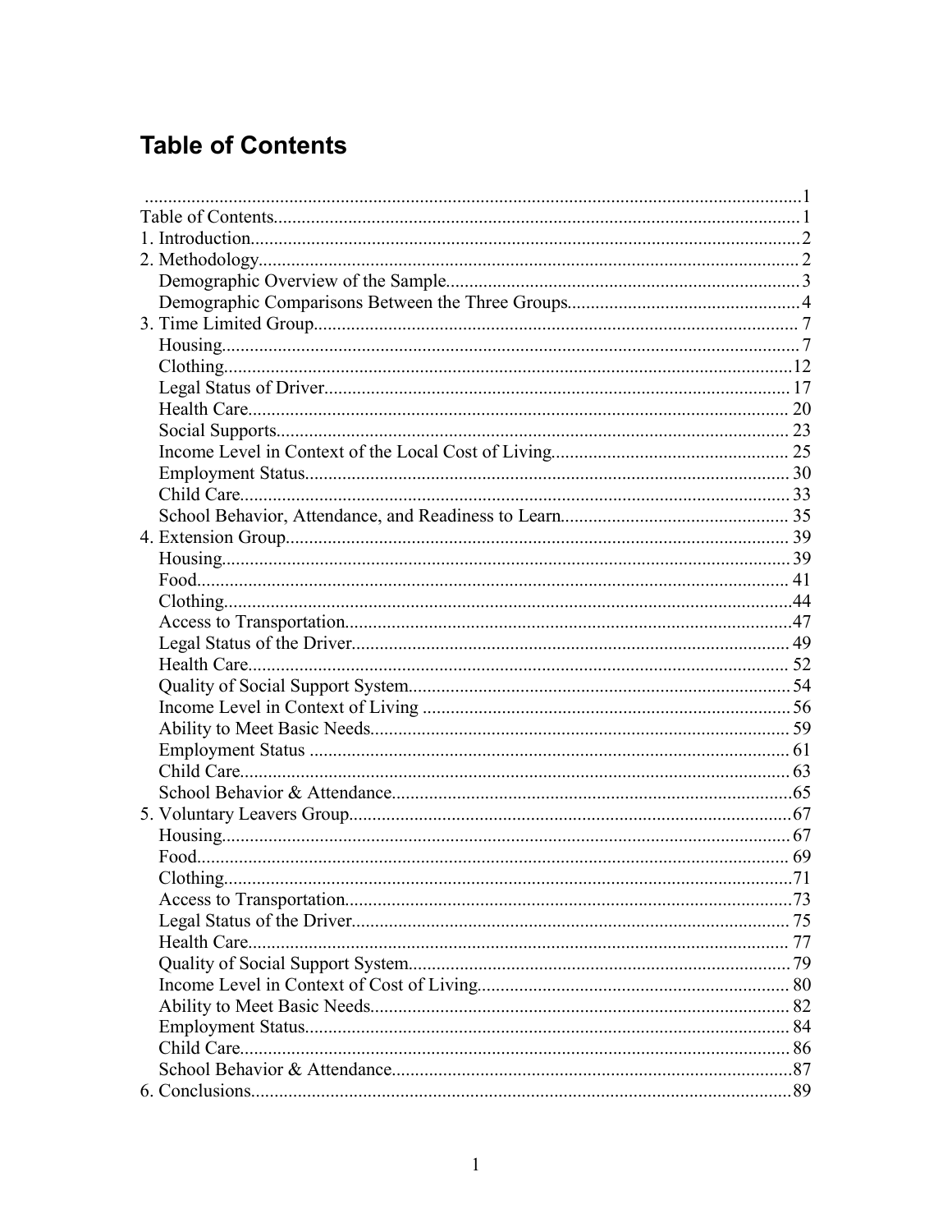# Table of Contents

.......................................................................................................................................1
Table of Contents..............................................................................................................1
1. Introduction....................................................................................................................2
2. Methodology...................................................................................................................2
   Demographic Overview of the Sample...........................................................................3
   Demographic Comparisons Between the Three Groups.................................................4
3. Time Limited Group........................................................................................................7
   Housing..........................................................................................................................7
   Clothing........................................................................................................................12
   Legal Status of Driver...................................................................................................17
   Health Care...................................................................................................................20
   Social Supports.............................................................................................................23
   Income Level in Context of the Local Cost of Living..................................................25
   Employment Status.......................................................................................................30
   Child Care.....................................................................................................................33
   School Behavior, Attendance, and Readiness to Learn................................................35
4. Extension Group...........................................................................................................39
   Housing.........................................................................................................................39
   Food.............................................................................................................................41
   Clothing........................................................................................................................44
   Access to Transportation..............................................................................................47
   Legal Status of the Driver.............................................................................................49
   Health Care...................................................................................................................52
   Quality of Social Support System.................................................................................54
   Income Level in Context of Living..............................................................................56
   Ability to Meet Basic Needs.........................................................................................59
   Employment Status......................................................................................................61
   Child Care.....................................................................................................................63
   School Behavior & Attendance....................................................................................65
5. Voluntary Leavers Group.............................................................................................67
   Housing.........................................................................................................................67
   Food.............................................................................................................................69
   Clothing........................................................................................................................71
   Access to Transportation..............................................................................................73
   Legal Status of the Driver.............................................................................................75
   Health Care...................................................................................................................77
   Quality of Social Support System.................................................................................79
   Income Level in Context of Cost of Living..................................................................80
   Ability to Meet Basic Needs.........................................................................................82
   Employment Status.......................................................................................................84
   Child Care.....................................................................................................................86
   School Behavior & Attendance....................................................................................87
6. Conclusions..................................................................................................................89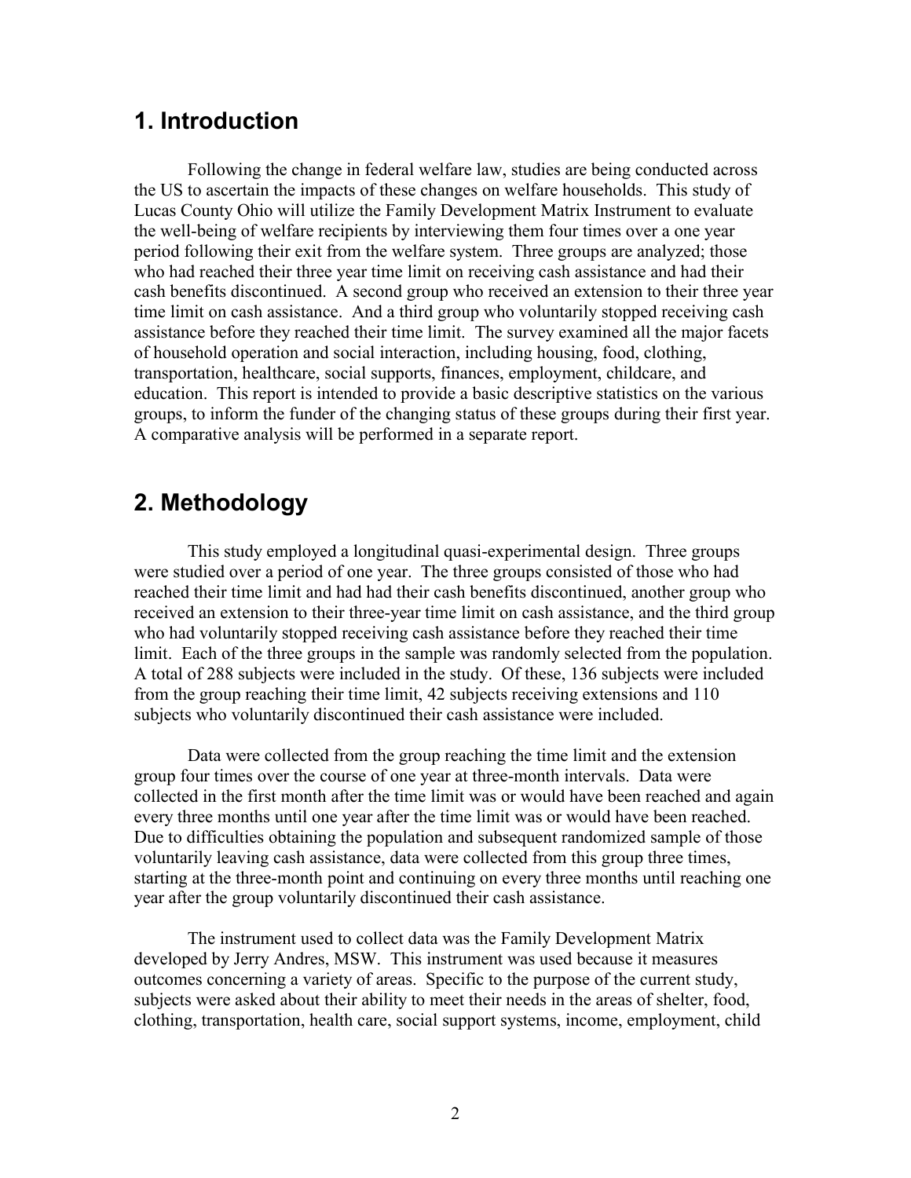## 1. Introduction

Following the change in federal welfare law, studies are being conducted across the US to ascertain the impacts of these changes on welfare households. This study of Lucas County Ohio will utilize the Family Development Matrix Instrument to evaluate the well-being of welfare recipients by interviewing them four times over a one year period following their exit from the welfare system. Three groups are analyzed; those who had reached their three year time limit on receiving cash assistance and had their cash benefits discontinued. A second group who received an extension to their three year time limit on cash assistance. And a third group who voluntarily stopped receiving cash assistance before they reached their time limit. The survey examined all the major facets of household operation and social interaction, including housing, food, clothing, transportation, healthcare, social supports, finances, employment, childcare, and education. This report is intended to provide a basic descriptive statistics on the various groups, to inform the funder of the changing status of these groups during their first year. A comparative analysis will be performed in a separate report.

## 2. Methodology

This study employed a longitudinal quasi-experimental design. Three groups were studied over a period of one year. The three groups consisted of those who had reached their time limit and had had their cash benefits discontinued, another group who received an extension to their three-year time limit on cash assistance, and the third group who had voluntarily stopped receiving cash assistance before they reached their time limit. Each of the three groups in the sample was randomly selected from the population. A total of 288 subjects were included in the study. Of these, 136 subjects were included from the group reaching their time limit, 42 subjects receiving extensions and 110 subjects who voluntarily discontinued their cash assistance were included.

Data were collected from the group reaching the time limit and the extension group four times over the course of one year at three-month intervals. Data were collected in the first month after the time limit was or would have been reached and again every three months until one year after the time limit was or would have been reached. Due to difficulties obtaining the population and subsequent randomized sample of those voluntarily leaving cash assistance, data were collected from this group three times, starting at the three-month point and continuing on every three months until reaching one year after the group voluntarily discontinued their cash assistance.

The instrument used to collect data was the Family Development Matrix developed by Jerry Andres, MSW. This instrument was used because it measures outcomes concerning a variety of areas. Specific to the purpose of the current study, subjects were asked about their ability to meet their needs in the areas of shelter, food, clothing, transportation, health care, social support systems, income, employment, child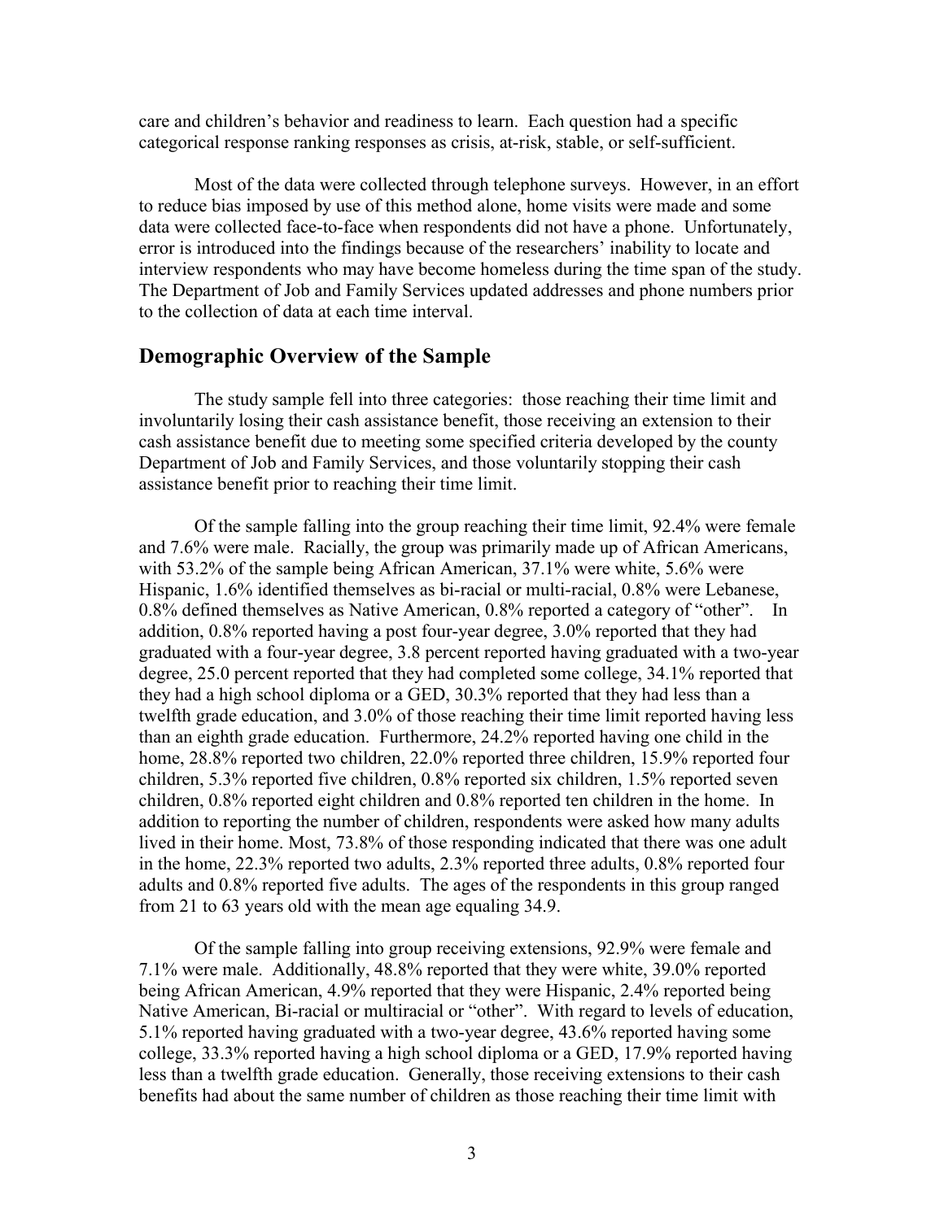care and children's behavior and readiness to learn. Each question had a specific categorical response ranking responses as crisis, at-risk, stable, or self-sufficient.

Most of the data were collected through telephone surveys. However, in an effort to reduce bias imposed by use of this method alone, home visits were made and some data were collected face-to-face when respondents did not have a phone. Unfortunately, error is introduced into the findings because of the researchers' inability to locate and interview respondents who may have become homeless during the time span of the study. The Department of Job and Family Services updated addresses and phone numbers prior to the collection of data at each time interval.

## Demographic Overview of the Sample

The study sample fell into three categories: those reaching their time limit and involuntarily losing their cash assistance benefit, those receiving an extension to their cash assistance benefit due to meeting some specified criteria developed by the county Department of Job and Family Services, and those voluntarily stopping their cash assistance benefit prior to reaching their time limit.

Of the sample falling into the group reaching their time limit, 92.4% were female and 7.6% were male. Racially, the group was primarily made up of African Americans, with 53.2% of the sample being African American, 37.1% were white, 5.6% were Hispanic, 1.6% identified themselves as bi-racial or multi-racial, 0.8% were Lebanese, 0.8% defined themselves as Native American, 0.8% reported a category of "other". In addition, 0.8% reported having a post four-year degree, 3.0% reported that they had graduated with a four-year degree, 3.8 percent reported having graduated with a two-year degree, 25.0 percent reported that they had completed some college, 34.1% reported that they had a high school diploma or a GED, 30.3% reported that they had less than a twelfth grade education, and 3.0% of those reaching their time limit reported having less than an eighth grade education. Furthermore, 24.2% reported having one child in the home, 28.8% reported two children, 22.0% reported three children, 15.9% reported four children, 5.3% reported five children, 0.8% reported six children, 1.5% reported seven children, 0.8% reported eight children and 0.8% reported ten children in the home. In addition to reporting the number of children, respondents were asked how many adults lived in their home. Most, 73.8% of those responding indicated that there was one adult in the home, 22.3% reported two adults, 2.3% reported three adults, 0.8% reported four adults and 0.8% reported five adults. The ages of the respondents in this group ranged from 21 to 63 years old with the mean age equaling 34.9.

Of the sample falling into group receiving extensions, 92.9% were female and 7.1% were male. Additionally, 48.8% reported that they were white, 39.0% reported being African American, 4.9% reported that they were Hispanic, 2.4% reported being Native American, Bi-racial or multiracial or "other". With regard to levels of education, 5.1% reported having graduated with a two-year degree, 43.6% reported having some college, 33.3% reported having a high school diploma or a GED, 17.9% reported having less than a twelfth grade education. Generally, those receiving extensions to their cash benefits had about the same number of children as those reaching their time limit with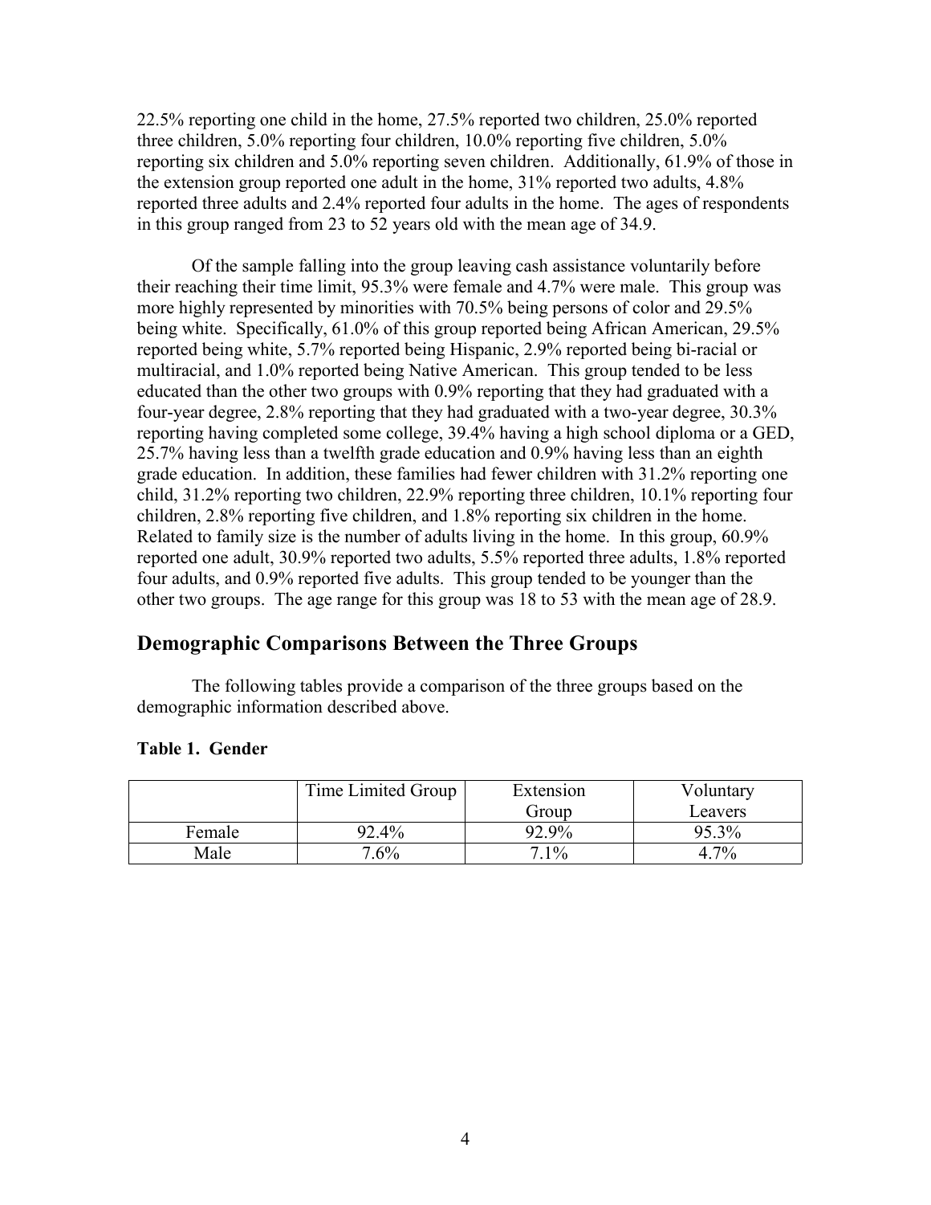22.5% reporting one child in the home, 27.5% reported two children, 25.0% reported three children, 5.0% reporting four children, 10.0% reporting five children, 5.0% reporting six children and 5.0% reporting seven children. Additionally, 61.9% of those in the extension group reported one adult in the home, 31% reported two adults, 4.8% reported three adults and 2.4% reported four adults in the home. The ages of respondents in this group ranged from 23 to 52 years old with the mean age of 34.9.

Of the sample falling into the group leaving cash assistance voluntarily before their reaching their time limit, 95.3% were female and 4.7% were male. This group was more highly represented by minorities with 70.5% being persons of color and 29.5% being white. Specifically, 61.0% of this group reported being African American, 29.5% reported being white, 5.7% reported being Hispanic, 2.9% reported being bi-racial or multiracial, and 1.0% reported being Native American. This group tended to be less educated than the other two groups with 0.9% reporting that they had graduated with a four-year degree, 2.8% reporting that they had graduated with a two-year degree, 30.3% reporting having completed some college, 39.4% having a high school diploma or a GED, 25.7% having less than a twelfth grade education and 0.9% having less than an eighth grade education. In addition, these families had fewer children with 31.2% reporting one child, 31.2% reporting two children, 22.9% reporting three children, 10.1% reporting four children, 2.8% reporting five children, and 1.8% reporting six children in the home. Related to family size is the number of adults living in the home. In this group, 60.9% reported one adult, 30.9% reported two adults, 5.5% reported three adults, 1.8% reported four adults, and 0.9% reported five adults. This group tended to be younger than the other two groups. The age range for this group was 18 to 53 with the mean age of 28.9.

## Demographic Comparisons Between the Three Groups

The following tables provide a comparison of the three groups based on the demographic information described above.

**Table 1. Gender**

| | Time Limited Group | Extension Group | Voluntary Leavers |
|---|---|---|---|
| Female | 92.4% | 92.9% | 95.3% |
| Male | 7.6% | 7.1% | 4.7% |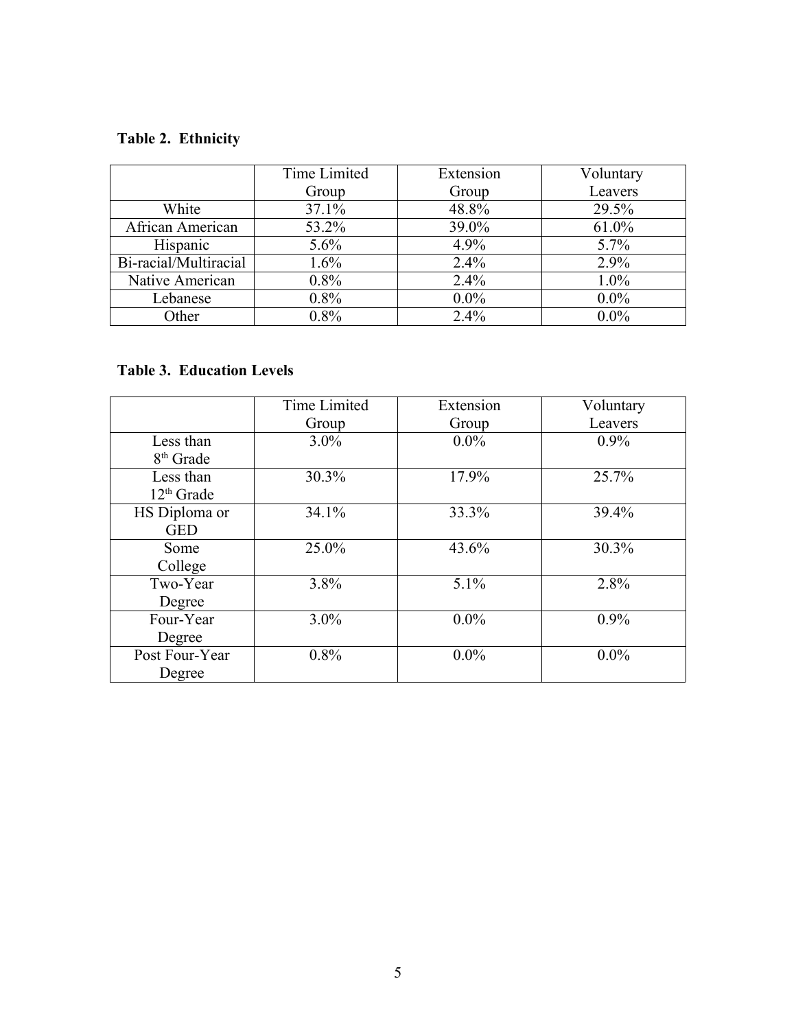**Table 2. Ethnicity**

| | Time Limited Group | Extension Group | Voluntary Leavers |
|---|---|---|---|
| White | 37.1% | 48.8% | 29.5% |
| African American | 53.2% | 39.0% | 61.0% |
| Hispanic | 5.6% | 4.9% | 5.7% |
| Bi-racial/Multiracial | 1.6% | 2.4% | 2.9% |
| Native American | 0.8% | 2.4% | 1.0% |
| Lebanese | 0.8% | 0.0% | 0.0% |
| Other | 0.8% | 2.4% | 0.0% |

**Table 3. Education Levels**

| | Time Limited Group | Extension Group | Voluntary Leavers |
|---|---|---|---|
| Less than 8th Grade | 3.0% | 0.0% | 0.9% |
| Less than 12th Grade | 30.3% | 17.9% | 25.7% |
| HS Diploma or GED | 34.1% | 33.3% | 39.4% |
| Some College | 25.0% | 43.6% | 30.3% |
| Two-Year Degree | 3.8% | 5.1% | 2.8% |
| Four-Year Degree | 3.0% | 0.0% | 0.9% |
| Post Four-Year Degree | 0.8% | 0.0% | 0.0% |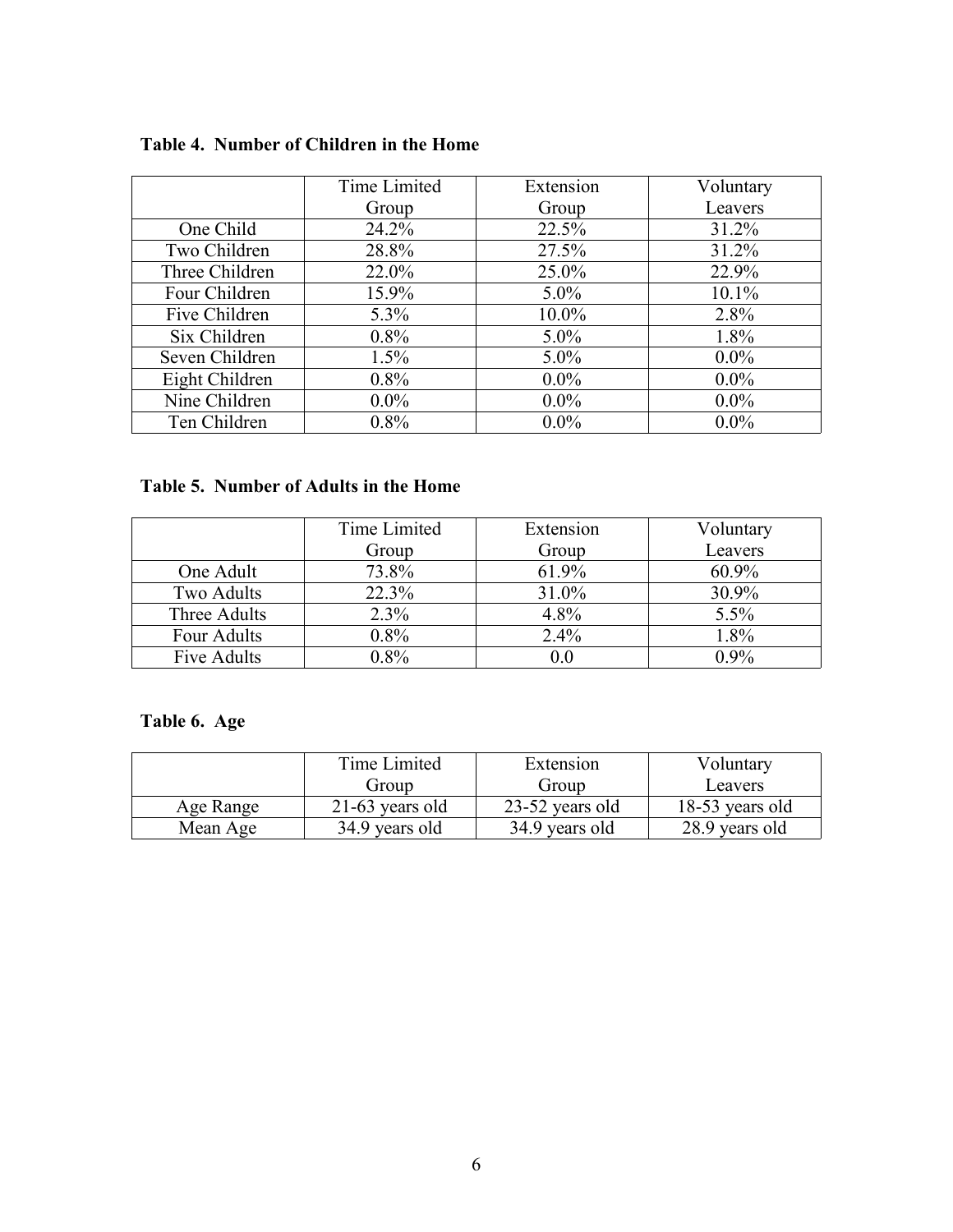**Table 4. Number of Children in the Home**

| | Time Limited Group | Extension Group | Voluntary Leavers |
|---|---|---|---|
| One Child | 24.2% | 22.5% | 31.2% |
| Two Children | 28.8% | 27.5% | 31.2% |
| Three Children | 22.0% | 25.0% | 22.9% |
| Four Children | 15.9% | 5.0% | 10.1% |
| Five Children | 5.3% | 10.0% | 2.8% |
| Six Children | 0.8% | 5.0% | 1.8% |
| Seven Children | 1.5% | 5.0% | 0.0% |
| Eight Children | 0.8% | 0.0% | 0.0% |
| Nine Children | 0.0% | 0.0% | 0.0% |
| Ten Children | 0.8% | 0.0% | 0.0% |

**Table 5. Number of Adults in the Home**

| | Time Limited Group | Extension Group | Voluntary Leavers |
|---|---|---|---|
| One Adult | 73.8% | 61.9% | 60.9% |
| Two Adults | 22.3% | 31.0% | 30.9% |
| Three Adults | 2.3% | 4.8% | 5.5% |
| Four Adults | 0.8% | 2.4% | 1.8% |
| Five Adults | 0.8% | 0.0 | 0.9% |

**Table 6. Age**

| | Time Limited Group | Extension Group | Voluntary Leavers |
|---|---|---|---|
| Age Range | 21-63 years old | 23-52 years old | 18-53 years old |
| Mean Age | 34.9 years old | 34.9 years old | 28.9 years old |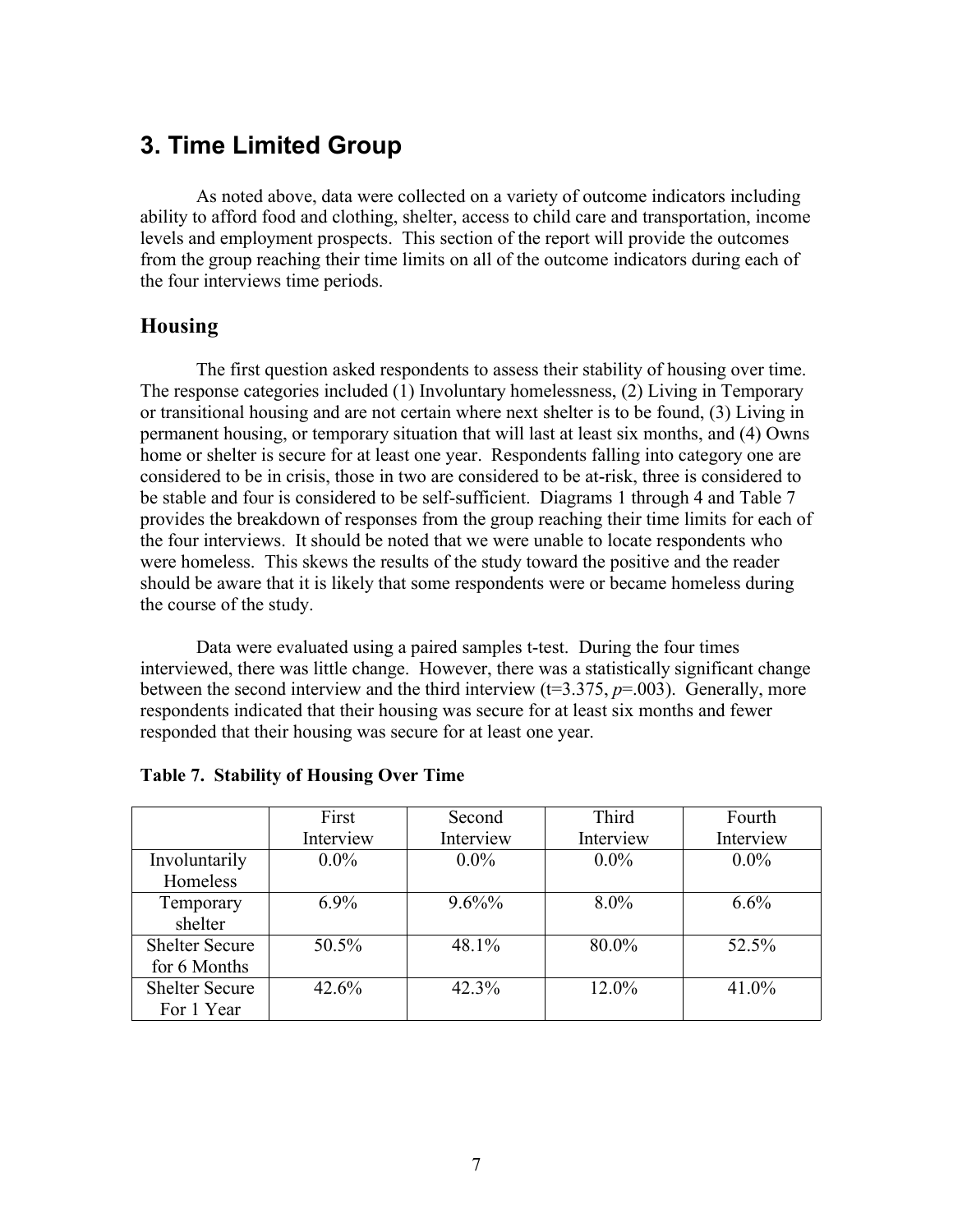## 3. Time Limited Group

As noted above, data were collected on a variety of outcome indicators including ability to afford food and clothing, shelter, access to child care and transportation, income levels and employment prospects. This section of the report will provide the outcomes from the group reaching their time limits on all of the outcome indicators during each of the four interviews time periods.

### Housing

The first question asked respondents to assess their stability of housing over time. The response categories included (1) Involuntary homelessness, (2) Living in Temporary or transitional housing and are not certain where next shelter is to be found, (3) Living in permanent housing, or temporary situation that will last at least six months, and (4) Owns home or shelter is secure for at least one year. Respondents falling into category one are considered to be in crisis, those in two are considered to be at-risk, three is considered to be stable and four is considered to be self-sufficient. Diagrams 1 through 4 and Table 7 provides the breakdown of responses from the group reaching their time limits for each of the four interviews. It should be noted that we were unable to locate respondents who were homeless. This skews the results of the study toward the positive and the reader should be aware that it is likely that some respondents were or became homeless during the course of the study.

Data were evaluated using a paired samples t-test. During the four times interviewed, there was little change. However, there was a statistically significant change between the second interview and the third interview ($t=3.375$, $p=.003$). Generally, more respondents indicated that their housing was secure for at least six months and fewer responded that their housing was secure for at least one year.

**Table 7. Stability of Housing Over Time**

| | First Interview | Second Interview | Third Interview | Fourth Interview |
|---|---|---|---|---|
| Involuntarily Homeless | 0.0% | 0.0% | 0.0% | 0.0% |
| Temporary shelter | 6.9% | 9.6%% | 8.0% | 6.6% |
| Shelter Secure for 6 Months | 50.5% | 48.1% | 80.0% | 52.5% |
| Shelter Secure For 1 Year | 42.6% | 42.3% | 12.0% | 41.0% |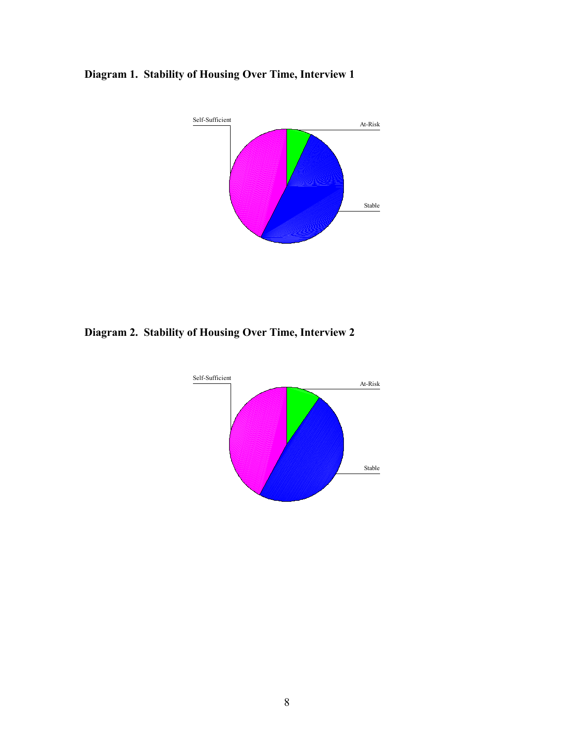**Diagram 1. Stability of Housing Over Time, Interview 1**

Self-Sufficient

At-Risk

Stable

**Diagram 2. Stability of Housing Over Time, Interview 2**

Self-Sufficient

At-Risk

Stable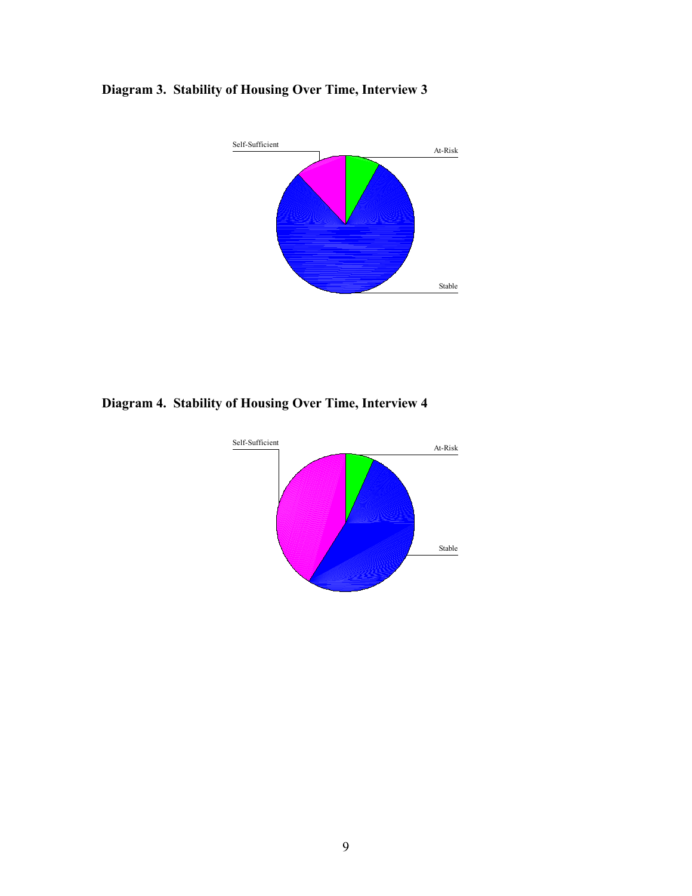**Diagram 3. Stability of Housing Over Time, Interview 3**

Self-Sufficient

At-Risk

Stable

**Diagram 4. Stability of Housing Over Time, Interview 4**

Self-Sufficient

At-Risk

Stable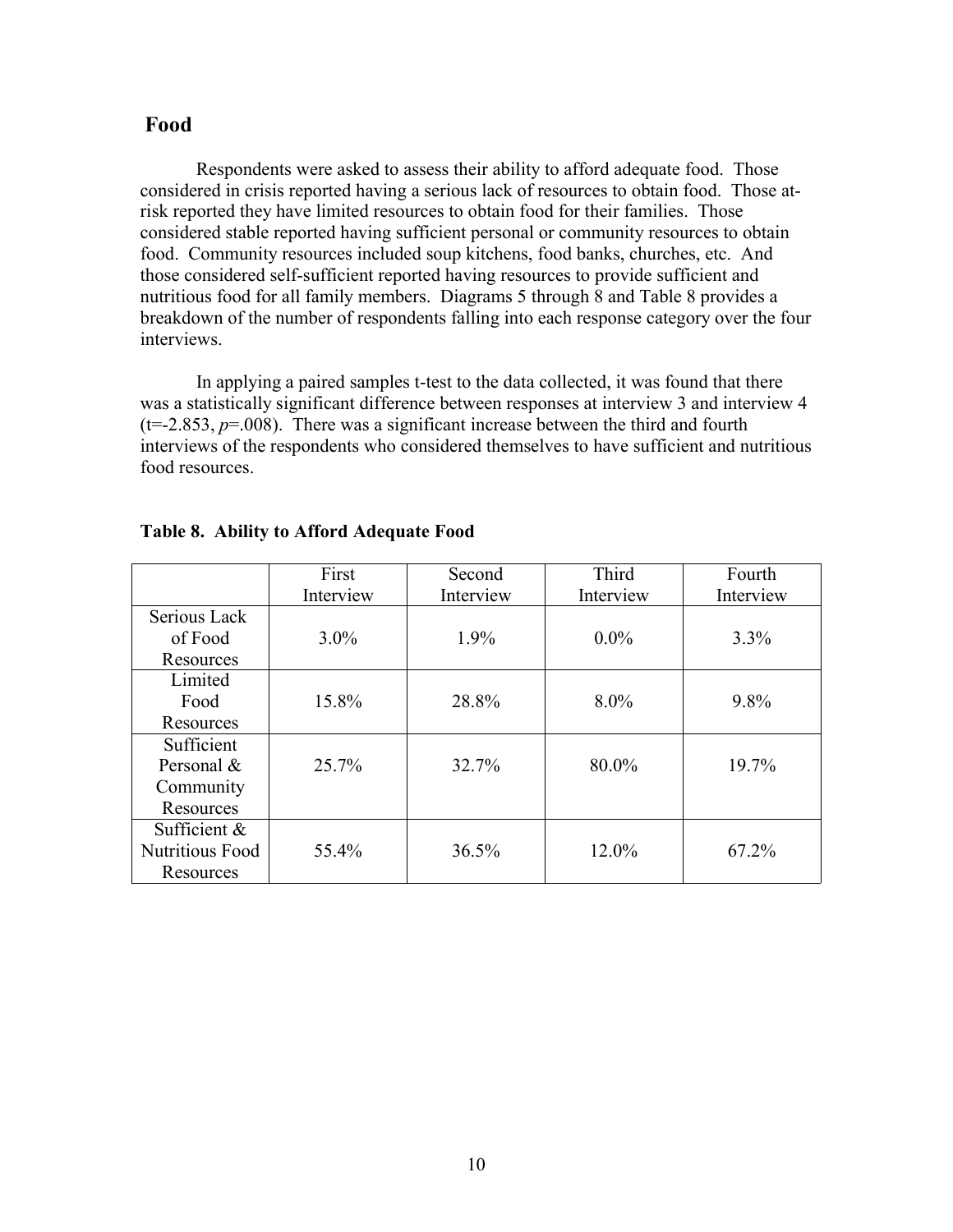## Food

Respondents were asked to assess their ability to afford adequate food. Those considered in crisis reported having a serious lack of resources to obtain food. Those at-risk reported they have limited resources to obtain food for their families. Those considered stable reported having sufficient personal or community resources to obtain food. Community resources included soup kitchens, food banks, churches, etc. And those considered self-sufficient reported having resources to provide sufficient and nutritious food for all family members. Diagrams 5 through 8 and Table 8 provides a breakdown of the number of respondents falling into each response category over the four interviews.

In applying a paired samples t-test to the data collected, it was found that there was a statistically significant difference between responses at interview 3 and interview 4 ($t=-2.853$, $p=.008$). There was a significant increase between the third and fourth interviews of the respondents who considered themselves to have sufficient and nutritious food resources.

**Table 8. Ability to Afford Adequate Food**

| | First Interview | Second Interview | Third Interview | Fourth Interview |
|---|---|---|---|---|
| Serious Lack of Food Resources | 3.0% | 1.9% | 0.0% | 3.3% |
| Limited Food Resources | 15.8% | 28.8% | 8.0% | 9.8% |
| Sufficient Personal & Community Resources | 25.7% | 32.7% | 80.0% | 19.7% |
| Sufficient & Nutritious Food Resources | 55.4% | 36.5% | 12.0% | 67.2% |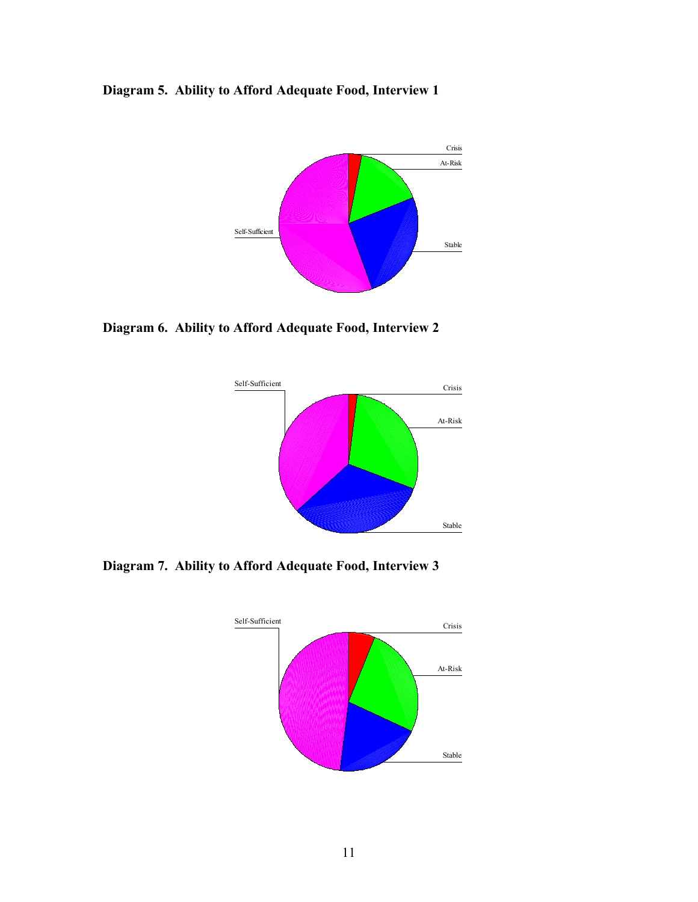**Diagram 5. Ability to Afford Adequate Food, Interview 1**

Crisis

At-Risk

Stable

Self-Sufficient

**Diagram 6. Ability to Afford Adequate Food, Interview 2**

Self-Sufficient

Crisis

At-Risk

Stable

**Diagram 7. Ability to Afford Adequate Food, Interview 3**

Self-Sufficient

Crisis

At-Risk

Stable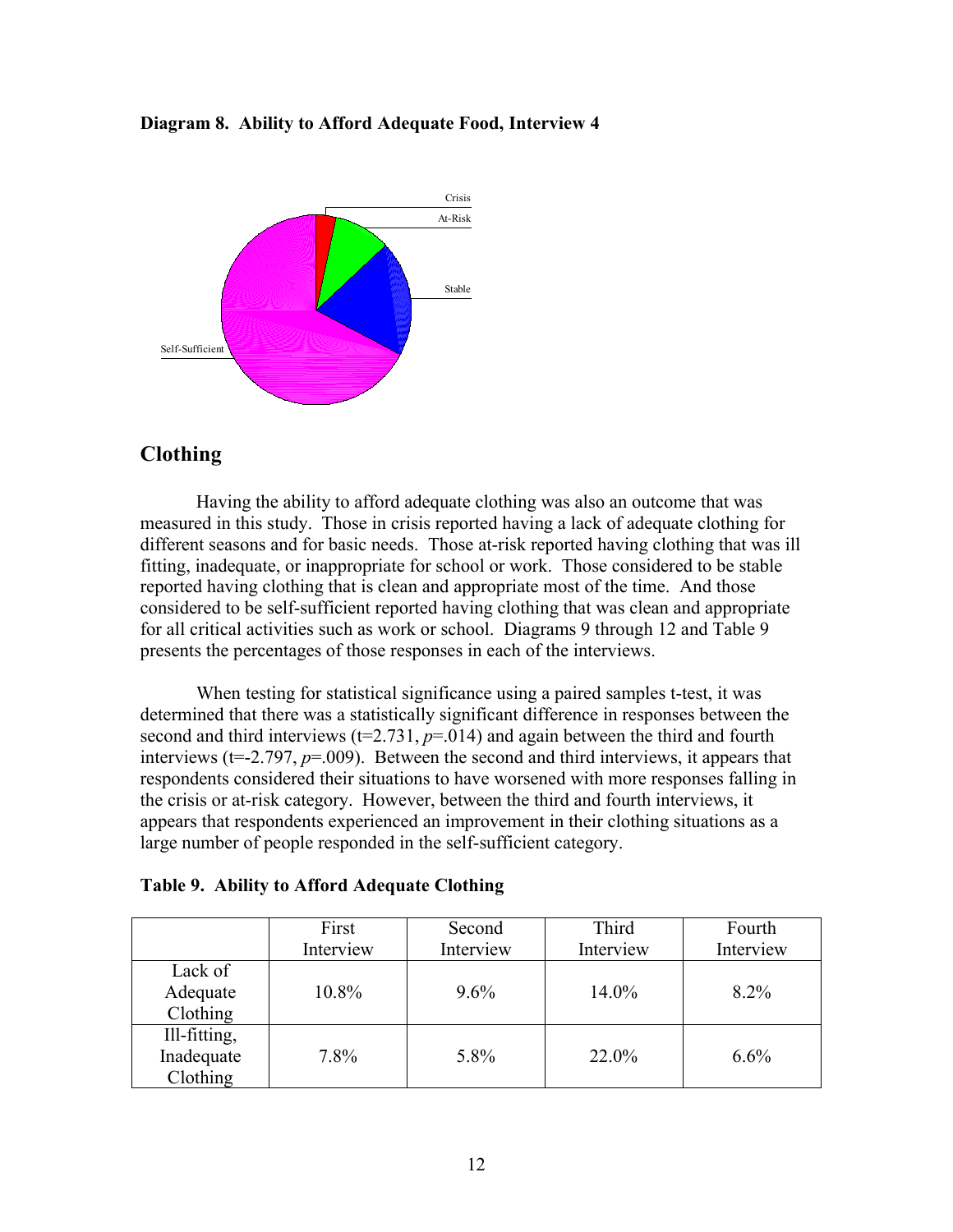**Diagram 8. Ability to Afford Adequate Food, Interview 4**

Crisis

At-Risk

Stable

Self-Sufficient

## Clothing

Having the ability to afford adequate clothing was also an outcome that was measured in this study. Those in crisis reported having a lack of adequate clothing for different seasons and for basic needs. Those at-risk reported having clothing that was ill fitting, inadequate, or inappropriate for school or work. Those considered to be stable reported having clothing that is clean and appropriate most of the time. And those considered to be self-sufficient reported having clothing that was clean and appropriate for all critical activities such as work or school. Diagrams 9 through 12 and Table 9 presents the percentages of those responses in each of the interviews.

When testing for statistical significance using a paired samples t-test, it was determined that there was a statistically significant difference in responses between the second and third interviews ($t=2.731$, $p=.014$) and again between the third and fourth interviews ($t=-2.797$, $p=.009$). Between the second and third interviews, it appears that respondents considered their situations to have worsened with more responses falling in the crisis or at-risk category. However, between the third and fourth interviews, it appears that respondents experienced an improvement in their clothing situations as a large number of people responded in the self-sufficient category.

**Table 9. Ability to Afford Adequate Clothing**

| | First Interview | Second Interview | Third Interview | Fourth Interview |
|---|---|---|---|---|
| Lack of Adequate Clothing | 10.8% | 9.6% | 14.0% | 8.2% |
| Ill-fitting, Inadequate Clothing | 7.8% | 5.8% | 22.0% | 6.6% |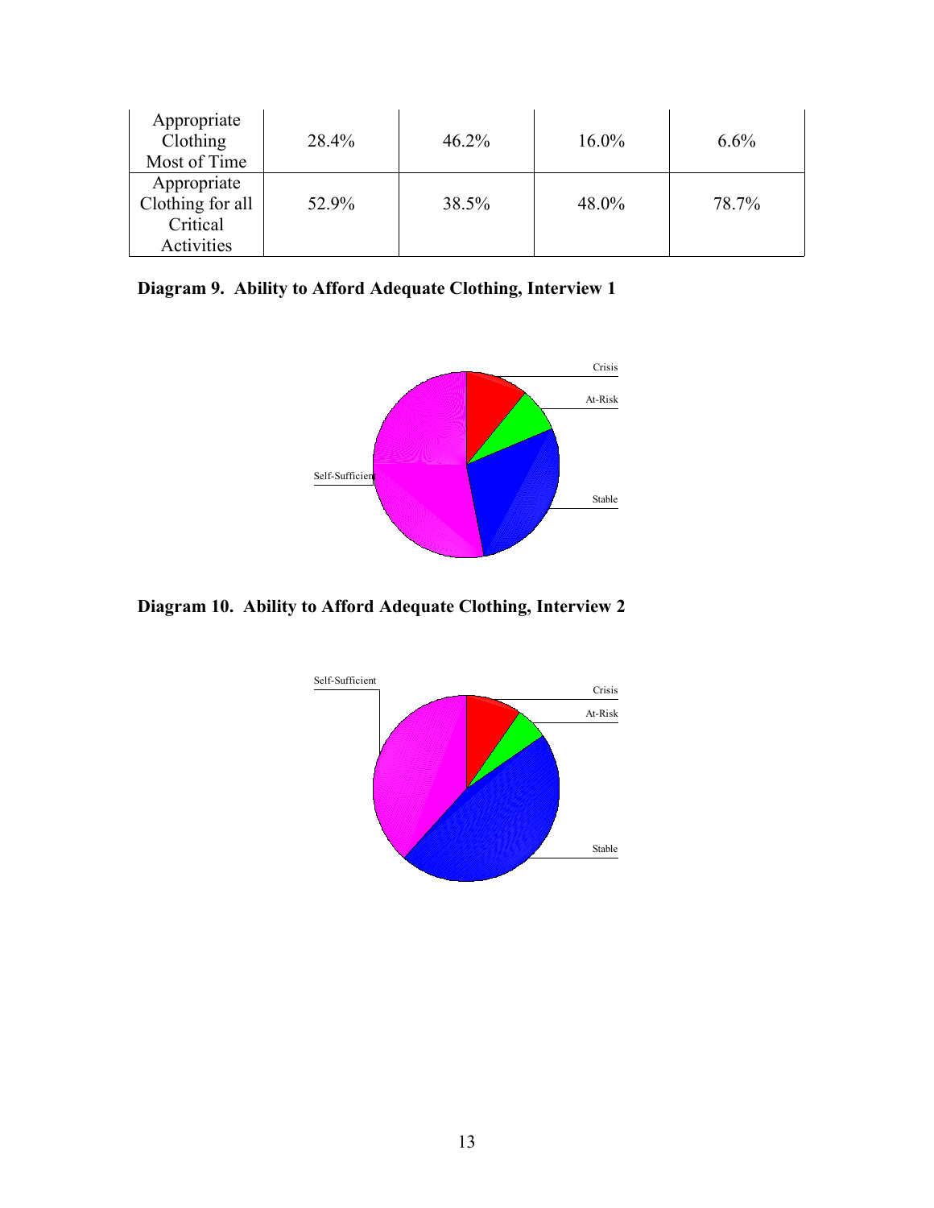| | | | | |
|---|---|---|---|---|
| Appropriate Clothing Most of Time | 28.4% | 46.2% | 16.0% | 6.6% |
| Appropriate Clothing for all Critical Activities | 52.9% | 38.5% | 48.0% | 78.7% |

**Diagram 9. Ability to Afford Adequate Clothing, Interview 1**

Crisis

At-Risk

Stable

Self-Sufficient

**Diagram 10. Ability to Afford Adequate Clothing, Interview 2**

Self-Sufficient

Crisis

At-Risk

Stable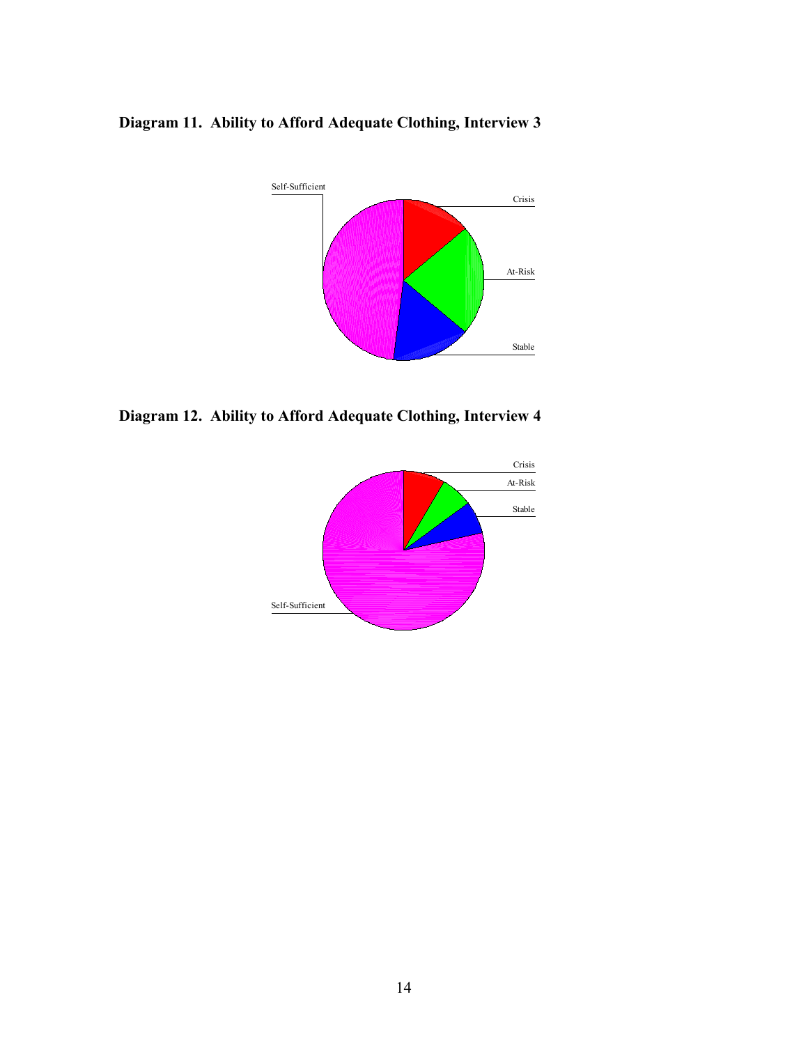**Diagram 11. Ability to Afford Adequate Clothing, Interview 3**

Self-Sufficient

Crisis

At-Risk

Stable

**Diagram 12. Ability to Afford Adequate Clothing, Interview 4**

Crisis

At-Risk

Stable

Self-Sufficient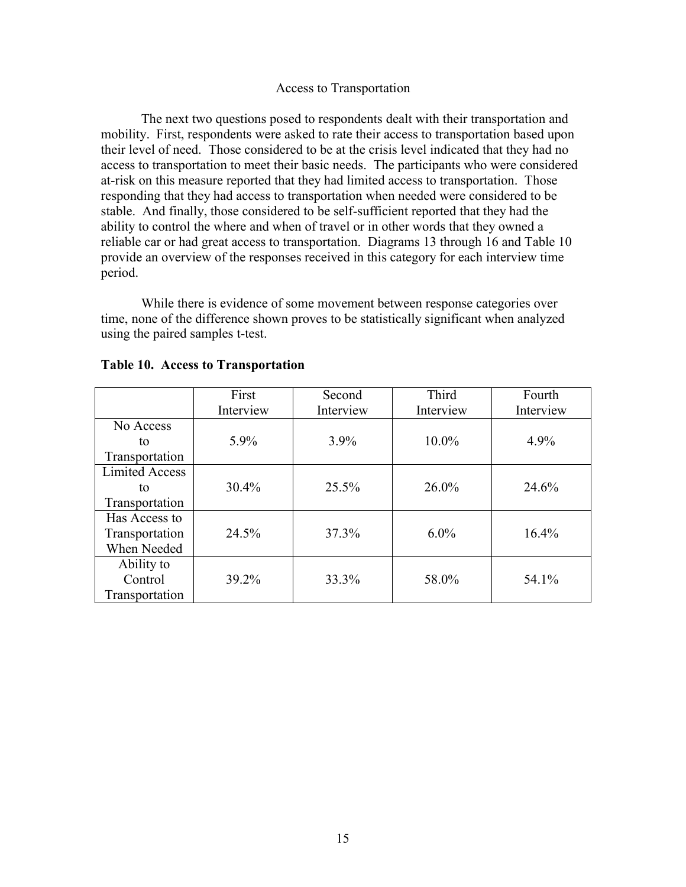## Access to Transportation

The next two questions posed to respondents dealt with their transportation and mobility. First, respondents were asked to rate their access to transportation based upon their level of need. Those considered to be at the crisis level indicated that they had no access to transportation to meet their basic needs. The participants who were considered at-risk on this measure reported that they had limited access to transportation. Those responding that they had access to transportation when needed were considered to be stable. And finally, those considered to be self-sufficient reported that they had the ability to control the where and when of travel or in other words that they owned a reliable car or had great access to transportation. Diagrams 13 through 16 and Table 10 provide an overview of the responses received in this category for each interview time period.

While there is evidence of some movement between response categories over time, none of the difference shown proves to be statistically significant when analyzed using the paired samples t-test.

**Table 10. Access to Transportation**

| | First Interview | Second Interview | Third Interview | Fourth Interview |
|---|---|---|---|---|
| No Access to Transportation | 5.9% | 3.9% | 10.0% | 4.9% |
| Limited Access to Transportation | 30.4% | 25.5% | 26.0% | 24.6% |
| Has Access to Transportation When Needed | 24.5% | 37.3% | 6.0% | 16.4% |
| Ability to Control Transportation | 39.2% | 33.3% | 58.0% | 54.1% |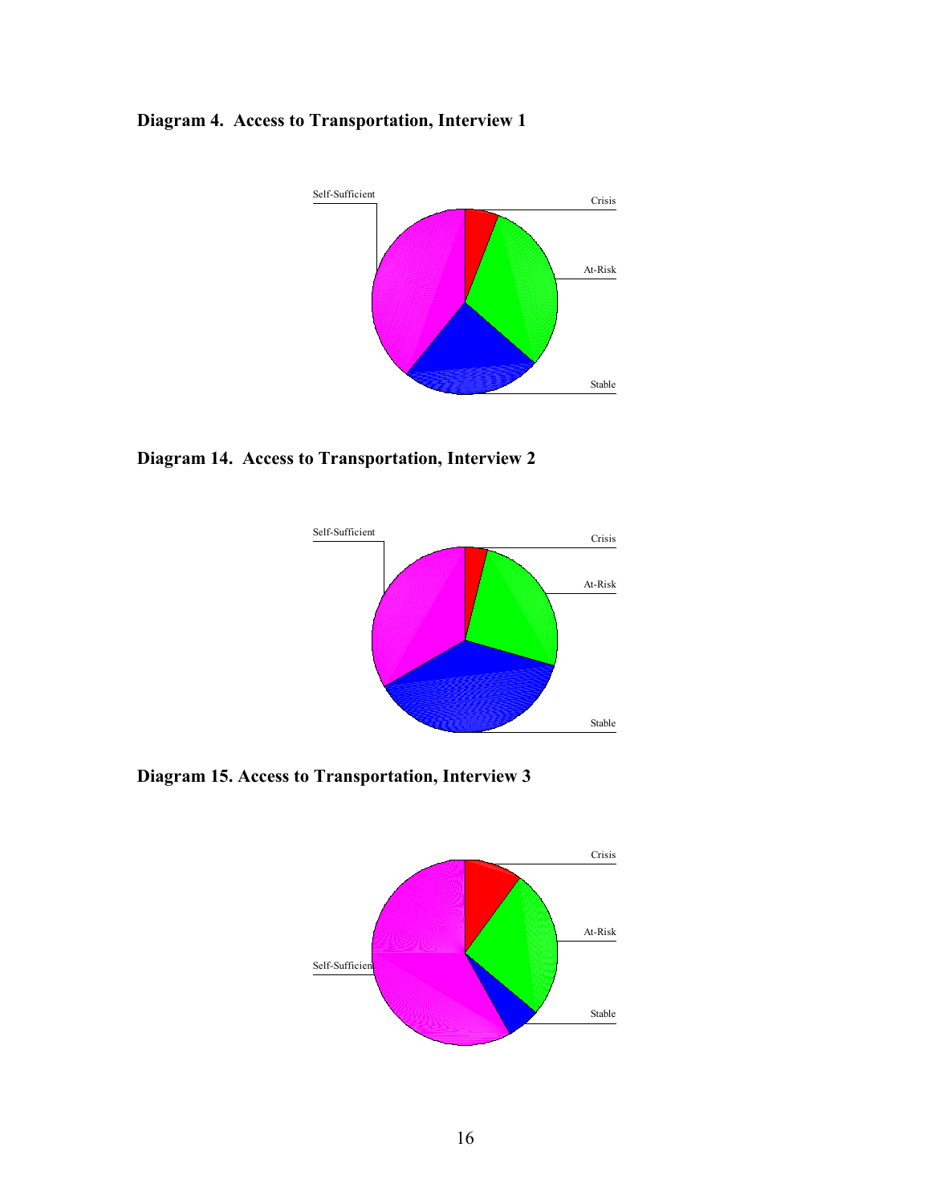**Diagram 4. Access to Transportation, Interview 1**

Self-Sufficient

Crisis

At-Risk

Stable

**Diagram 14. Access to Transportation, Interview 2**

Self-Sufficient

Crisis

At-Risk

Stable

**Diagram 15. Access to Transportation, Interview 3**

Crisis

At-Risk

Self-Sufficient

Stable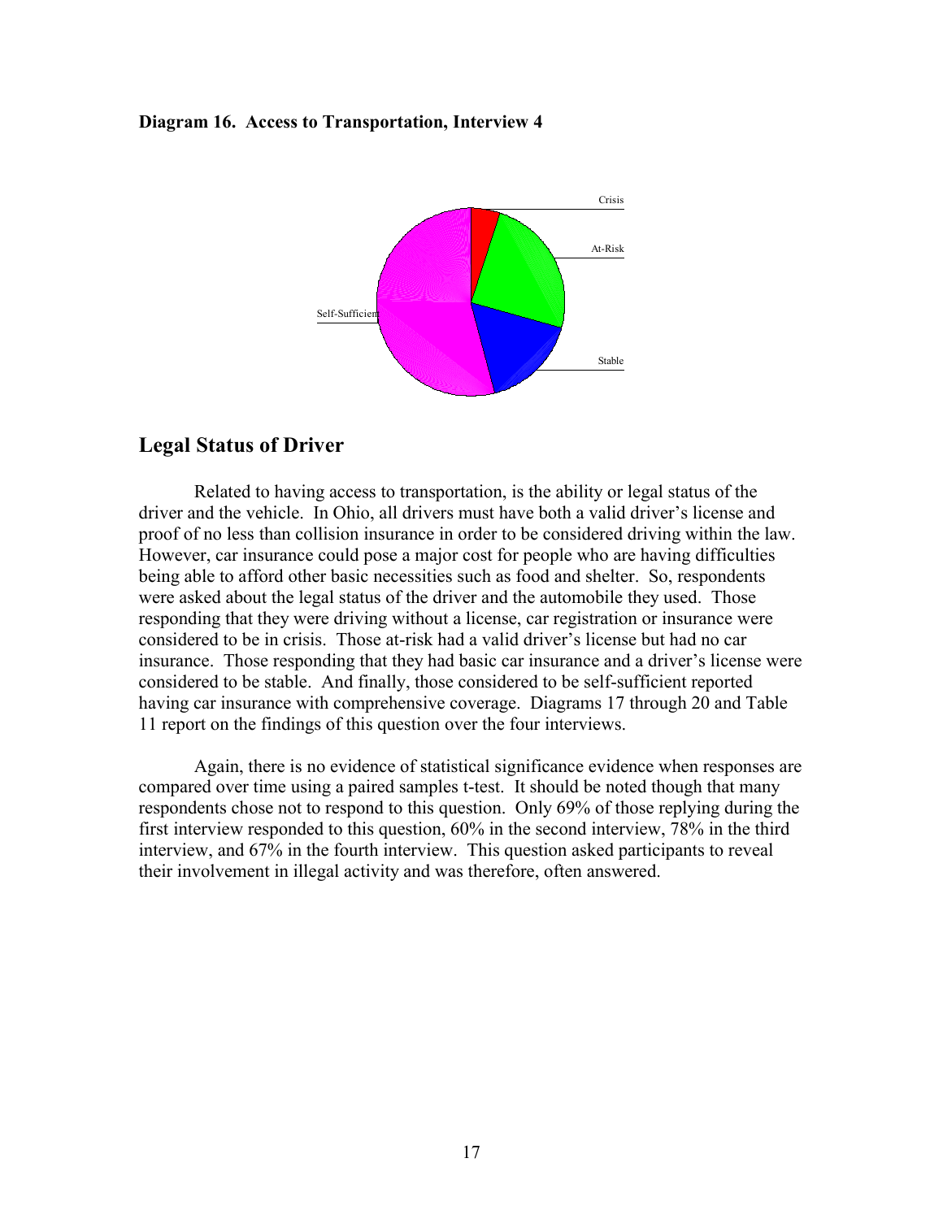**Diagram 16. Access to Transportation, Interview 4**

## Legal Status of Driver

Related to having access to transportation, is the ability or legal status of the driver and the vehicle. In Ohio, all drivers must have both a valid driver's license and proof of no less than collision insurance in order to be considered driving within the law. However, car insurance could pose a major cost for people who are having difficulties being able to afford other basic necessities such as food and shelter. So, respondents were asked about the legal status of the driver and the automobile they used. Those responding that they were driving without a license, car registration or insurance were considered to be in crisis. Those at-risk had a valid driver's license but had no car insurance. Those responding that they had basic car insurance and a driver's license were considered to be stable. And finally, those considered to be self-sufficient reported having car insurance with comprehensive coverage. Diagrams 17 through 20 and Table 11 report on the findings of this question over the four interviews.

Again, there is no evidence of statistical significance evidence when responses are compared over time using a paired samples t-test. It should be noted though that many respondents chose not to respond to this question. Only 69% of those replying during the first interview responded to this question, 60% in the second interview, 78% in the third interview, and 67% in the fourth interview. This question asked participants to reveal their involvement in illegal activity and was therefore, often answered.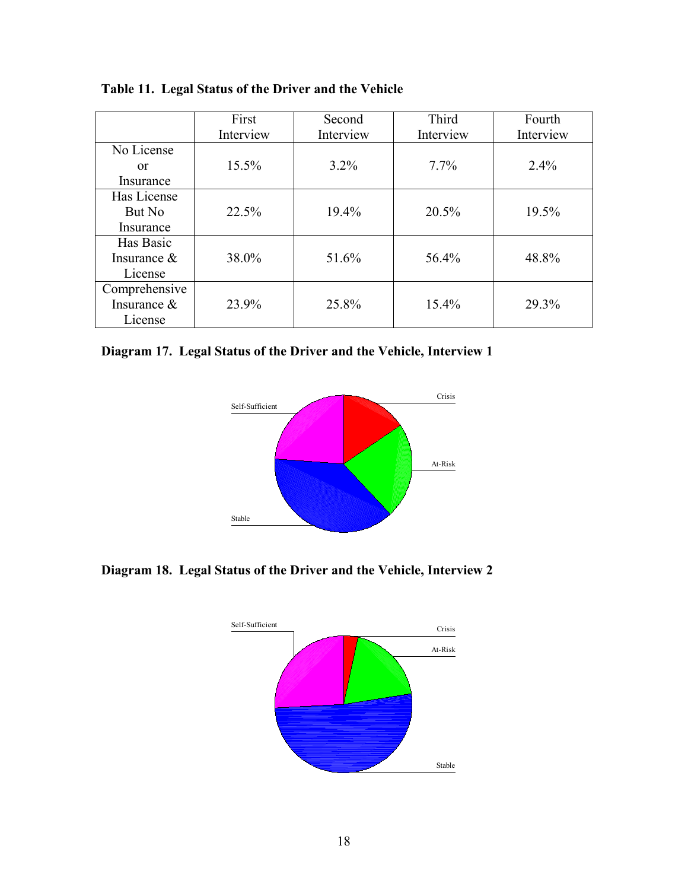**Table 11. Legal Status of the Driver and the Vehicle**

| | First Interview | Second Interview | Third Interview | Fourth Interview |
|---|---|---|---|---|
| No License or Insurance | 15.5% | 3.2% | 7.7% | 2.4% |
| Has License But No Insurance | 22.5% | 19.4% | 20.5% | 19.5% |
| Has Basic Insurance & License | 38.0% | 51.6% | 56.4% | 48.8% |
| Comprehensive Insurance & License | 23.9% | 25.8% | 15.4% | 29.3% |

**Diagram 17. Legal Status of the Driver and the Vehicle, Interview 1**

Self-Sufficient

Crisis

At-Risk

Stable

**Diagram 18. Legal Status of the Driver and the Vehicle, Interview 2**

Self-Sufficient

Crisis

At-Risk

Stable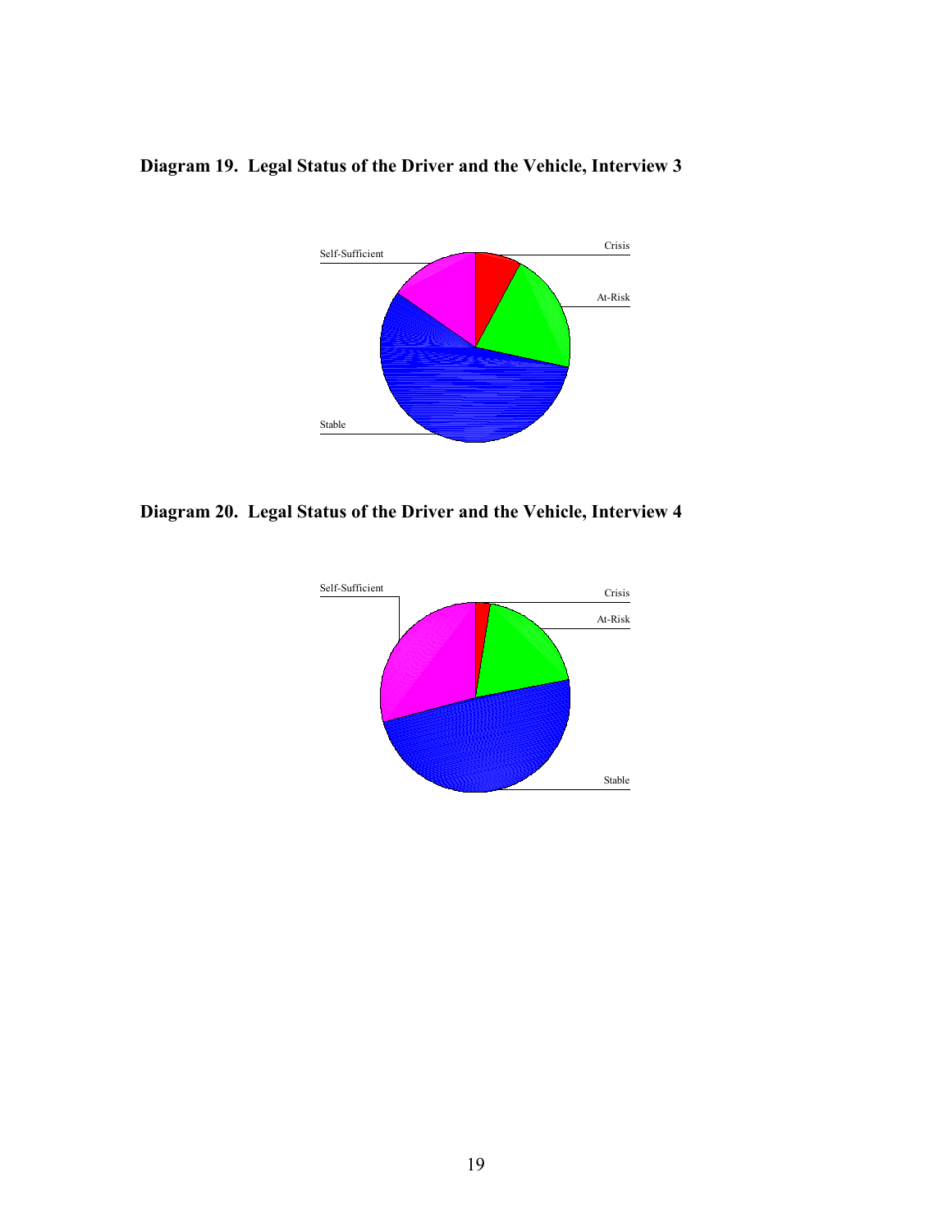**Diagram 19. Legal Status of the Driver and the Vehicle, Interview 3**

Self-Sufficient

Crisis

At-Risk

Stable

**Diagram 20. Legal Status of the Driver and the Vehicle, Interview 4**

Self-Sufficient

Crisis

At-Risk

Stable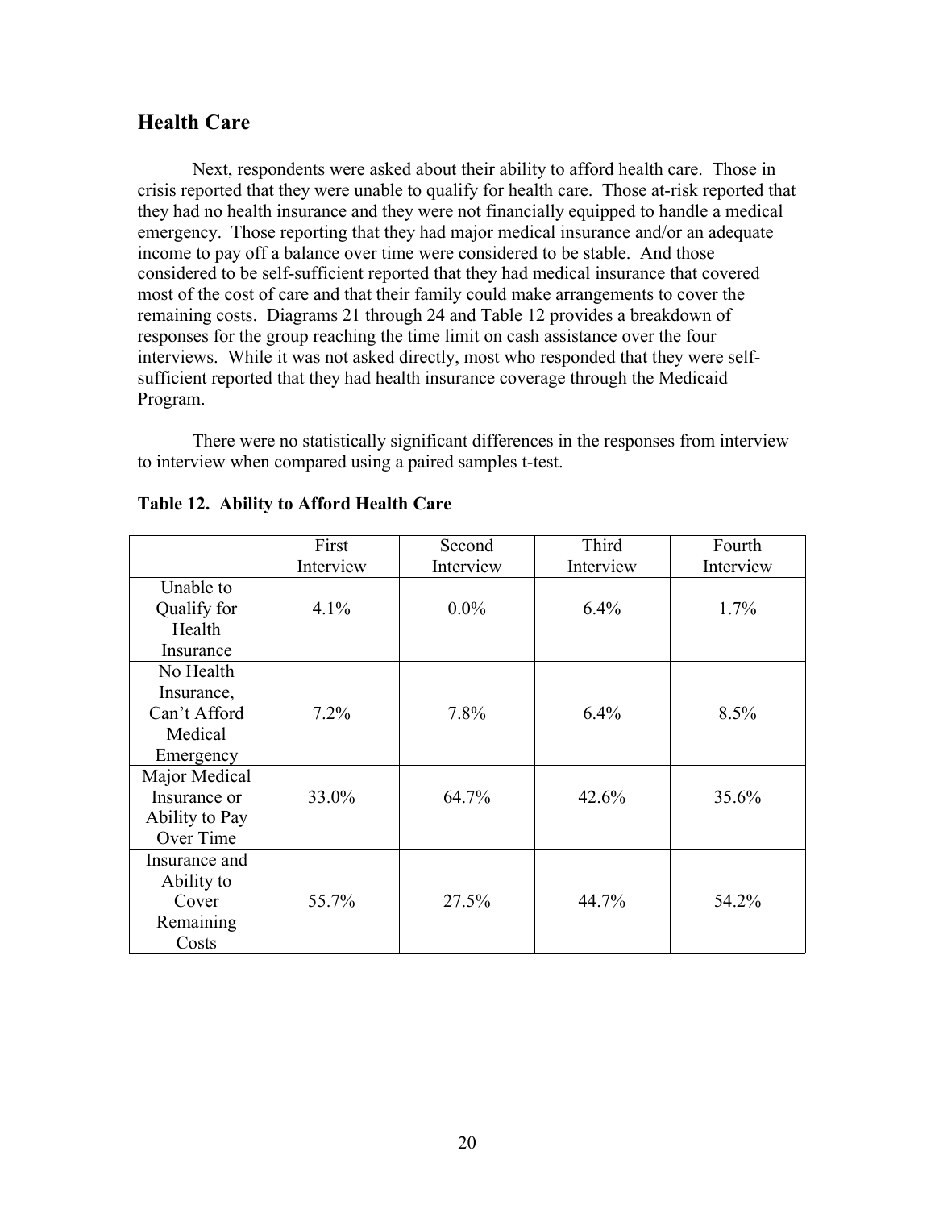## Health Care

Next, respondents were asked about their ability to afford health care. Those in crisis reported that they were unable to qualify for health care. Those at-risk reported that they had no health insurance and they were not financially equipped to handle a medical emergency. Those reporting that they had major medical insurance and/or an adequate income to pay off a balance over time were considered to be stable. And those considered to be self-sufficient reported that they had medical insurance that covered most of the cost of care and that their family could make arrangements to cover the remaining costs. Diagrams 21 through 24 and Table 12 provides a breakdown of responses for the group reaching the time limit on cash assistance over the four interviews. While it was not asked directly, most who responded that they were self-sufficient reported that they had health insurance coverage through the Medicaid Program.

There were no statistically significant differences in the responses from interview to interview when compared using a paired samples t-test.

**Table 12. Ability to Afford Health Care**

| | First Interview | Second Interview | Third Interview | Fourth Interview |
|---|---|---|---|---|
| Unable to Qualify for Health Insurance | 4.1% | 0.0% | 6.4% | 1.7% |
| No Health Insurance, Can't Afford Medical Emergency | 7.2% | 7.8% | 6.4% | 8.5% |
| Major Medical Insurance or Ability to Pay Over Time | 33.0% | 64.7% | 42.6% | 35.6% |
| Insurance and Ability to Cover Remaining Costs | 55.7% | 27.5% | 44.7% | 54.2% |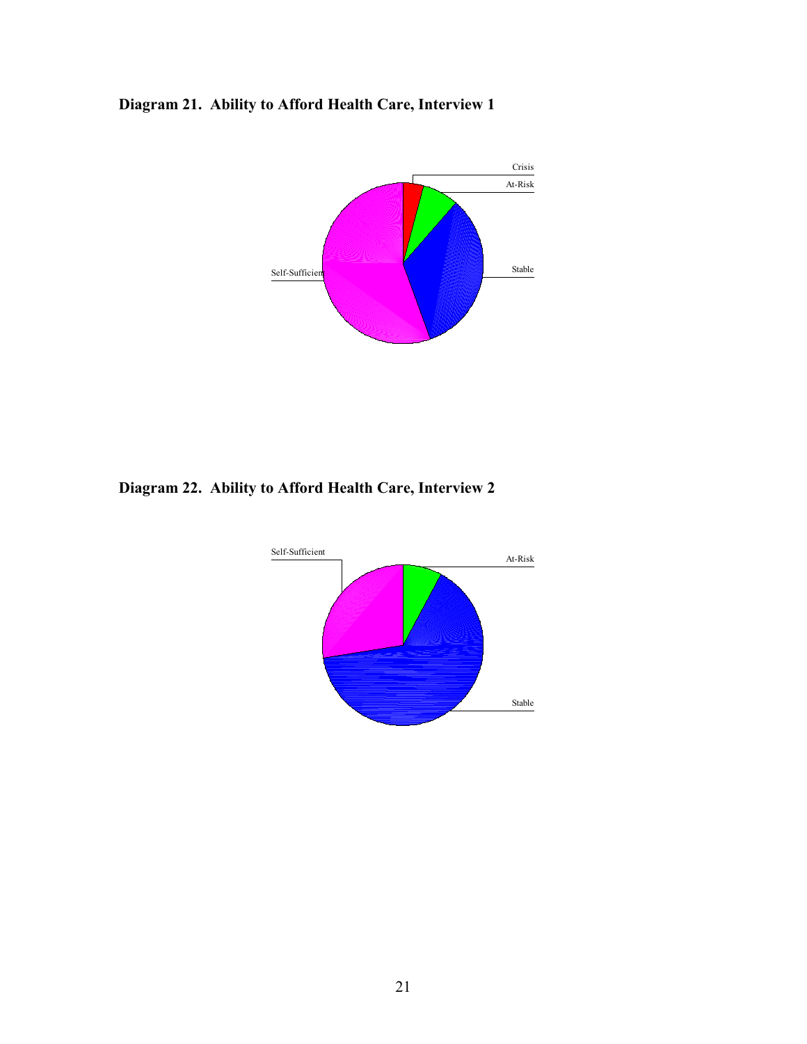**Diagram 21. Ability to Afford Health Care, Interview 1**

Crisis

At-Risk

Stable

Self-Sufficient

**Diagram 22. Ability to Afford Health Care, Interview 2**

Self-Sufficient

At-Risk

Stable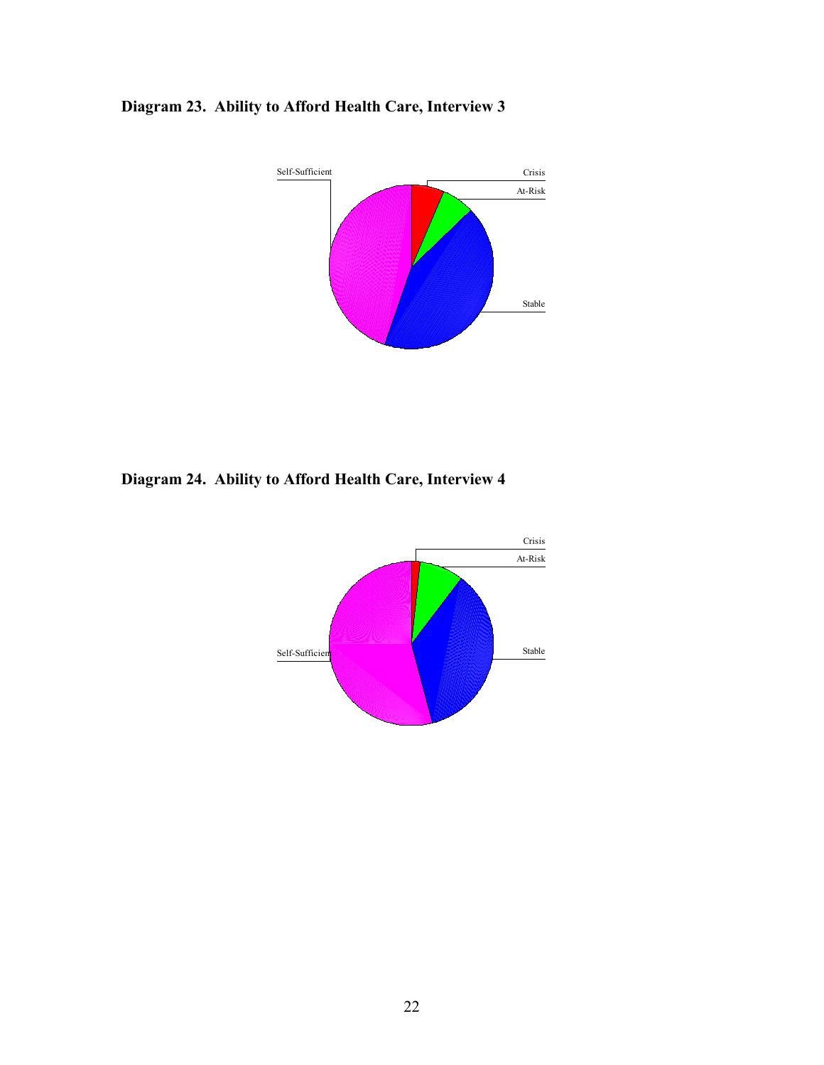**Diagram 23. Ability to Afford Health Care, Interview 3**

Self-Sufficient

Crisis

At-Risk

Stable

**Diagram 24. Ability to Afford Health Care, Interview 4**

Crisis

At-Risk

Self-Sufficient

Stable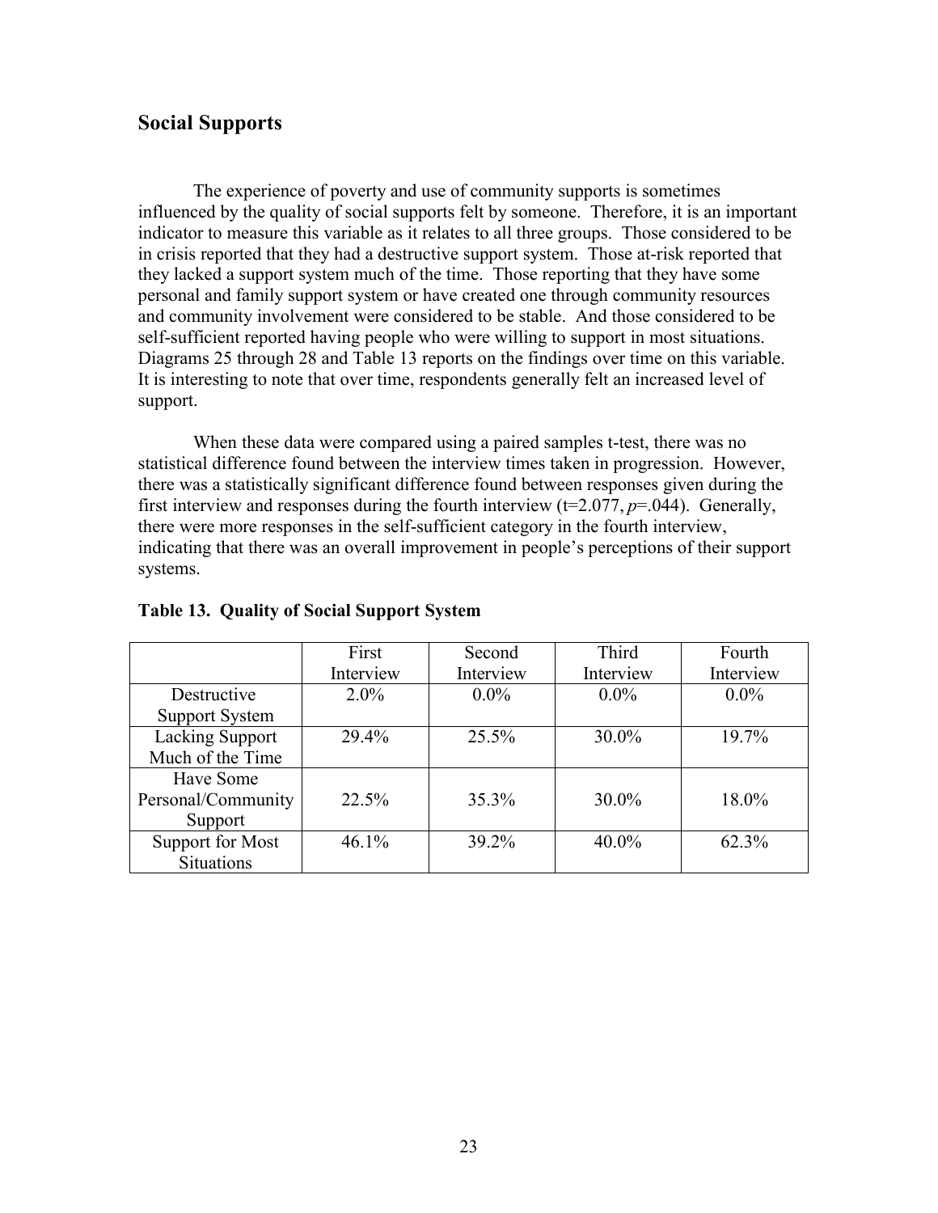## Social Supports

The experience of poverty and use of community supports is sometimes influenced by the quality of social supports felt by someone. Therefore, it is an important indicator to measure this variable as it relates to all three groups. Those considered to be in crisis reported that they had a destructive support system. Those at-risk reported that they lacked a support system much of the time. Those reporting that they have some personal and family support system or have created one through community resources and community involvement were considered to be stable. And those considered to be self-sufficient reported having people who were willing to support in most situations. Diagrams 25 through 28 and Table 13 reports on the findings over time on this variable. It is interesting to note that over time, respondents generally felt an increased level of support.

When these data were compared using a paired samples t-test, there was no statistical difference found between the interview times taken in progression. However, there was a statistically significant difference found between responses given during the first interview and responses during the fourth interview ($t=2.077$, $p=.044$). Generally, there were more responses in the self-sufficient category in the fourth interview, indicating that there was an overall improvement in people's perceptions of their support systems.

**Table 13. Quality of Social Support System**

| | First Interview | Second Interview | Third Interview | Fourth Interview |
|---|---|---|---|---|
| Destructive Support System | 2.0% | 0.0% | 0.0% | 0.0% |
| Lacking Support Much of the Time | 29.4% | 25.5% | 30.0% | 19.7% |
| Have Some Personal/Community Support | 22.5% | 35.3% | 30.0% | 18.0% |
| Support for Most Situations | 46.1% | 39.2% | 40.0% | 62.3% |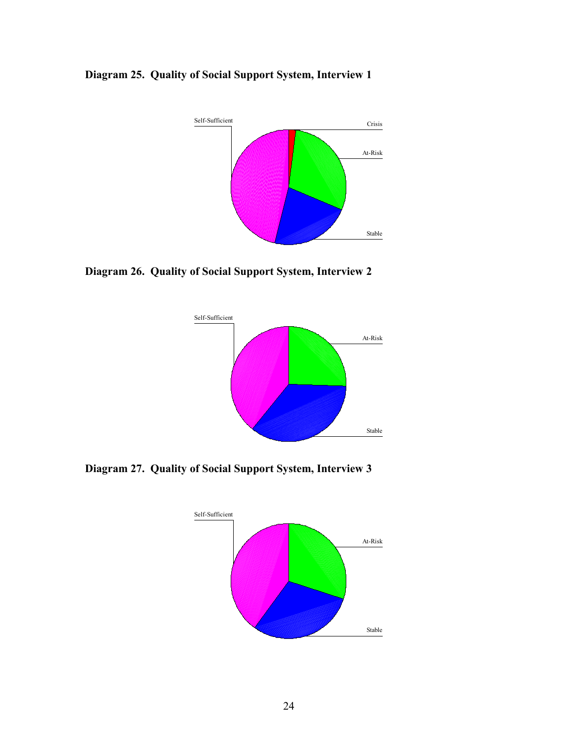**Diagram 25. Quality of Social Support System, Interview 1**

Self-Sufficient

Crisis

At-Risk

Stable

**Diagram 26. Quality of Social Support System, Interview 2**

Self-Sufficient

At-Risk

Stable

**Diagram 27. Quality of Social Support System, Interview 3**

Self-Sufficient

At-Risk

Stable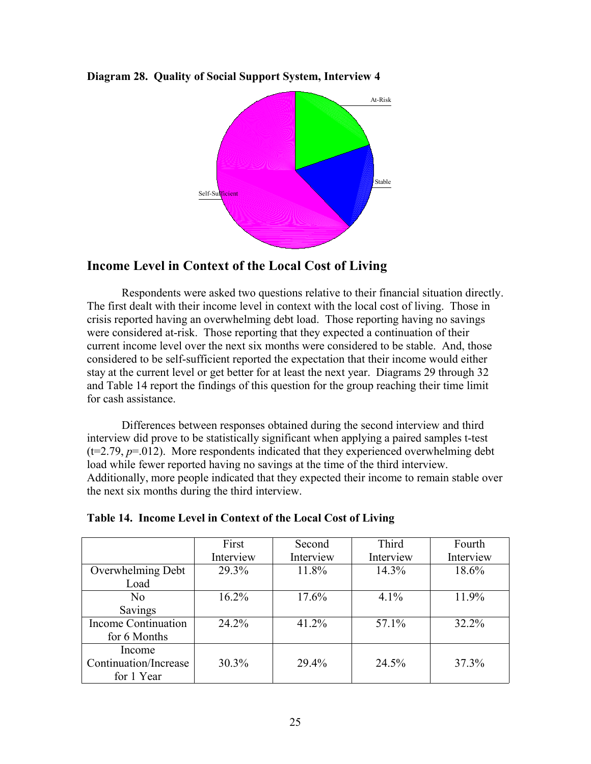**Diagram 28. Quality of Social Support System, Interview 4**

## Income Level in Context of the Local Cost of Living

Respondents were asked two questions relative to their financial situation directly. The first dealt with their income level in context with the local cost of living. Those in crisis reported having an overwhelming debt load. Those reporting having no savings were considered at-risk. Those reporting that they expected a continuation of their current income level over the next six months were considered to be stable. And, those considered to be self-sufficient reported the expectation that their income would either stay at the current level or get better for at least the next year. Diagrams 29 through 32 and Table 14 report the findings of this question for the group reaching their time limit for cash assistance.

Differences between responses obtained during the second interview and third interview did prove to be statistically significant when applying a paired samples t-test ($t=2.79$, $p=.012$). More respondents indicated that they experienced overwhelming debt load while fewer reported having no savings at the time of the third interview. Additionally, more people indicated that they expected their income to remain stable over the next six months during the third interview.

**Table 14. Income Level in Context of the Local Cost of Living**

| | First Interview | Second Interview | Third Interview | Fourth Interview |
|---|---|---|---|---|
| Overwhelming Debt Load | 29.3% | 11.8% | 14.3% | 18.6% |
| No Savings | 16.2% | 17.6% | 4.1% | 11.9% |
| Income Continuation for 6 Months | 24.2% | 41.2% | 57.1% | 32.2% |
| Income Continuation/Increase for 1 Year | 30.3% | 29.4% | 24.5% | 37.3% |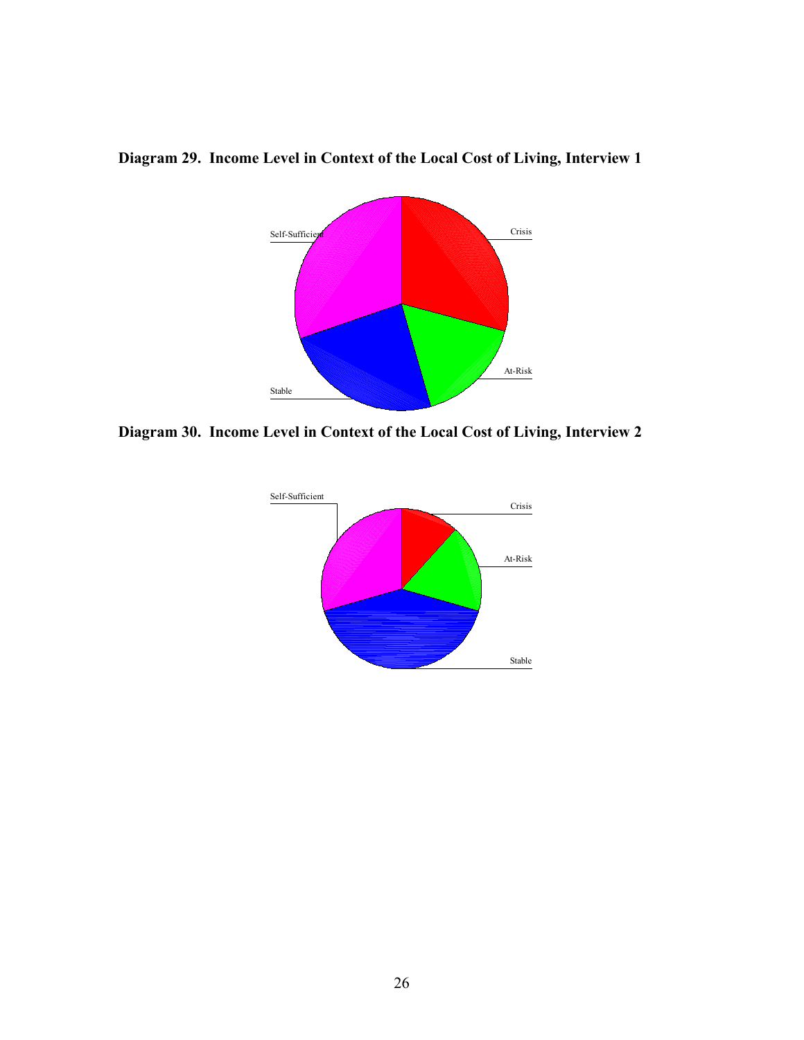**Diagram 29. Income Level in Context of the Local Cost of Living, Interview 1**

Self-Sufficient

Crisis

At-Risk

Stable

**Diagram 30. Income Level in Context of the Local Cost of Living, Interview 2**

Self-Sufficient

Crisis

At-Risk

Stable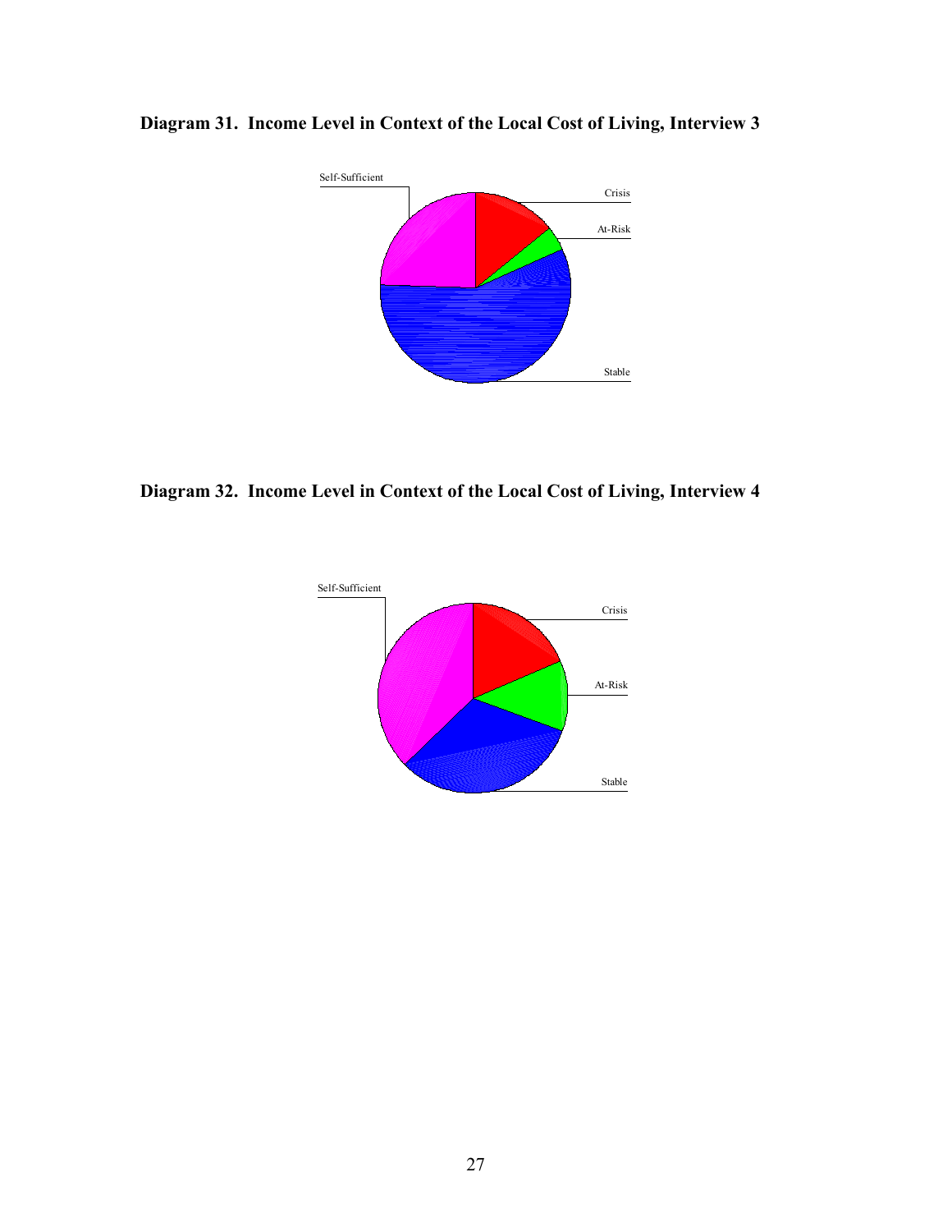**Diagram 31. Income Level in Context of the Local Cost of Living, Interview 3**

Self-Sufficient

Crisis

At-Risk

Stable

**Diagram 32. Income Level in Context of the Local Cost of Living, Interview 4**

Self-Sufficient

Crisis

At-Risk

Stable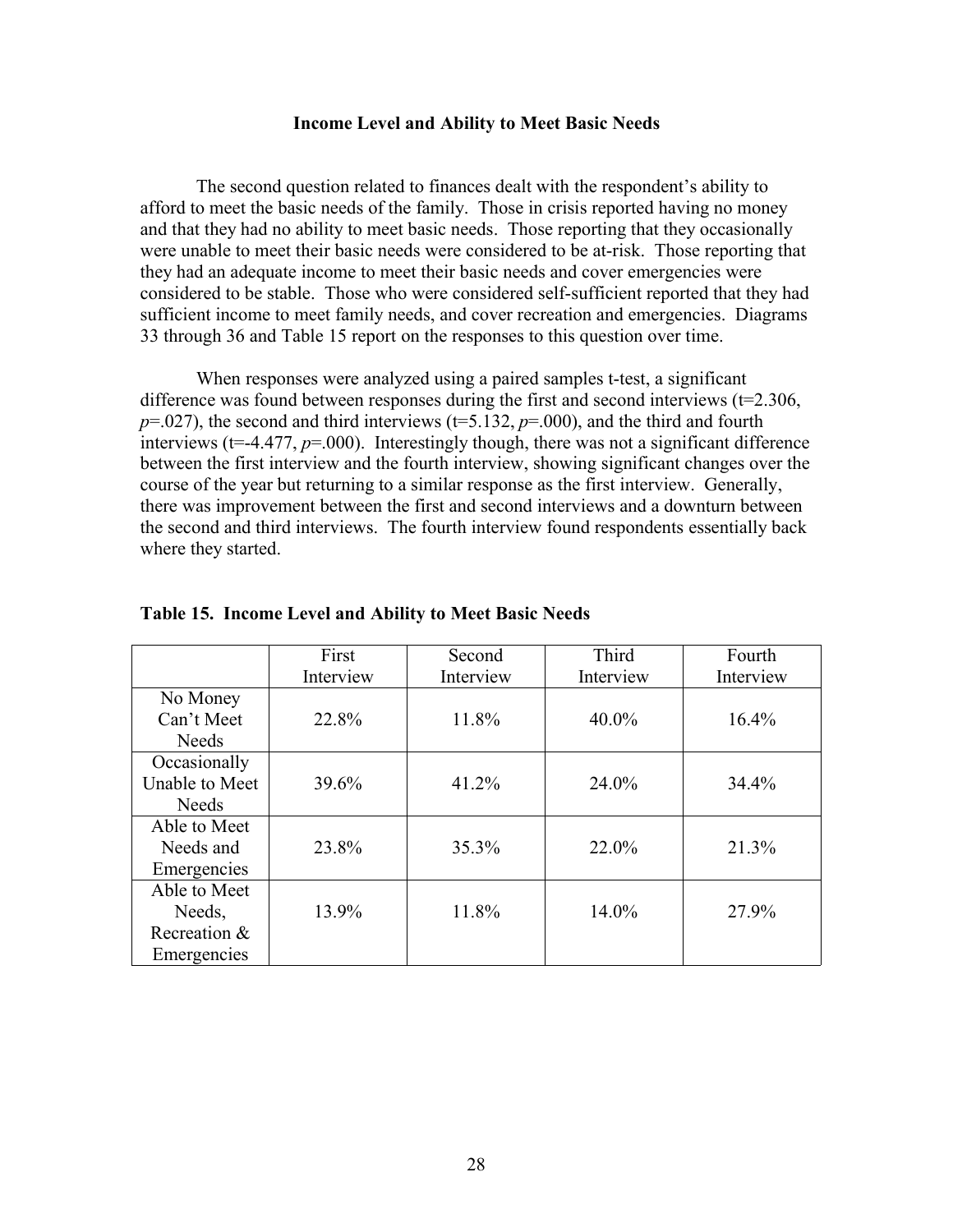## Income Level and Ability to Meet Basic Needs

The second question related to finances dealt with the respondent's ability to afford to meet the basic needs of the family. Those in crisis reported having no money and that they had no ability to meet basic needs. Those reporting that they occasionally were unable to meet their basic needs were considered to be at-risk. Those reporting that they had an adequate income to meet their basic needs and cover emergencies were considered to be stable. Those who were considered self-sufficient reported that they had sufficient income to meet family needs, and cover recreation and emergencies. Diagrams 33 through 36 and Table 15 report on the responses to this question over time.

When responses were analyzed using a paired samples t-test, a significant difference was found between responses during the first and second interviews ($t=2.306$, $p=.027$), the second and third interviews ($t=5.132$, $p=.000$), and the third and fourth interviews ($t=-4.477$, $p=.000$). Interestingly though, there was not a significant difference between the first interview and the fourth interview, showing significant changes over the course of the year but returning to a similar response as the first interview. Generally, there was improvement between the first and second interviews and a downturn between the second and third interviews. The fourth interview found respondents essentially back where they started.

**Table 15. Income Level and Ability to Meet Basic Needs**

| | First Interview | Second Interview | Third Interview | Fourth Interview |
|---|---|---|---|---|
| No Money Can't Meet Needs | 22.8% | 11.8% | 40.0% | 16.4% |
| Occasionally Unable to Meet Needs | 39.6% | 41.2% | 24.0% | 34.4% |
| Able to Meet Needs and Emergencies | 23.8% | 35.3% | 22.0% | 21.3% |
| Able to Meet Needs, Recreation & Emergencies | 13.9% | 11.8% | 14.0% | 27.9% |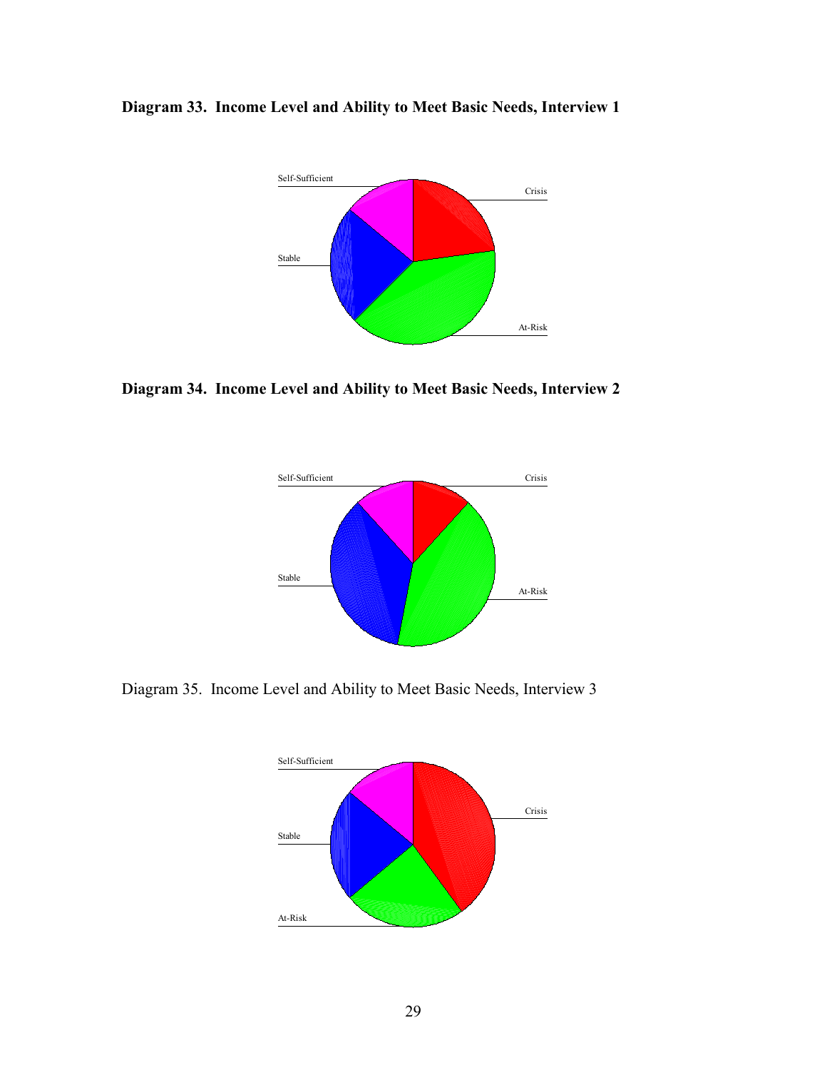**Diagram 33. Income Level and Ability to Meet Basic Needs, Interview 1**

Self-Sufficient
Crisis
Stable
At-Risk

**Diagram 34. Income Level and Ability to Meet Basic Needs, Interview 2**

Self-Sufficient
Crisis
Stable
At-Risk

Diagram 35. Income Level and Ability to Meet Basic Needs, Interview 3

Self-Sufficient
Crisis
Stable
At-Risk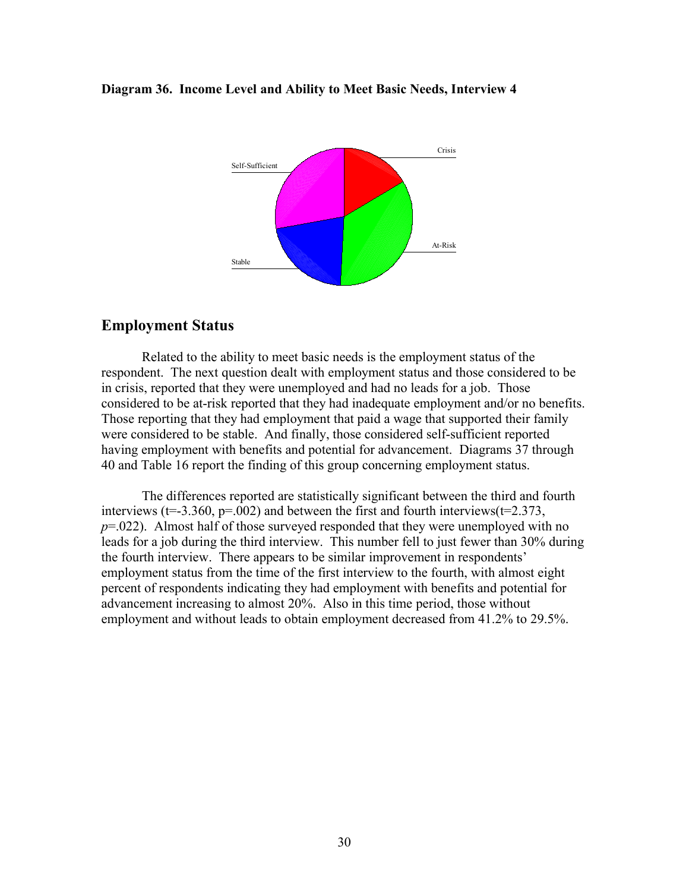**Diagram 36. Income Level and Ability to Meet Basic Needs, Interview 4**

## Employment Status

Related to the ability to meet basic needs is the employment status of the respondent. The next question dealt with employment status and those considered to be in crisis, reported that they were unemployed and had no leads for a job. Those considered to be at-risk reported that they had inadequate employment and/or no benefits. Those reporting that they had employment that paid a wage that supported their family were considered to be stable. And finally, those considered self-sufficient reported having employment with benefits and potential for advancement. Diagrams 37 through 40 and Table 16 report the finding of this group concerning employment status.

The differences reported are statistically significant between the third and fourth interviews ($t=-3.360$, $p=.002$) and between the first and fourth interviews($t=2.373$, $p=.022$). Almost half of those surveyed responded that they were unemployed with no leads for a job during the third interview. This number fell to just fewer than 30% during the fourth interview. There appears to be similar improvement in respondents' employment status from the time of the first interview to the fourth, with almost eight percent of respondents indicating they had employment with benefits and potential for advancement increasing to almost 20%. Also in this time period, those without employment and without leads to obtain employment decreased from 41.2% to 29.5%.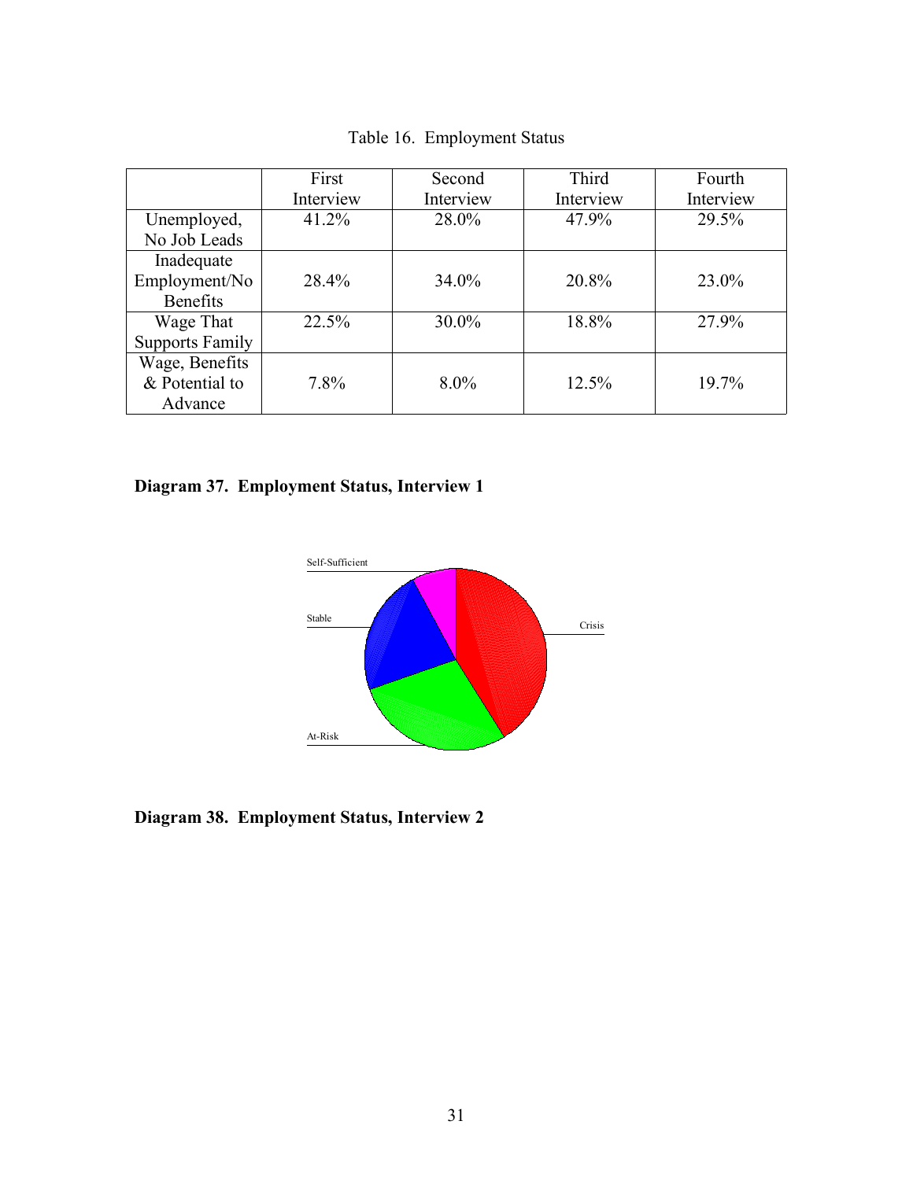Table 16. Employment Status

| | First Interview | Second Interview | Third Interview | Fourth Interview |
|---|---|---|---|---|
| Unemployed, No Job Leads | 41.2% | 28.0% | 47.9% | 29.5% |
| Inadequate Employment/No Benefits | 28.4% | 34.0% | 20.8% | 23.0% |
| Wage That Supports Family | 22.5% | 30.0% | 18.8% | 27.9% |
| Wage, Benefits & Potential to Advance | 7.8% | 8.0% | 12.5% | 19.7% |

**Diagram 37. Employment Status, Interview 1**

Self-Sufficient

Stable

Crisis

At-Risk

**Diagram 38. Employment Status, Interview 2**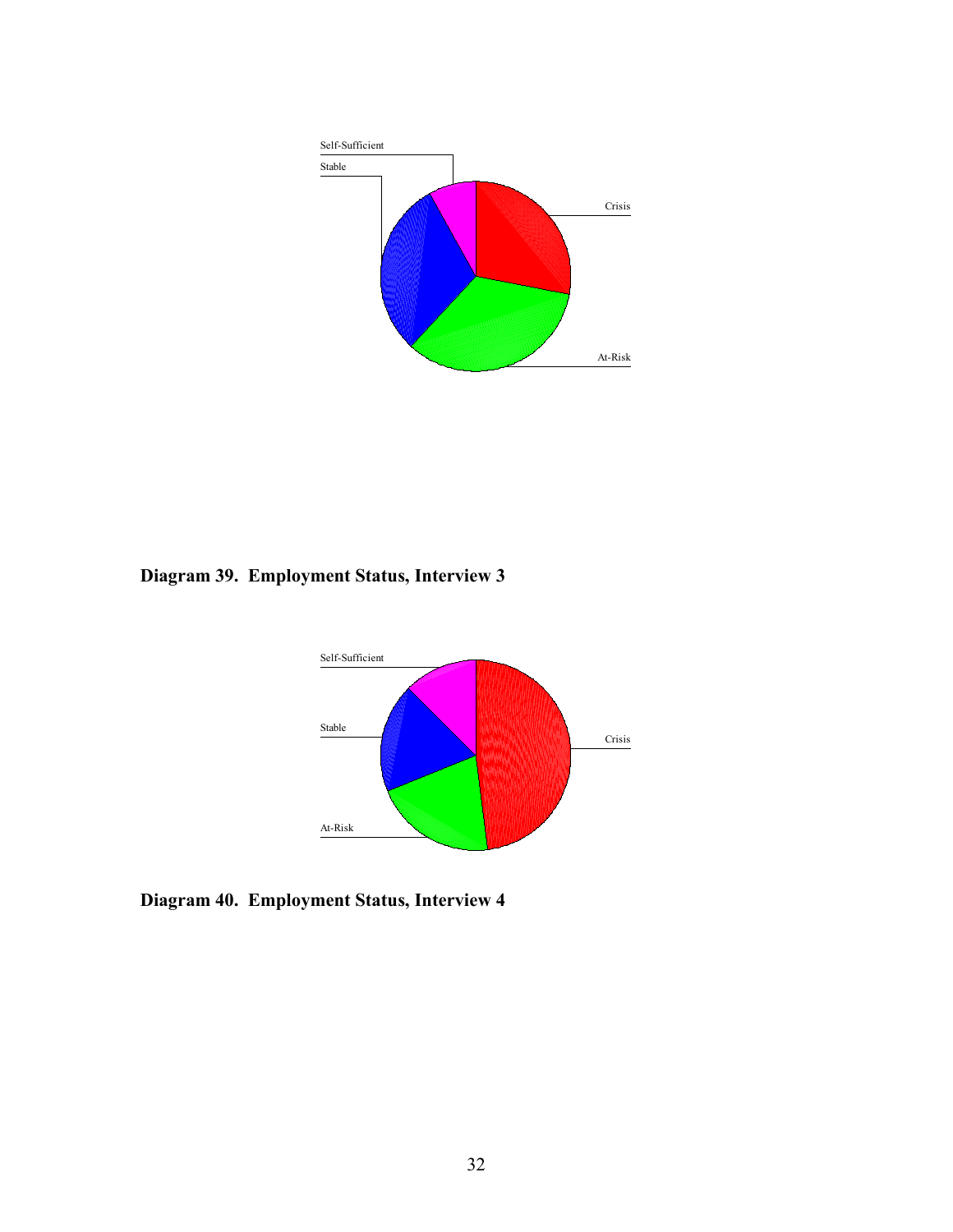Self-Sufficient

Stable

Crisis

At-Risk

**Diagram 39. Employment Status, Interview 3**

Self-Sufficient

Stable

Crisis

At-Risk

**Diagram 40. Employment Status, Interview 4**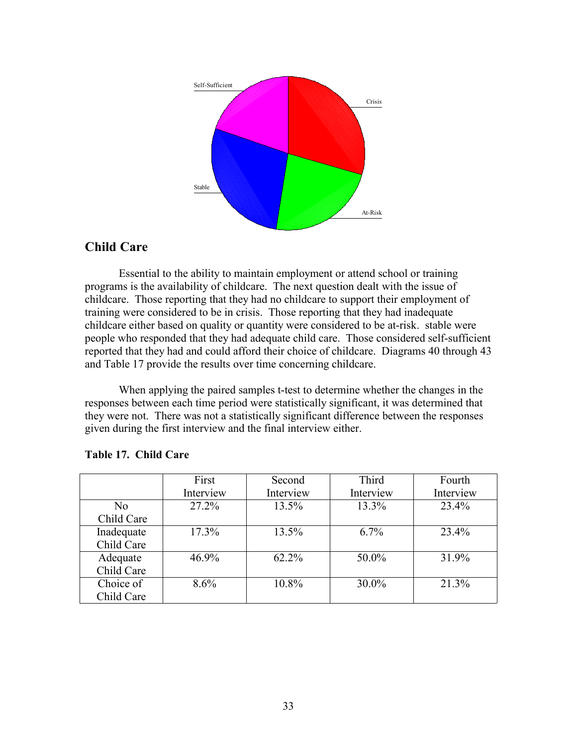## Child Care

Essential to the ability to maintain employment or attend school or training programs is the availability of childcare. The next question dealt with the issue of childcare. Those reporting that they had no childcare to support their employment of training were considered to be in crisis. Those reporting that they had inadequate childcare either based on quality or quantity were considered to be at-risk. stable were people who responded that they had adequate child care. Those considered self-sufficient reported that they had and could afford their choice of childcare. Diagrams 40 through 43 and Table 17 provide the results over time concerning childcare.

When applying the paired samples t-test to determine whether the changes in the responses between each time period were statistically significant, it was determined that they were not. There was not a statistically significant difference between the responses given during the first interview and the final interview either.

**Table 17. Child Care**

| | First Interview | Second Interview | Third Interview | Fourth Interview |
|---|---|---|---|---|
| No Child Care | 27.2% | 13.5% | 13.3% | 23.4% |
| Inadequate Child Care | 17.3% | 13.5% | 6.7% | 23.4% |
| Adequate Child Care | 46.9% | 62.2% | 50.0% | 31.9% |
| Choice of Child Care | 8.6% | 10.8% | 30.0% | 21.3% |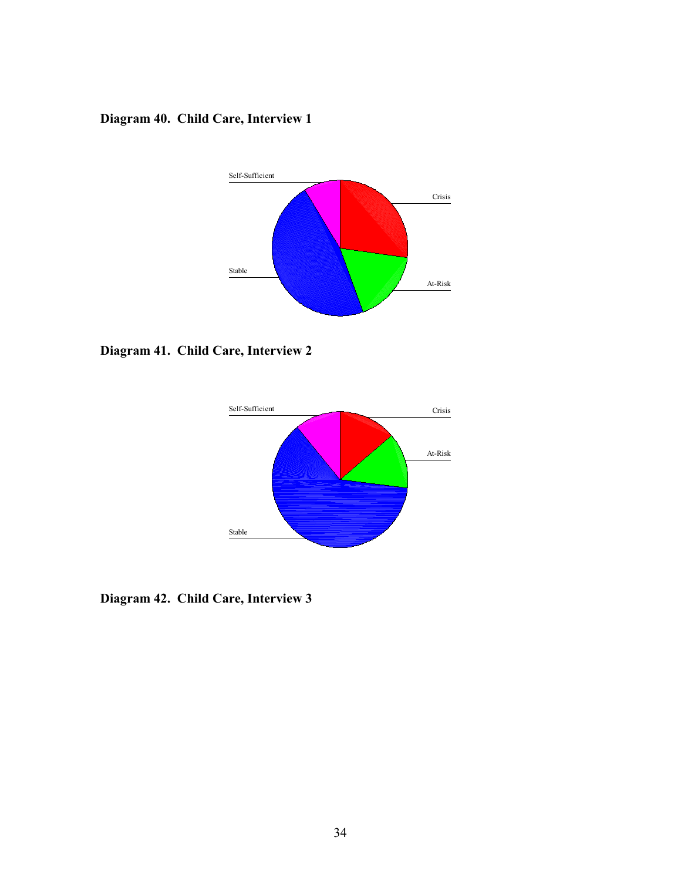**Diagram 40. Child Care, Interview 1**

Self-Sufficient

Crisis

Stable

At-Risk

**Diagram 41. Child Care, Interview 2**

Self-Sufficient

Crisis

At-Risk

Stable

**Diagram 42. Child Care, Interview 3**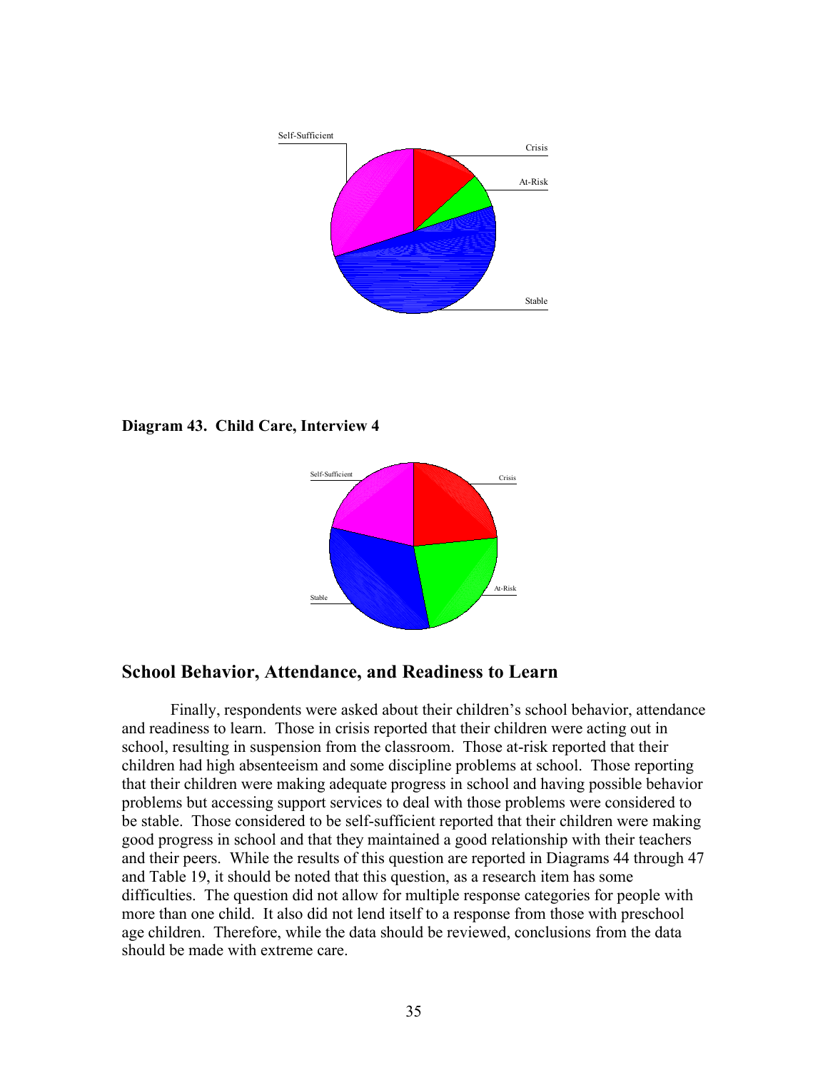Diagram 43. Child Care, Interview 4

**Diagram 43. Child Care, Interview 4**

## School Behavior, Attendance, and Readiness to Learn

Finally, respondents were asked about their children's school behavior, attendance and readiness to learn. Those in crisis reported that their children were acting out in school, resulting in suspension from the classroom. Those at-risk reported that their children had high absenteeism and some discipline problems at school. Those reporting that their children were making adequate progress in school and having possible behavior problems but accessing support services to deal with those problems were considered to be stable. Those considered to be self-sufficient reported that their children were making good progress in school and that they maintained a good relationship with their teachers and their peers. While the results of this question are reported in Diagrams 44 through 47 and Table 19, it should be noted that this question, as a research item has some difficulties. The question did not allow for multiple response categories for people with more than one child. It also did not lend itself to a response from those with preschool age children. Therefore, while the data should be reviewed, conclusions from the data should be made with extreme care.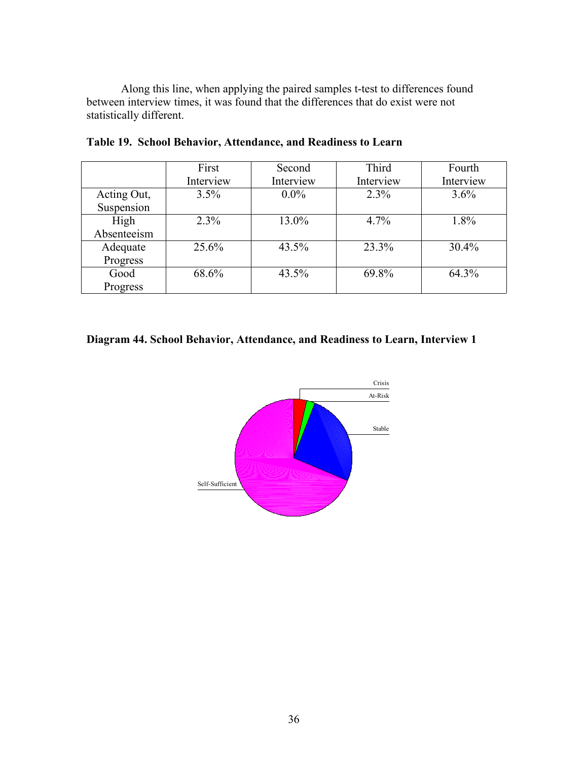Along this line, when applying the paired samples t-test to differences found between interview times, it was found that the differences that do exist were not statistically different.

**Table 19. School Behavior, Attendance, and Readiness to Learn**

| | First Interview | Second Interview | Third Interview | Fourth Interview |
|---|---|---|---|---|
| Acting Out, Suspension | 3.5% | 0.0% | 2.3% | 3.6% |
| High Absenteeism | 2.3% | 13.0% | 4.7% | 1.8% |
| Adequate Progress | 25.6% | 43.5% | 23.3% | 30.4% |
| Good Progress | 68.6% | 43.5% | 69.8% | 64.3% |

**Diagram 44. School Behavior, Attendance, and Readiness to Learn, Interview 1**

Crisis

At-Risk

Stable

Self-Sufficient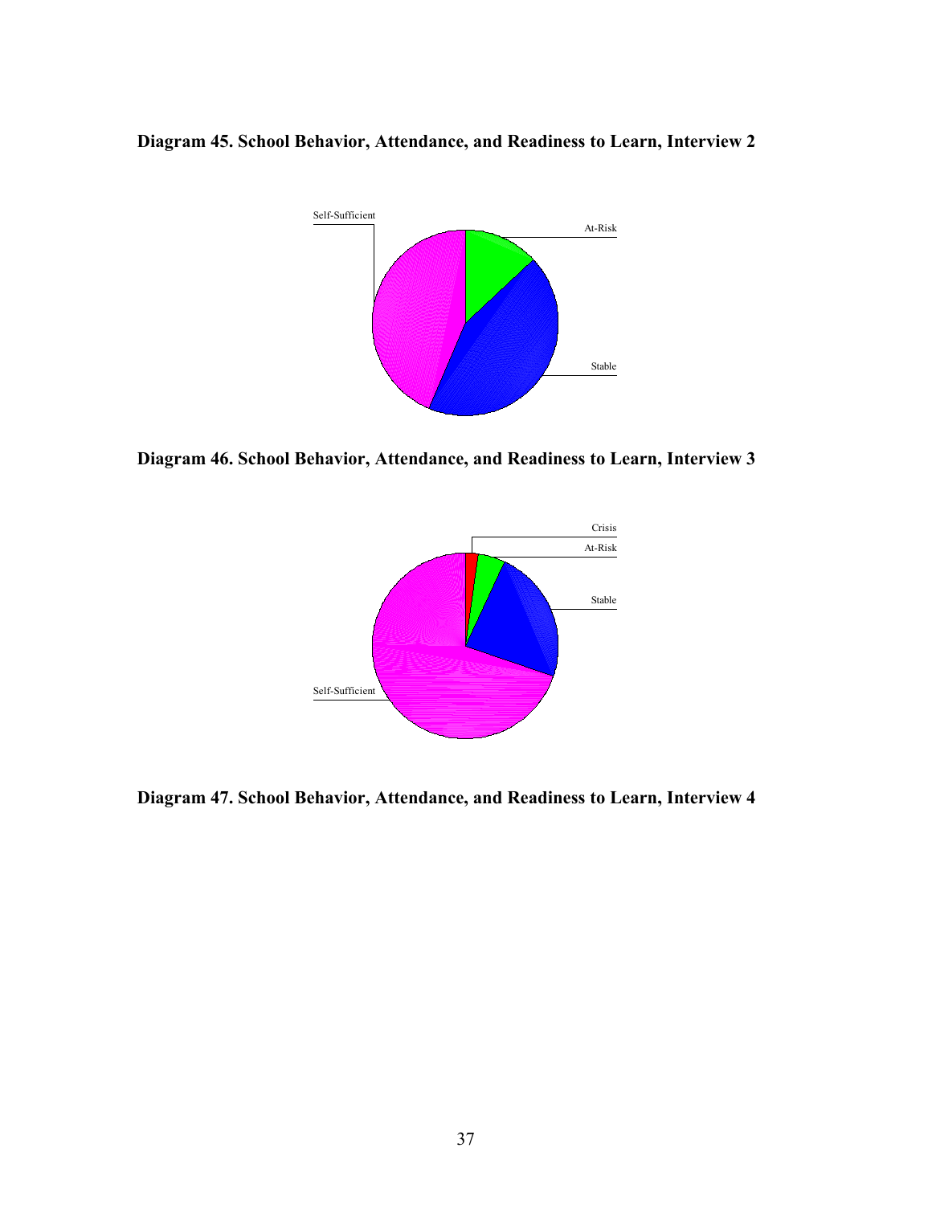**Diagram 45. School Behavior, Attendance, and Readiness to Learn, Interview 2**

Self-Sufficient

At-Risk

Stable

**Diagram 46. School Behavior, Attendance, and Readiness to Learn, Interview 3**

Crisis

At-Risk

Stable

Self-Sufficient

**Diagram 47. School Behavior, Attendance, and Readiness to Learn, Interview 4**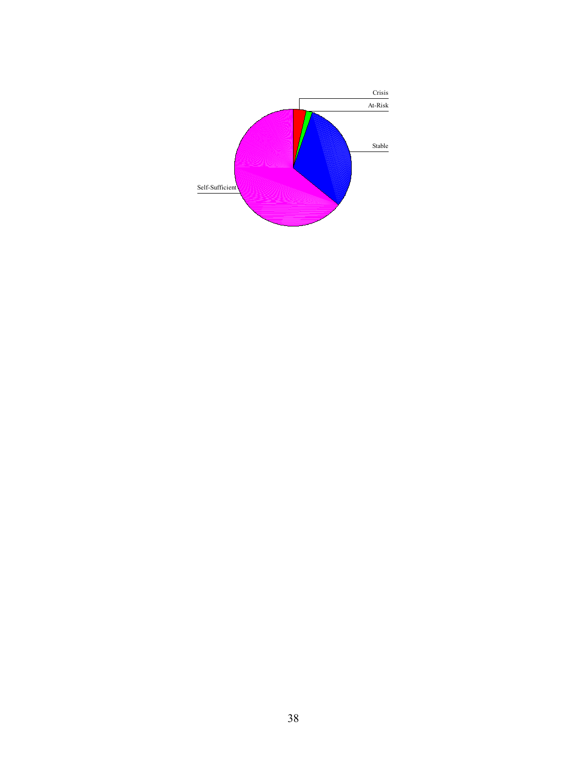Crisis

At-Risk

Stable

Self-Sufficient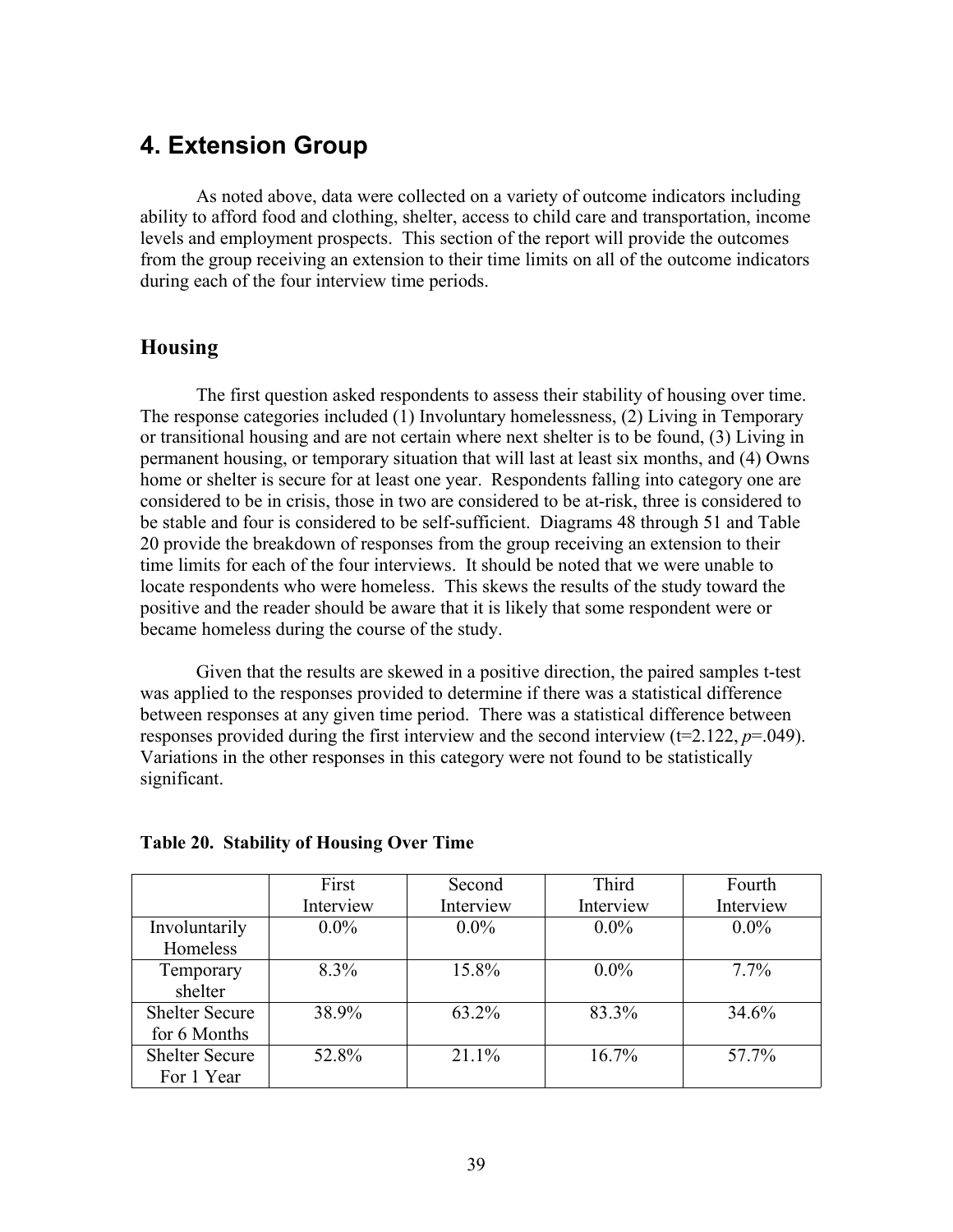# 4. Extension Group

As noted above, data were collected on a variety of outcome indicators including ability to afford food and clothing, shelter, access to child care and transportation, income levels and employment prospects. This section of the report will provide the outcomes from the group receiving an extension to their time limits on all of the outcome indicators during each of the four interview time periods.

## Housing

The first question asked respondents to assess their stability of housing over time. The response categories included (1) Involuntary homelessness, (2) Living in Temporary or transitional housing and are not certain where next shelter is to be found, (3) Living in permanent housing, or temporary situation that will last at least six months, and (4) Owns home or shelter is secure for at least one year. Respondents falling into category one are considered to be in crisis, those in two are considered to be at-risk, three is considered to be stable and four is considered to be self-sufficient. Diagrams 48 through 51 and Table 20 provide the breakdown of responses from the group receiving an extension to their time limits for each of the four interviews. It should be noted that we were unable to locate respondents who were homeless. This skews the results of the study toward the positive and the reader should be aware that it is likely that some respondent were or became homeless during the course of the study.

Given that the results are skewed in a positive direction, the paired samples t-test was applied to the responses provided to determine if there was a statistical difference between responses at any given time period. There was a statistical difference between responses provided during the first interview and the second interview ($t$=2.122, $p$=.049). Variations in the other responses in this category were not found to be statistically significant.

**Table 20. Stability of Housing Over Time**

| | First Interview | Second Interview | Third Interview | Fourth Interview |
|---|---|---|---|---|
| Involuntarily Homeless | 0.0% | 0.0% | 0.0% | 0.0% |
| Temporary shelter | 8.3% | 15.8% | 0.0% | 7.7% |
| Shelter Secure for 6 Months | 38.9% | 63.2% | 83.3% | 34.6% |
| Shelter Secure For 1 Year | 52.8% | 21.1% | 16.7% | 57.7% |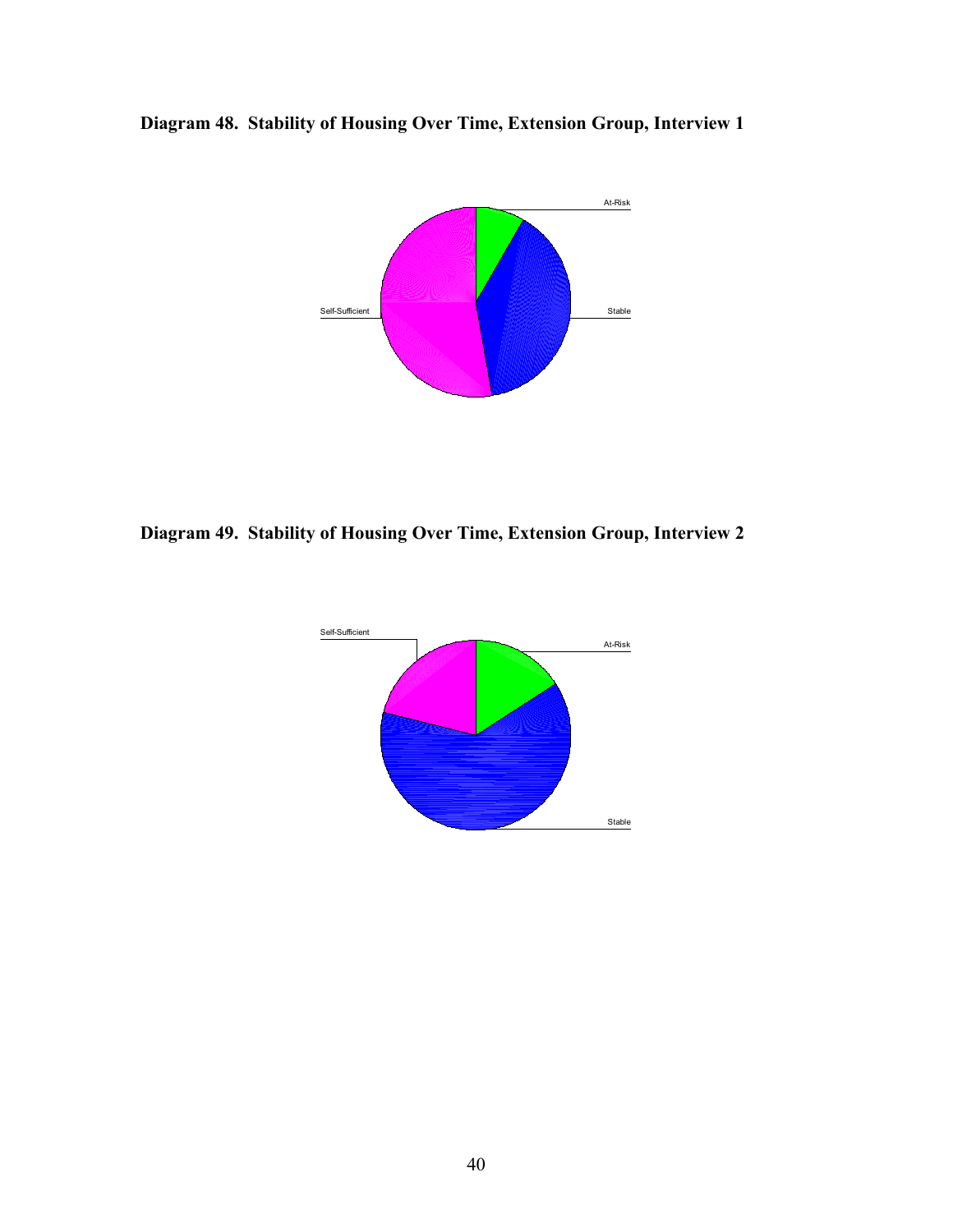**Diagram 48. Stability of Housing Over Time, Extension Group, Interview 1**

At-Risk

Self-Sufficient

Stable

**Diagram 49. Stability of Housing Over Time, Extension Group, Interview 2**

Self-Sufficient

At-Risk

Stable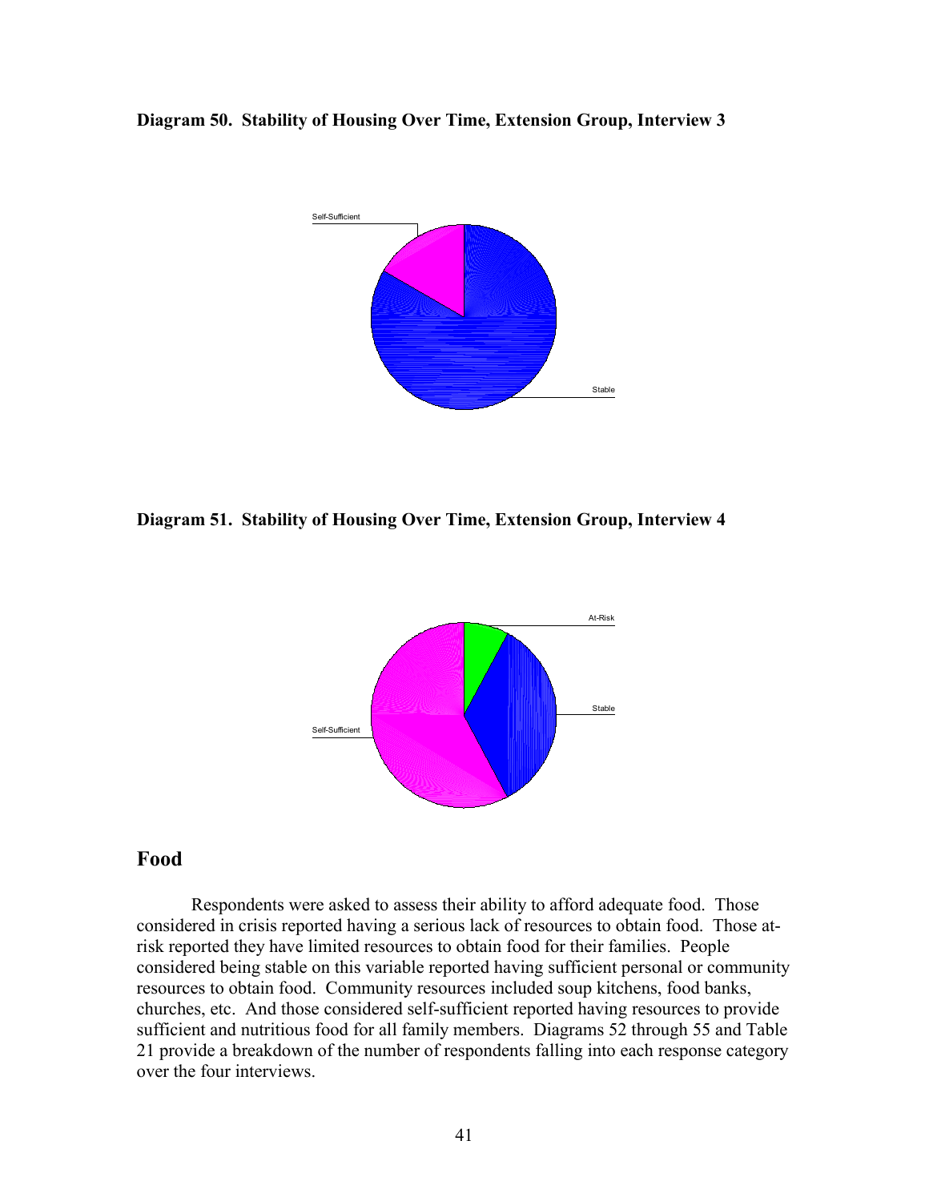**Diagram 50. Stability of Housing Over Time, Extension Group, Interview 3**

**Diagram 51. Stability of Housing Over Time, Extension Group, Interview 4**

## Food

Respondents were asked to assess their ability to afford adequate food. Those considered in crisis reported having a serious lack of resources to obtain food. Those at-risk reported they have limited resources to obtain food for their families. People considered being stable on this variable reported having sufficient personal or community resources to obtain food. Community resources included soup kitchens, food banks, churches, etc. And those considered self-sufficient reported having resources to provide sufficient and nutritious food for all family members. Diagrams 52 through 55 and Table 21 provide a breakdown of the number of respondents falling into each response category over the four interviews.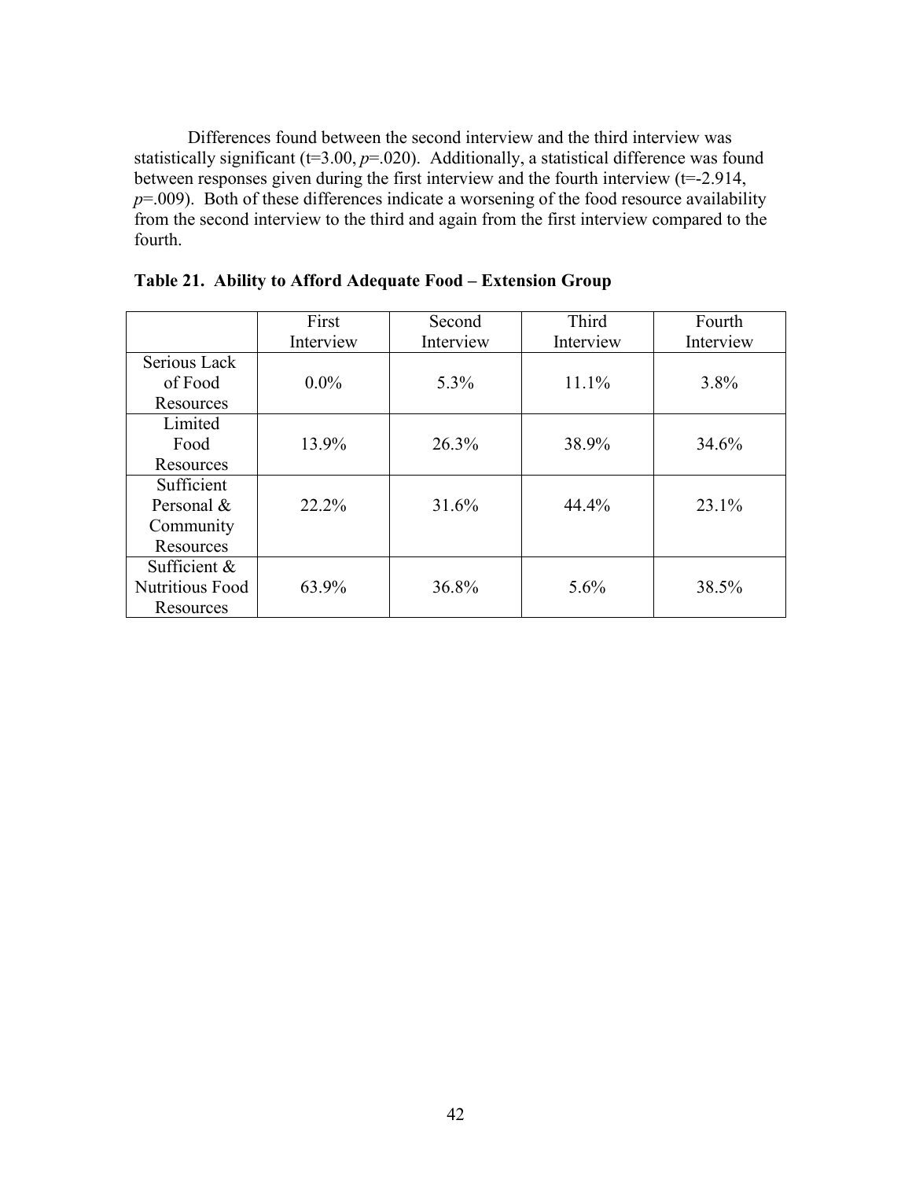Differences found between the second interview and the third interview was statistically significant (t=3.00, $p$=.020). Additionally, a statistical difference was found between responses given during the first interview and the fourth interview (t=-2.914, $p$=.009). Both of these differences indicate a worsening of the food resource availability from the second interview to the third and again from the first interview compared to the fourth.

**Table 21. Ability to Afford Adequate Food – Extension Group**

| | First Interview | Second Interview | Third Interview | Fourth Interview |
|---|---|---|---|---|
| Serious Lack of Food Resources | 0.0% | 5.3% | 11.1% | 3.8% |
| Limited Food Resources | 13.9% | 26.3% | 38.9% | 34.6% |
| Sufficient Personal & Community Resources | 22.2% | 31.6% | 44.4% | 23.1% |
| Sufficient & Nutritious Food Resources | 63.9% | 36.8% | 5.6% | 38.5% |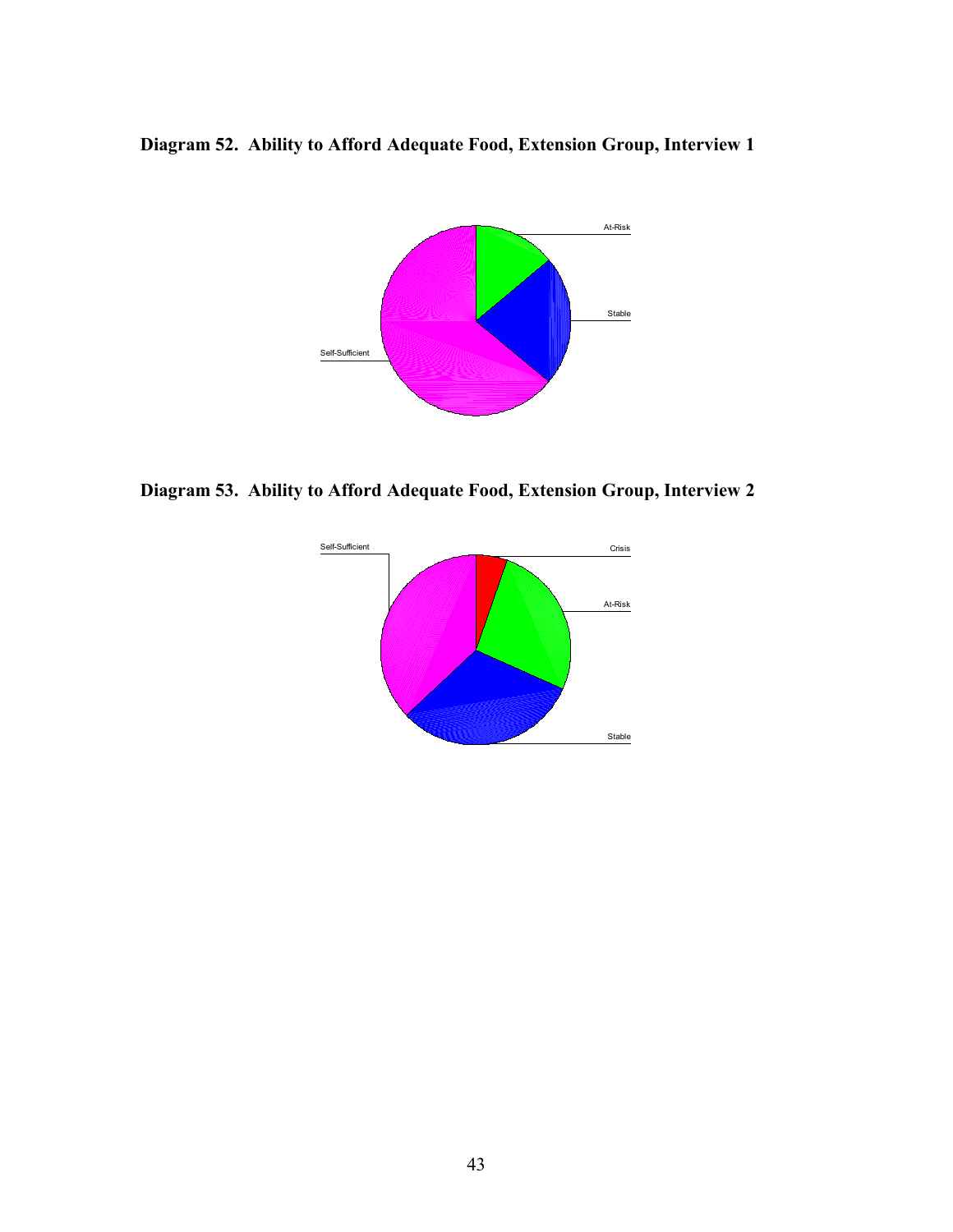**Diagram 52. Ability to Afford Adequate Food, Extension Group, Interview 1**

At-Risk

Stable

Self-Sufficient

**Diagram 53. Ability to Afford Adequate Food, Extension Group, Interview 2**

Self-Sufficient

Crisis

At-Risk

Stable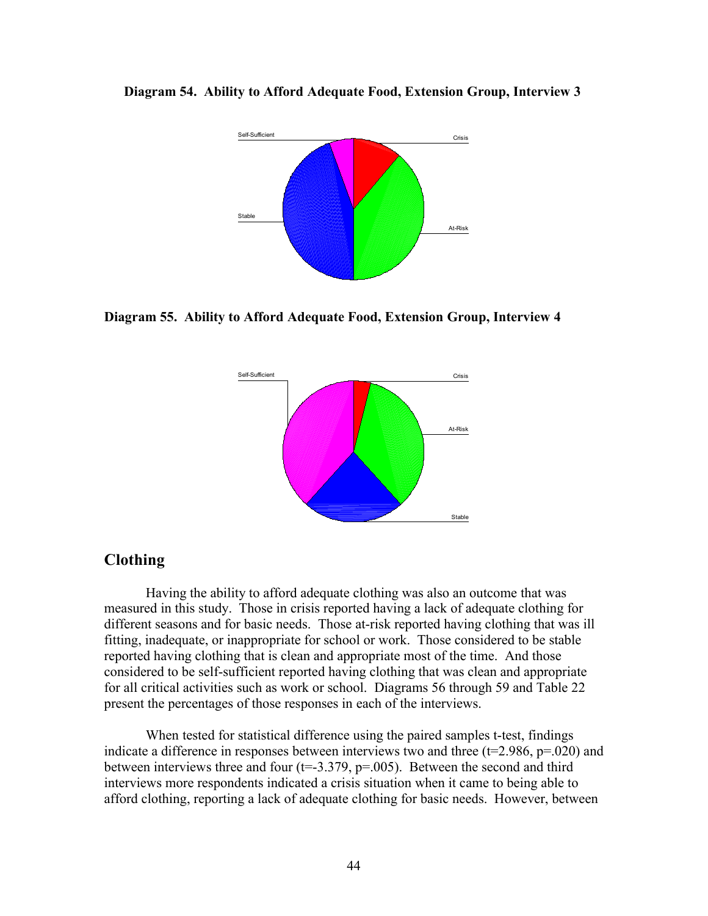**Diagram 54. Ability to Afford Adequate Food, Extension Group, Interview 3**

**Diagram 55. Ability to Afford Adequate Food, Extension Group, Interview 4**

## Clothing

Having the ability to afford adequate clothing was also an outcome that was measured in this study. Those in crisis reported having a lack of adequate clothing for different seasons and for basic needs. Those at-risk reported having clothing that was ill fitting, inadequate, or inappropriate for school or work. Those considered to be stable reported having clothing that is clean and appropriate most of the time. And those considered to be self-sufficient reported having clothing that was clean and appropriate for all critical activities such as work or school. Diagrams 56 through 59 and Table 22 present the percentages of those responses in each of the interviews.

When tested for statistical difference using the paired samples t-test, findings indicate a difference in responses between interviews two and three ($t=2.986$, $p=.020$) and between interviews three and four ($t=-3.379$, $p=.005$). Between the second and third interviews more respondents indicated a crisis situation when it came to being able to afford clothing, reporting a lack of adequate clothing for basic needs. However, between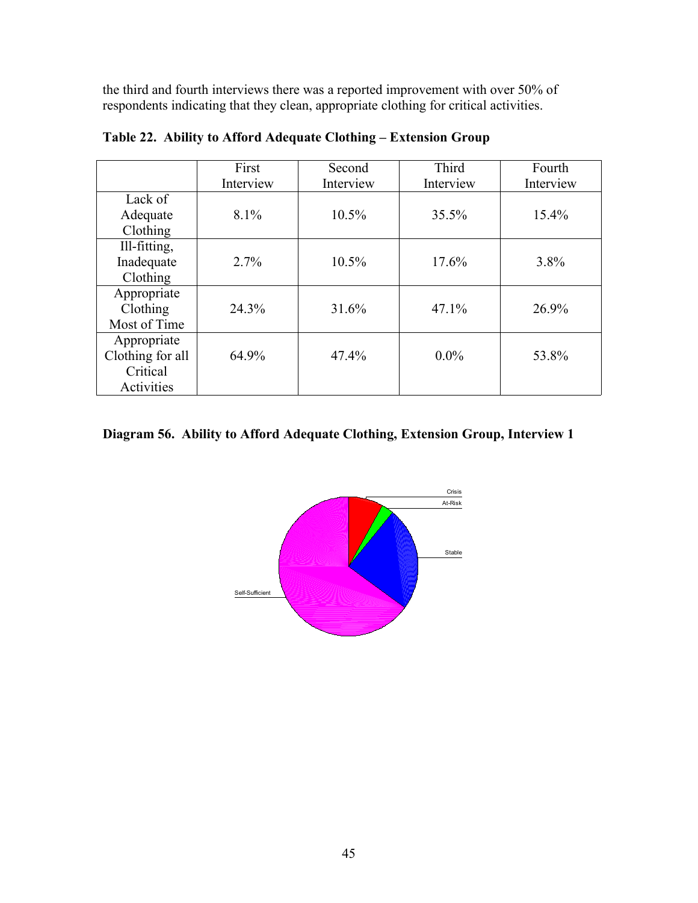the third and fourth interviews there was a reported improvement with over 50% of respondents indicating that they clean, appropriate clothing for critical activities.

**Table 22. Ability to Afford Adequate Clothing – Extension Group**

| | First Interview | Second Interview | Third Interview | Fourth Interview |
|---|---|---|---|---|
| Lack of Adequate Clothing | 8.1% | 10.5% | 35.5% | 15.4% |
| Ill-fitting, Inadequate Clothing | 2.7% | 10.5% | 17.6% | 3.8% |
| Appropriate Clothing Most of Time | 24.3% | 31.6% | 47.1% | 26.9% |
| Appropriate Clothing for all Critical Activities | 64.9% | 47.4% | 0.0% | 53.8% |

**Diagram 56. Ability to Afford Adequate Clothing, Extension Group, Interview 1**

Crisis

At-Risk

Stable

Self-Sufficient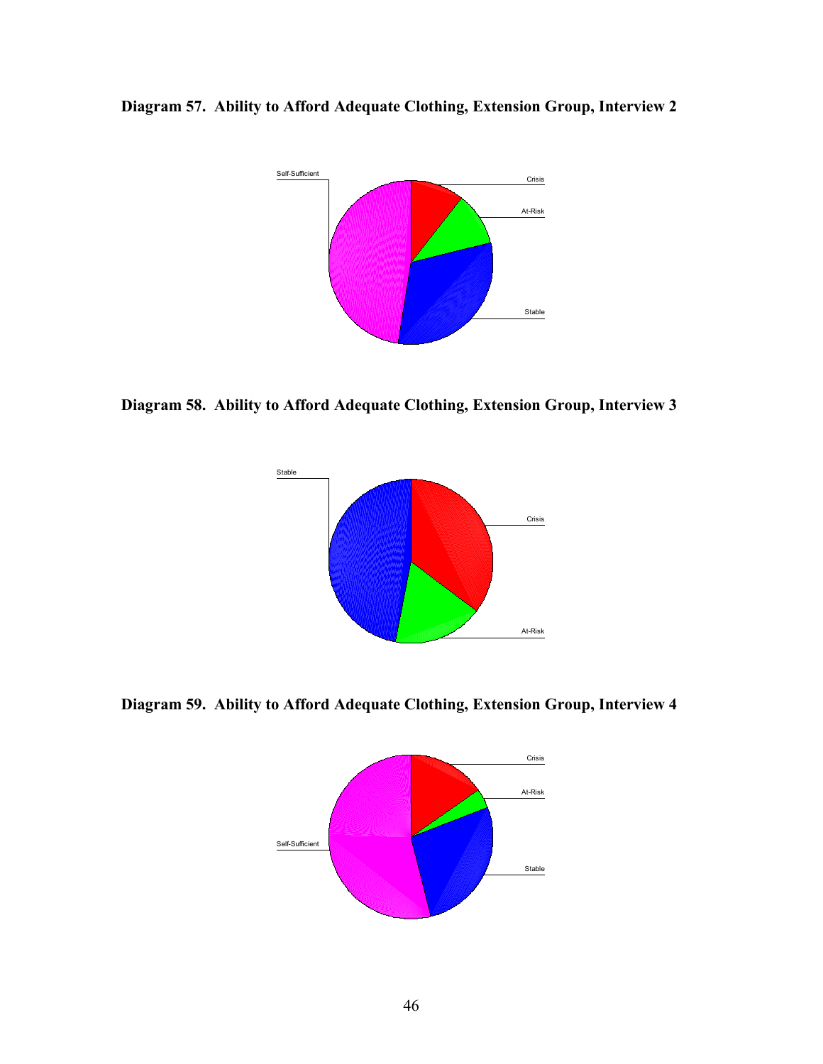**Diagram 57. Ability to Afford Adequate Clothing, Extension Group, Interview 2**

Self-Sufficient

Crisis

At-Risk

Stable

**Diagram 58. Ability to Afford Adequate Clothing, Extension Group, Interview 3**

Stable

Crisis

At-Risk

**Diagram 59. Ability to Afford Adequate Clothing, Extension Group, Interview 4**

Crisis

At-Risk

Self-Sufficient

Stable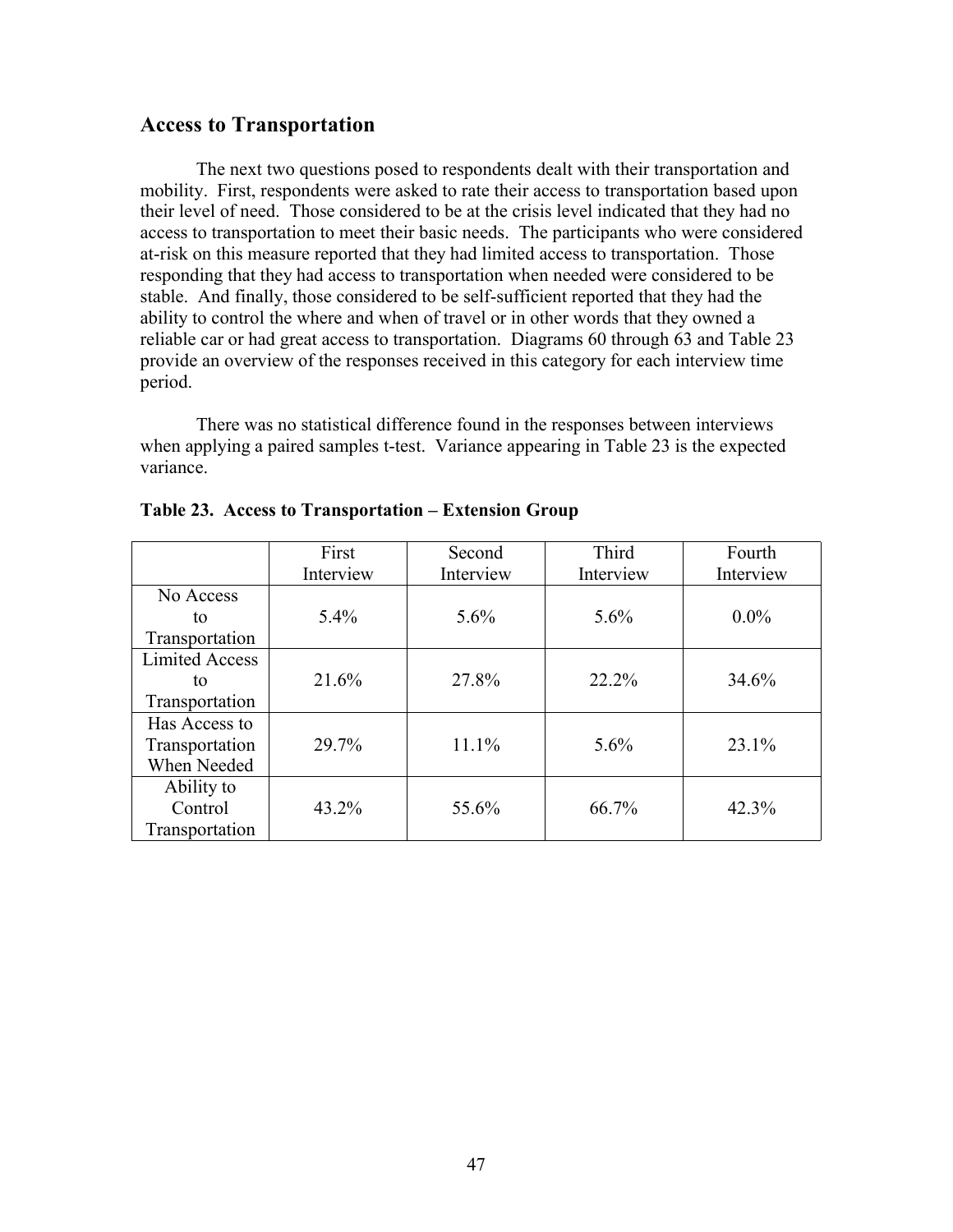## Access to Transportation

The next two questions posed to respondents dealt with their transportation and mobility. First, respondents were asked to rate their access to transportation based upon their level of need. Those considered to be at the crisis level indicated that they had no access to transportation to meet their basic needs. The participants who were considered at-risk on this measure reported that they had limited access to transportation. Those responding that they had access to transportation when needed were considered to be stable. And finally, those considered to be self-sufficient reported that they had the ability to control the where and when of travel or in other words that they owned a reliable car or had great access to transportation. Diagrams 60 through 63 and Table 23 provide an overview of the responses received in this category for each interview time period.

There was no statistical difference found in the responses between interviews when applying a paired samples t-test. Variance appearing in Table 23 is the expected variance.

**Table 23. Access to Transportation – Extension Group**

| | First Interview | Second Interview | Third Interview | Fourth Interview |
|---|---|---|---|---|
| No Access to Transportation | 5.4% | 5.6% | 5.6% | 0.0% |
| Limited Access to Transportation | 21.6% | 27.8% | 22.2% | 34.6% |
| Has Access to Transportation When Needed | 29.7% | 11.1% | 5.6% | 23.1% |
| Ability to Control Transportation | 43.2% | 55.6% | 66.7% | 42.3% |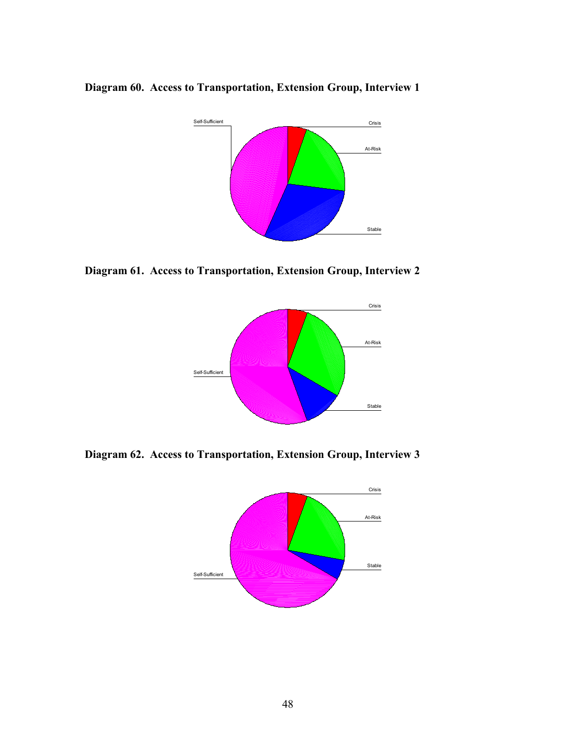**Diagram 60. Access to Transportation, Extension Group, Interview 1**

Self-Sufficient

Crisis

At-Risk

Stable

**Diagram 61. Access to Transportation, Extension Group, Interview 2**

Crisis

At-Risk

Self-Sufficient

Stable

**Diagram 62. Access to Transportation, Extension Group, Interview 3**

Crisis

At-Risk

Stable

Self-Sufficient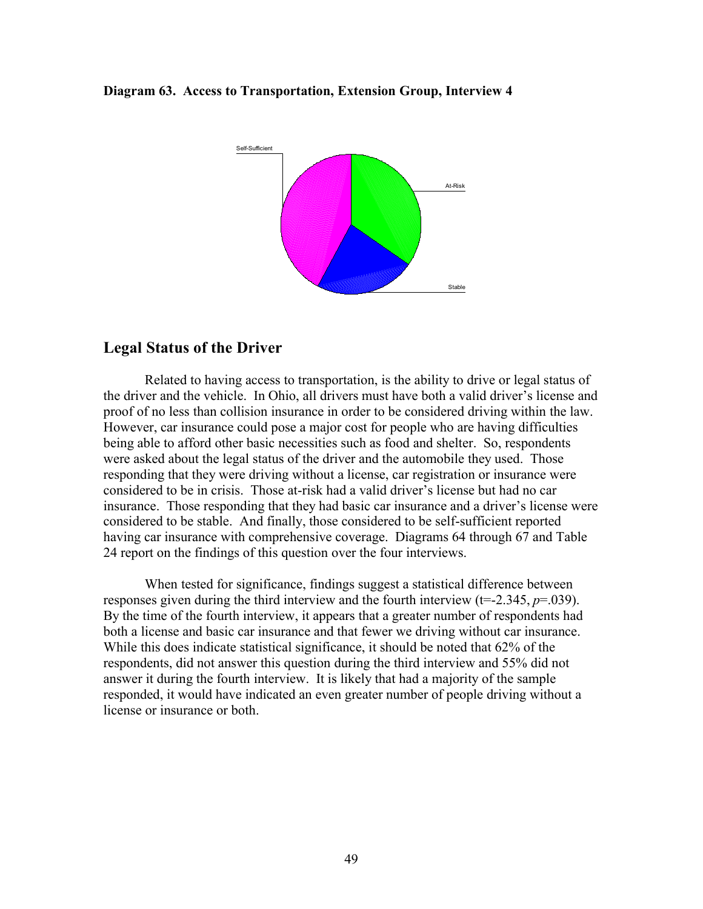**Diagram 63. Access to Transportation, Extension Group, Interview 4**

## Legal Status of the Driver

Related to having access to transportation, is the ability to drive or legal status of the driver and the vehicle. In Ohio, all drivers must have both a valid driver's license and proof of no less than collision insurance in order to be considered driving within the law. However, car insurance could pose a major cost for people who are having difficulties being able to afford other basic necessities such as food and shelter. So, respondents were asked about the legal status of the driver and the automobile they used. Those responding that they were driving without a license, car registration or insurance were considered to be in crisis. Those at-risk had a valid driver's license but had no car insurance. Those responding that they had basic car insurance and a driver's license were considered to be stable. And finally, those considered to be self-sufficient reported having car insurance with comprehensive coverage. Diagrams 64 through 67 and Table 24 report on the findings of this question over the four interviews.

When tested for significance, findings suggest a statistical difference between responses given during the third interview and the fourth interview ($t=-2.345$, $p=.039$). By the time of the fourth interview, it appears that a greater number of respondents had both a license and basic car insurance and that fewer we driving without car insurance. While this does indicate statistical significance, it should be noted that 62% of the respondents, did not answer this question during the third interview and 55% did not answer it during the fourth interview. It is likely that had a majority of the sample responded, it would have indicated an even greater number of people driving without a license or insurance or both.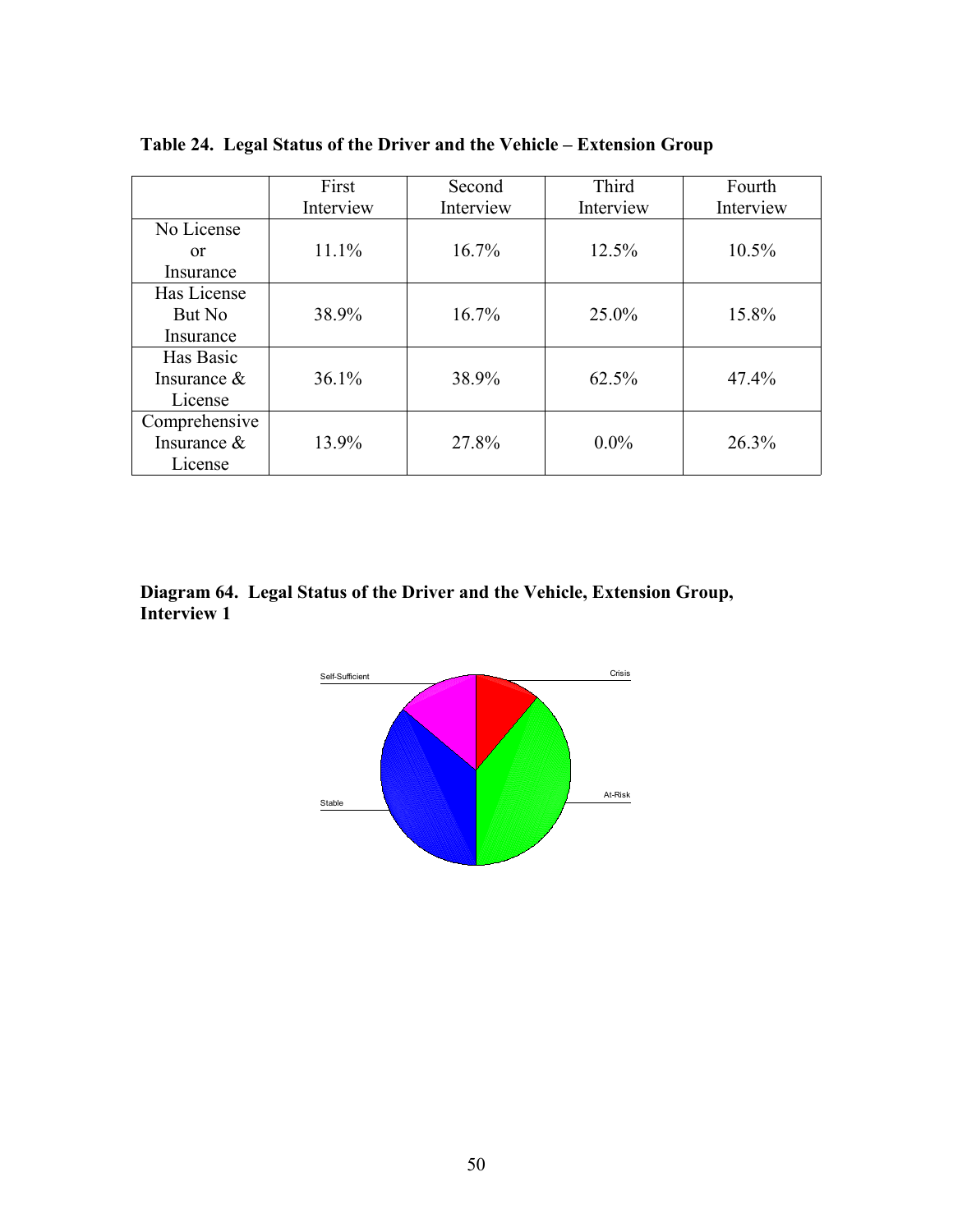**Table 24. Legal Status of the Driver and the Vehicle – Extension Group**

| | First Interview | Second Interview | Third Interview | Fourth Interview |
|---|---|---|---|---|
| No License or Insurance | 11.1% | 16.7% | 12.5% | 10.5% |
| Has License But No Insurance | 38.9% | 16.7% | 25.0% | 15.8% |
| Has Basic Insurance & License | 36.1% | 38.9% | 62.5% | 47.4% |
| Comprehensive Insurance & License | 13.9% | 27.8% | 0.0% | 26.3% |

**Diagram 64. Legal Status of the Driver and the Vehicle, Extension Group, Interview 1**

Self-Sufficient

Crisis

Stable

At-Risk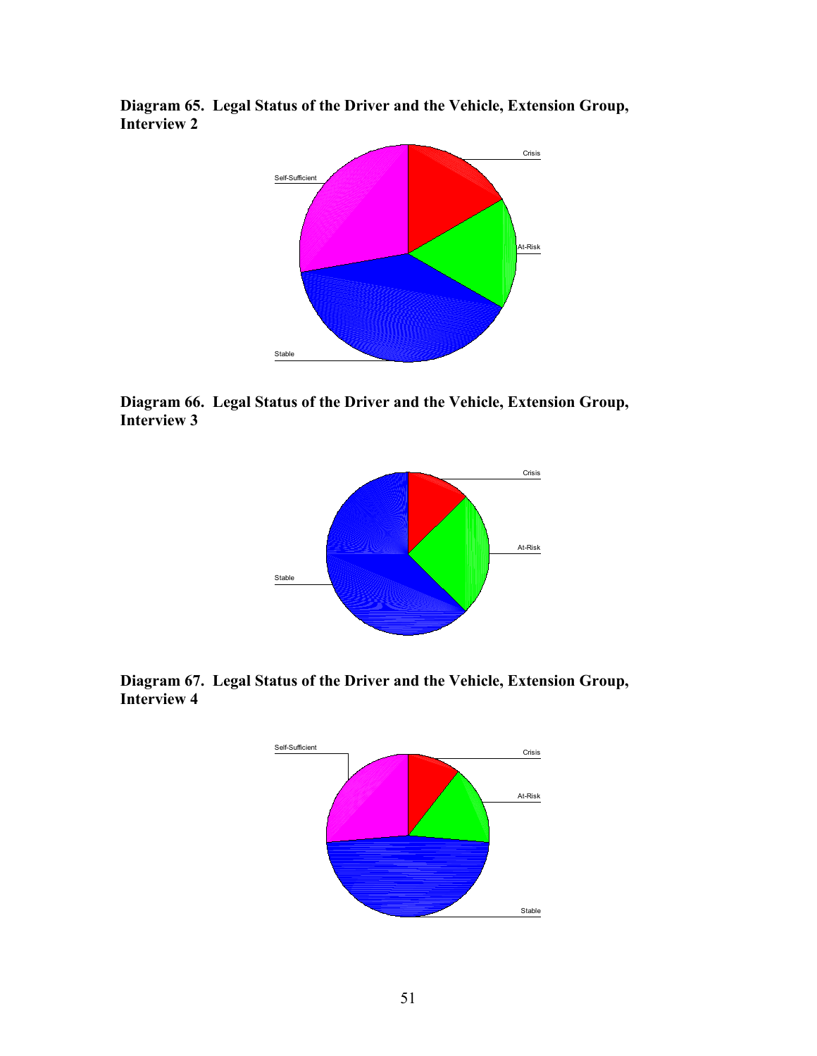**Diagram 65. Legal Status of the Driver and the Vehicle, Extension Group, Interview 2**

Crisis

Self-Sufficient

At-Risk

Stable

**Diagram 66. Legal Status of the Driver and the Vehicle, Extension Group, Interview 3**

Crisis

At-Risk

Stable

**Diagram 67. Legal Status of the Driver and the Vehicle, Extension Group, Interview 4**

Self-Sufficient

Crisis

At-Risk

Stable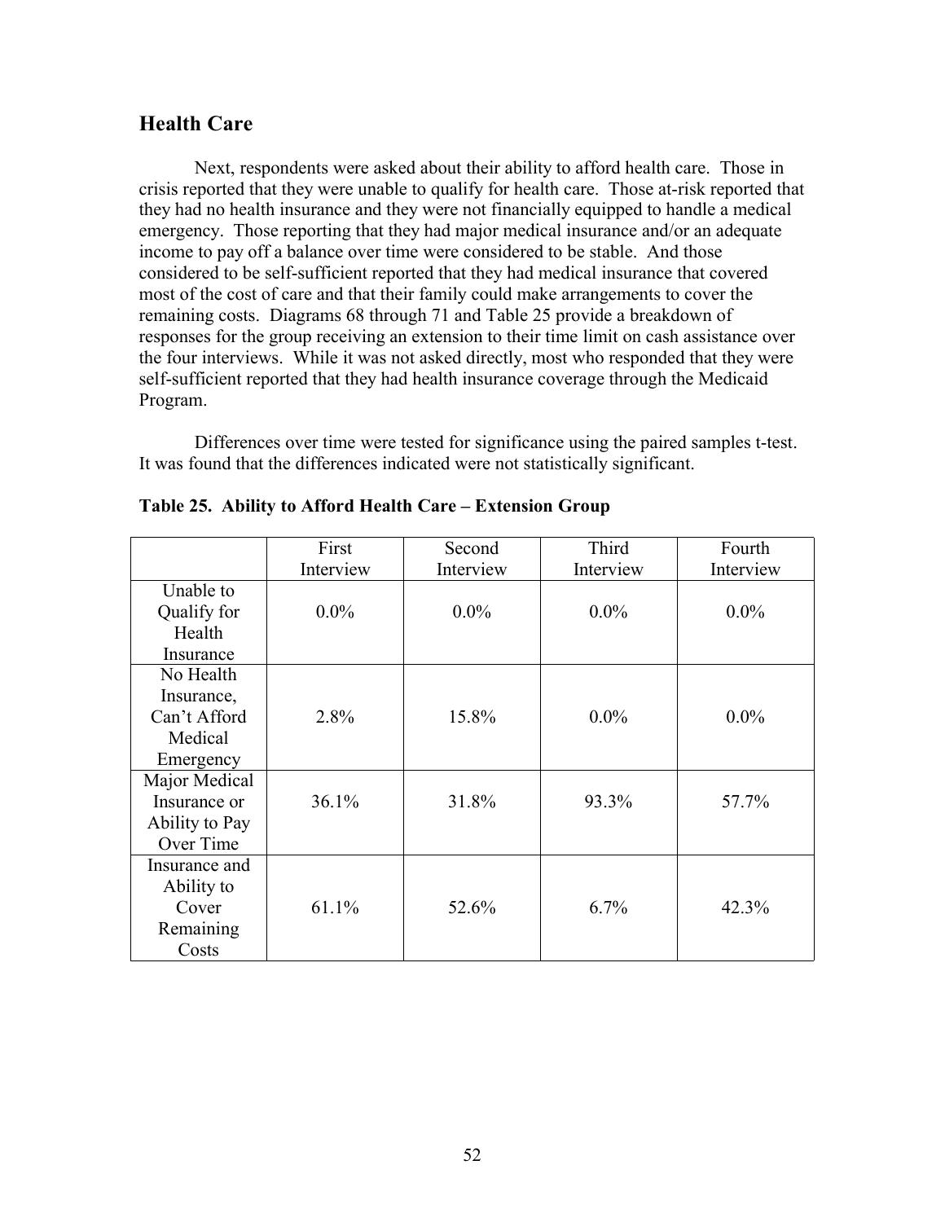## Health Care

Next, respondents were asked about their ability to afford health care. Those in crisis reported that they were unable to qualify for health care. Those at-risk reported that they had no health insurance and they were not financially equipped to handle a medical emergency. Those reporting that they had major medical insurance and/or an adequate income to pay off a balance over time were considered to be stable. And those considered to be self-sufficient reported that they had medical insurance that covered most of the cost of care and that their family could make arrangements to cover the remaining costs. Diagrams 68 through 71 and Table 25 provide a breakdown of responses for the group receiving an extension to their time limit on cash assistance over the four interviews. While it was not asked directly, most who responded that they were self-sufficient reported that they had health insurance coverage through the Medicaid Program.

Differences over time were tested for significance using the paired samples t-test. It was found that the differences indicated were not statistically significant.

**Table 25. Ability to Afford Health Care – Extension Group**

| | First Interview | Second Interview | Third Interview | Fourth Interview |
|---|---|---|---|---|
| Unable to Qualify for Health Insurance | 0.0% | 0.0% | 0.0% | 0.0% |
| No Health Insurance, Can't Afford Medical Emergency | 2.8% | 15.8% | 0.0% | 0.0% |
| Major Medical Insurance or Ability to Pay Over Time | 36.1% | 31.8% | 93.3% | 57.7% |
| Insurance and Ability to Cover Remaining Costs | 61.1% | 52.6% | 6.7% | 42.3% |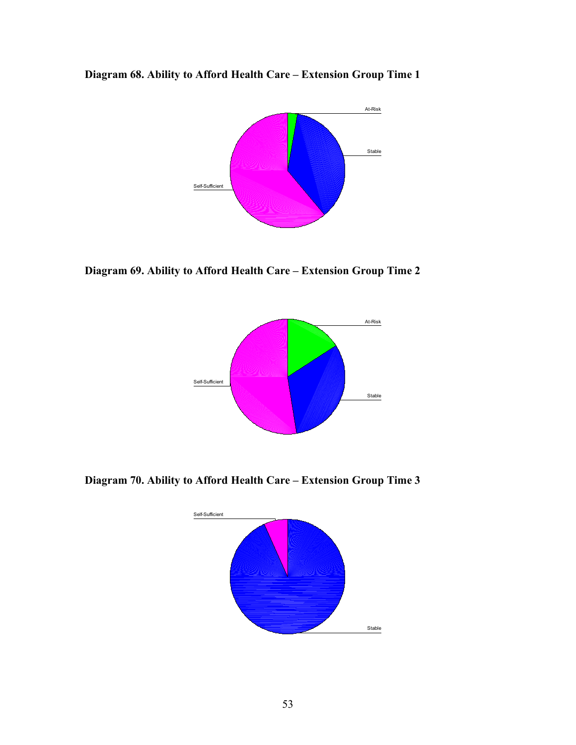**Diagram 68. Ability to Afford Health Care – Extension Group Time 1**

At-Risk

Stable

Self-Sufficient

**Diagram 69. Ability to Afford Health Care – Extension Group Time 2**

At-Risk

Self-Sufficient

Stable

**Diagram 70. Ability to Afford Health Care – Extension Group Time 3**

Self-Sufficient

Stable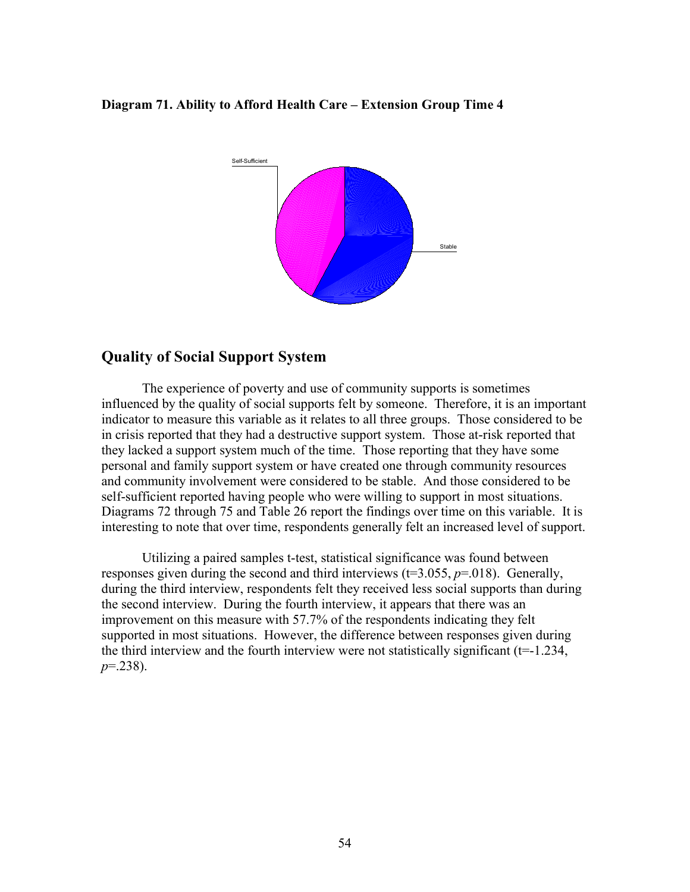**Diagram 71. Ability to Afford Health Care – Extension Group Time 4**

## Quality of Social Support System

The experience of poverty and use of community supports is sometimes influenced by the quality of social supports felt by someone. Therefore, it is an important indicator to measure this variable as it relates to all three groups. Those considered to be in crisis reported that they had a destructive support system. Those at-risk reported that they lacked a support system much of the time. Those reporting that they have some personal and family support system or have created one through community resources and community involvement were considered to be stable. And those considered to be self-sufficient reported having people who were willing to support in most situations. Diagrams 72 through 75 and Table 26 report the findings over time on this variable. It is interesting to note that over time, respondents generally felt an increased level of support.

Utilizing a paired samples t-test, statistical significance was found between responses given during the second and third interviews ($t=3.055$, $p=.018$). Generally, during the third interview, respondents felt they received less social supports than during the second interview. During the fourth interview, it appears that there was an improvement on this measure with 57.7% of the respondents indicating they felt supported in most situations. However, the difference between responses given during the third interview and the fourth interview were not statistically significant ($t=-1.234$, $p=.238$).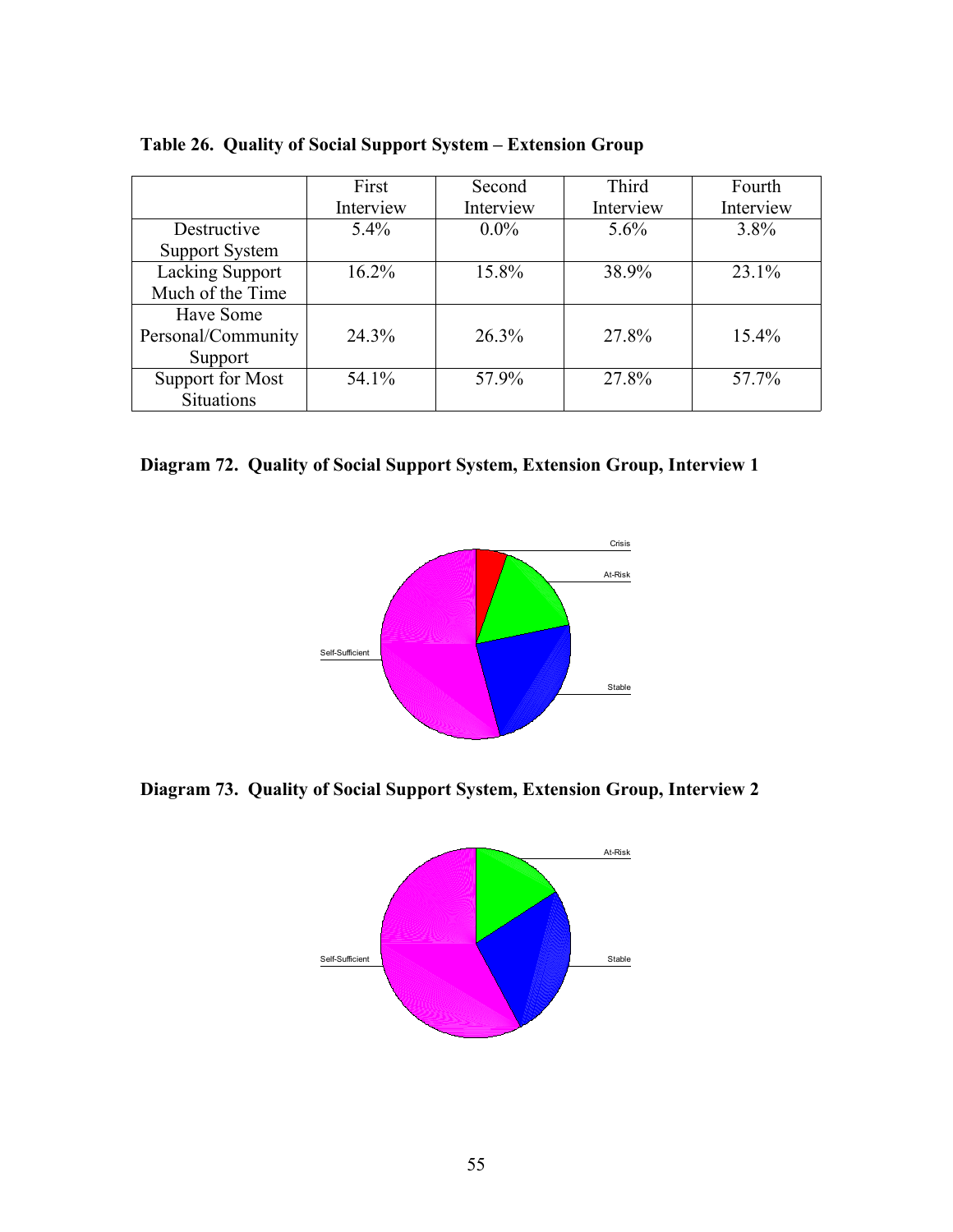**Table 26. Quality of Social Support System – Extension Group**

| | First Interview | Second Interview | Third Interview | Fourth Interview |
|---|---|---|---|---|
| Destructive Support System | 5.4% | 0.0% | 5.6% | 3.8% |
| Lacking Support Much of the Time | 16.2% | 15.8% | 38.9% | 23.1% |
| Have Some Personal/Community Support | 24.3% | 26.3% | 27.8% | 15.4% |
| Support for Most Situations | 54.1% | 57.9% | 27.8% | 57.7% |

**Diagram 72. Quality of Social Support System, Extension Group, Interview 1**

**Diagram 73. Quality of Social Support System, Extension Group, Interview 2**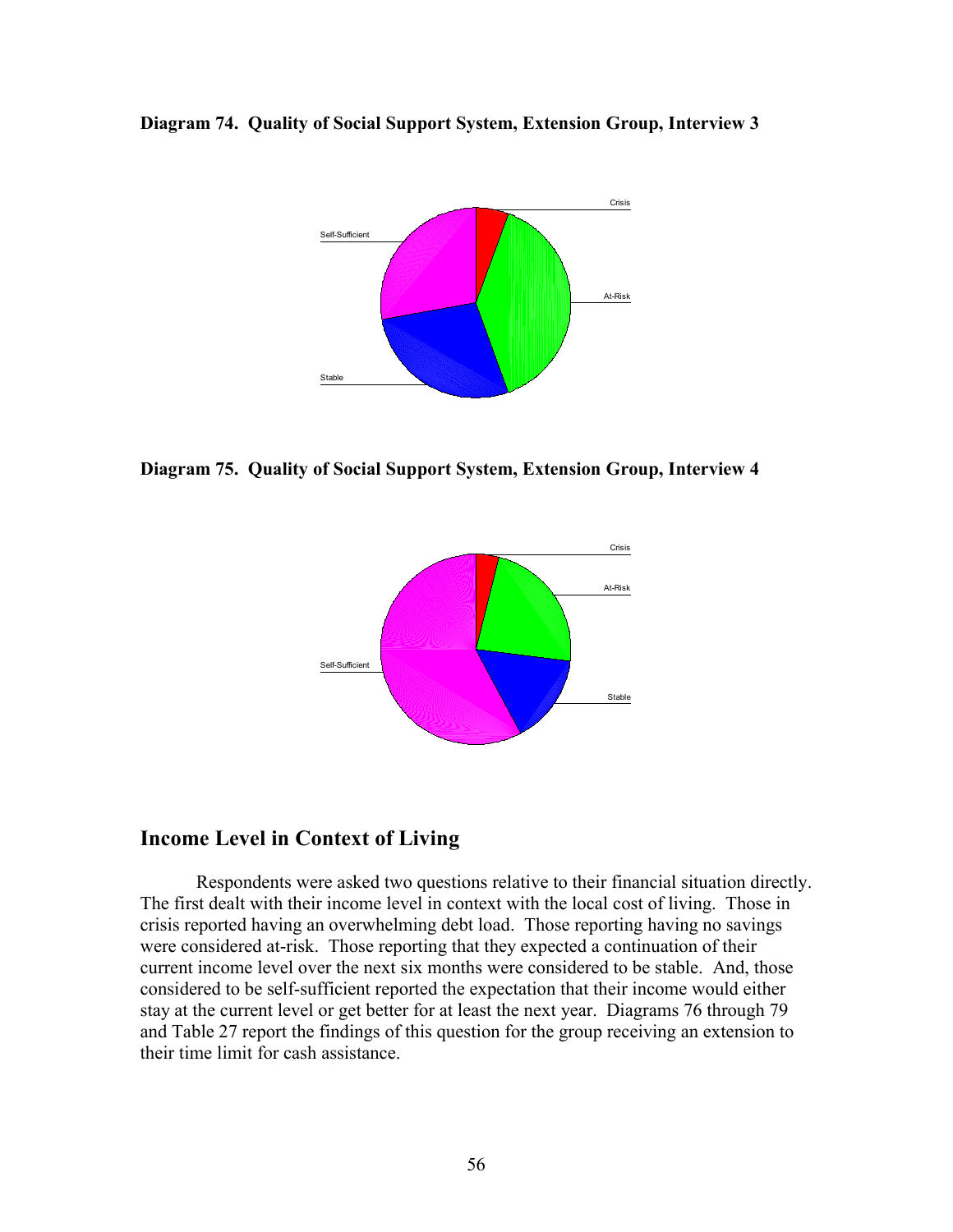**Diagram 74. Quality of Social Support System, Extension Group, Interview 3**

Crisis

Self-Sufficient

At-Risk

Stable

**Diagram 75. Quality of Social Support System, Extension Group, Interview 4**

Crisis

At-Risk

Self-Sufficient

Stable

## Income Level in Context of Living

Respondents were asked two questions relative to their financial situation directly. The first dealt with their income level in context with the local cost of living. Those in crisis reported having an overwhelming debt load. Those reporting having no savings were considered at-risk. Those reporting that they expected a continuation of their current income level over the next six months were considered to be stable. And, those considered to be self-sufficient reported the expectation that their income would either stay at the current level or get better for at least the next year. Diagrams 76 through 79 and Table 27 report the findings of this question for the group receiving an extension to their time limit for cash assistance.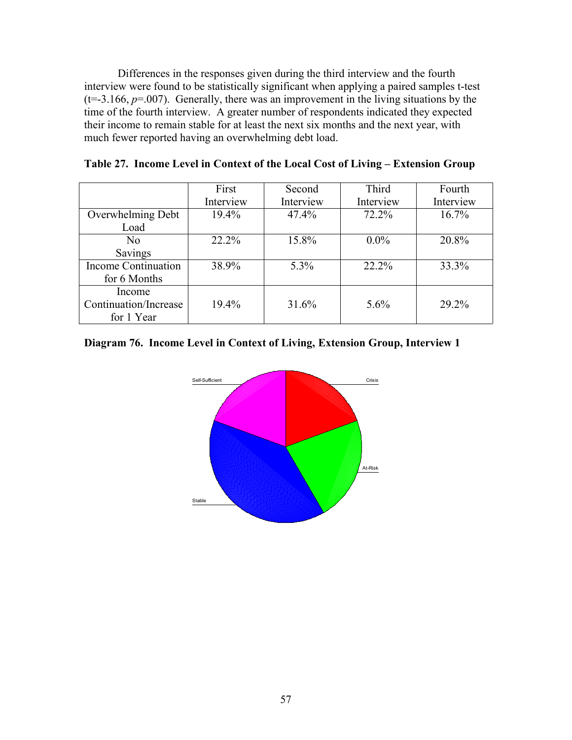Differences in the responses given during the third interview and the fourth interview were found to be statistically significant when applying a paired samples t-test ($t=-3.166$, $p=.007$). Generally, there was an improvement in the living situations by the time of the fourth interview. A greater number of respondents indicated they expected their income to remain stable for at least the next six months and the next year, with much fewer reported having an overwhelming debt load.

**Table 27. Income Level in Context of the Local Cost of Living – Extension Group**

| | First Interview | Second Interview | Third Interview | Fourth Interview |
|---|---|---|---|---|
| Overwhelming Debt Load | 19.4% | 47.4% | 72.2% | 16.7% |
| No Savings | 22.2% | 15.8% | 0.0% | 20.8% |
| Income Continuation for 6 Months | 38.9% | 5.3% | 22.2% | 33.3% |
| Income Continuation/Increase for 1 Year | 19.4% | 31.6% | 5.6% | 29.2% |

**Diagram 76. Income Level in Context of Living, Extension Group, Interview 1**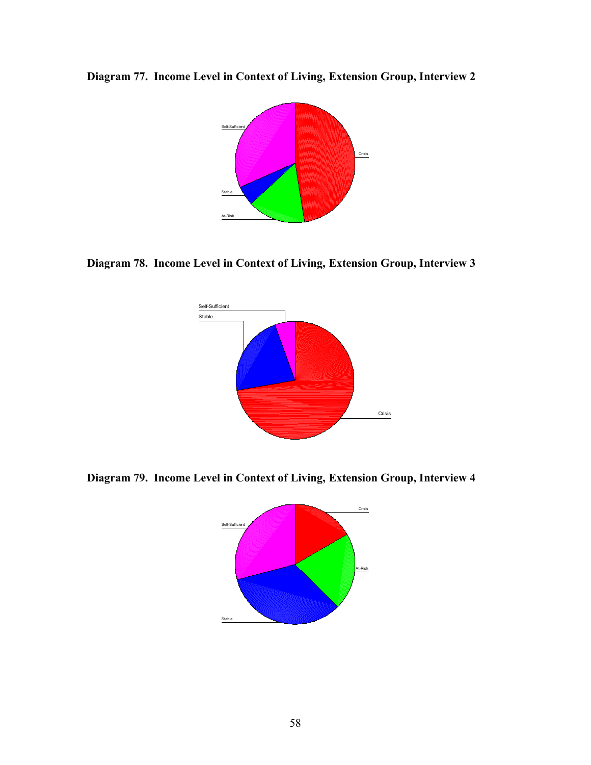**Diagram 77. Income Level in Context of Living, Extension Group, Interview 2**

Self-Sufficient

Crisis

Stable

At-Risk

**Diagram 78. Income Level in Context of Living, Extension Group, Interview 3**

Self-Sufficient

Stable

Crisis

**Diagram 79. Income Level in Context of Living, Extension Group, Interview 4**

Crisis

Self-Sufficient

At-Risk

Stable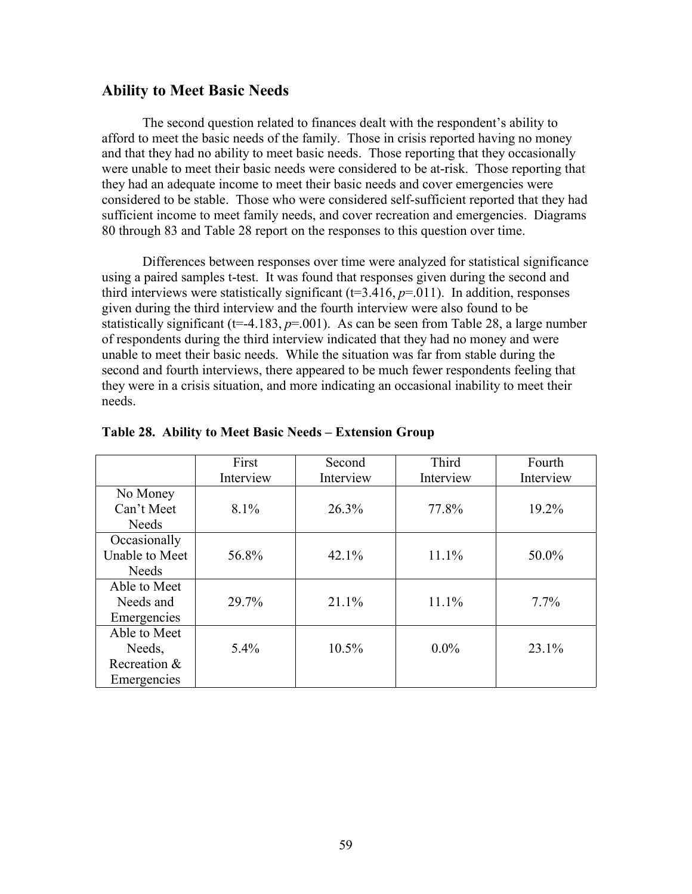## Ability to Meet Basic Needs

The second question related to finances dealt with the respondent's ability to afford to meet the basic needs of the family. Those in crisis reported having no money and that they had no ability to meet basic needs. Those reporting that they occasionally were unable to meet their basic needs were considered to be at-risk. Those reporting that they had an adequate income to meet their basic needs and cover emergencies were considered to be stable. Those who were considered self-sufficient reported that they had sufficient income to meet family needs, and cover recreation and emergencies. Diagrams 80 through 83 and Table 28 report on the responses to this question over time.

Differences between responses over time were analyzed for statistical significance using a paired samples t-test. It was found that responses given during the second and third interviews were statistically significant ($t=3.416$, $p=.011$). In addition, responses given during the third interview and the fourth interview were also found to be statistically significant ($t=-4.183$, $p=.001$). As can be seen from Table 28, a large number of respondents during the third interview indicated that they had no money and were unable to meet their basic needs. While the situation was far from stable during the second and fourth interviews, there appeared to be much fewer respondents feeling that they were in a crisis situation, and more indicating an occasional inability to meet their needs.

**Table 28. Ability to Meet Basic Needs – Extension Group**

| | First Interview | Second Interview | Third Interview | Fourth Interview |
|---|---|---|---|---|
| No Money Can't Meet Needs | 8.1% | 26.3% | 77.8% | 19.2% |
| Occasionally Unable to Meet Needs | 56.8% | 42.1% | 11.1% | 50.0% |
| Able to Meet Needs and Emergencies | 29.7% | 21.1% | 11.1% | 7.7% |
| Able to Meet Needs, Recreation & Emergencies | 5.4% | 10.5% | 0.0% | 23.1% |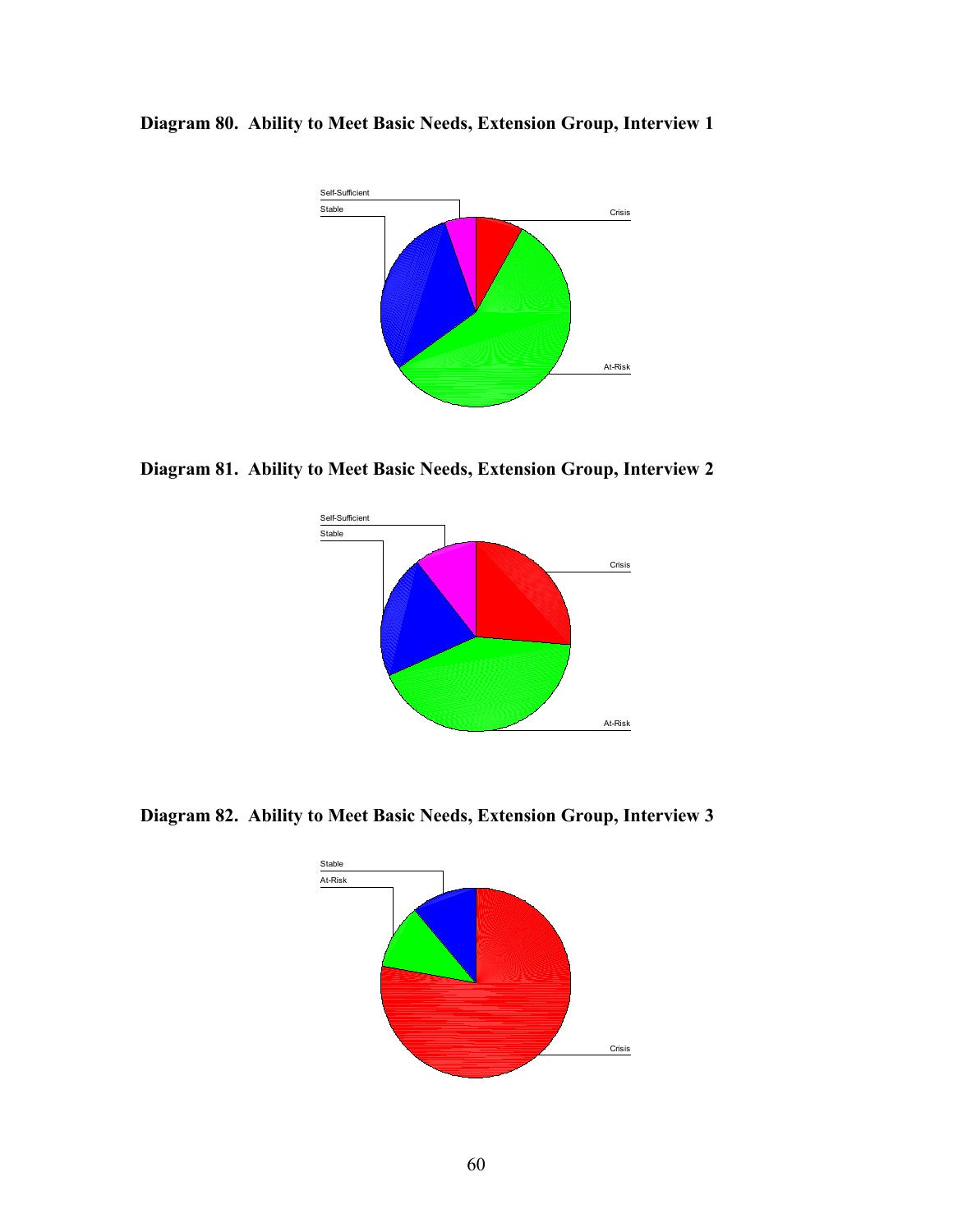**Diagram 80. Ability to Meet Basic Needs, Extension Group, Interview 1**

**Diagram 81. Ability to Meet Basic Needs, Extension Group, Interview 2**

**Diagram 82. Ability to Meet Basic Needs, Extension Group, Interview 3**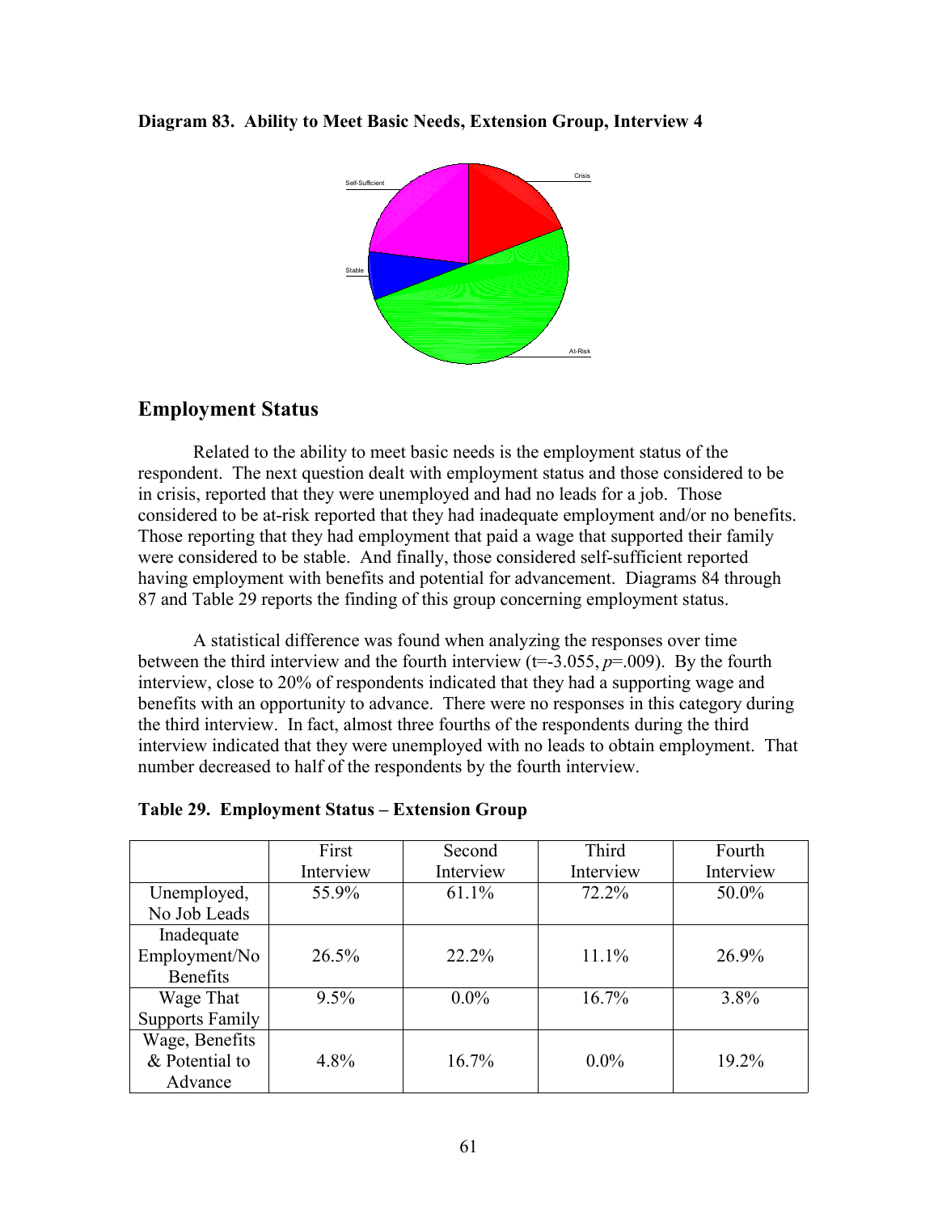**Diagram 83. Ability to Meet Basic Needs, Extension Group, Interview 4**

## Employment Status

Related to the ability to meet basic needs is the employment status of the respondent. The next question dealt with employment status and those considered to be in crisis, reported that they were unemployed and had no leads for a job. Those considered to be at-risk reported that they had inadequate employment and/or no benefits. Those reporting that they had employment that paid a wage that supported their family were considered to be stable. And finally, those considered self-sufficient reported having employment with benefits and potential for advancement. Diagrams 84 through 87 and Table 29 reports the finding of this group concerning employment status.

A statistical difference was found when analyzing the responses over time between the third interview and the fourth interview ($t=-3.055$, $p=.009$). By the fourth interview, close to 20% of respondents indicated that they had a supporting wage and benefits with an opportunity to advance. There were no responses in this category during the third interview. In fact, almost three fourths of the respondents during the third interview indicated that they were unemployed with no leads to obtain employment. That number decreased to half of the respondents by the fourth interview.

**Table 29. Employment Status – Extension Group**

| | First Interview | Second Interview | Third Interview | Fourth Interview |
|---|---|---|---|---|
| Unemployed, No Job Leads | 55.9% | 61.1% | 72.2% | 50.0% |
| Inadequate Employment/No Benefits | 26.5% | 22.2% | 11.1% | 26.9% |
| Wage That Supports Family | 9.5% | 0.0% | 16.7% | 3.8% |
| Wage, Benefits & Potential to Advance | 4.8% | 16.7% | 0.0% | 19.2% |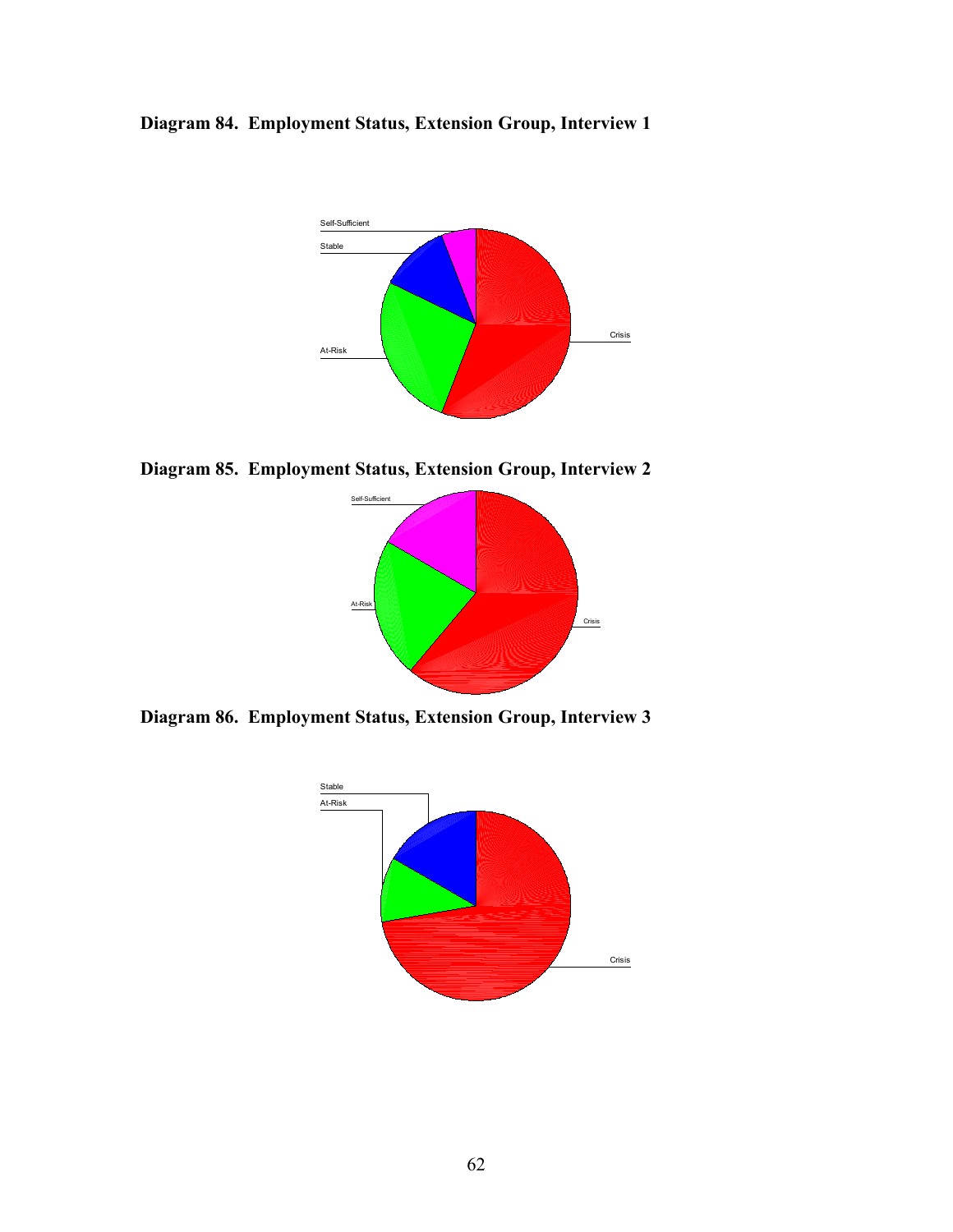**Diagram 84. Employment Status, Extension Group, Interview 1**

Self-Sufficient

Stable

At-Risk

Crisis

**Diagram 85. Employment Status, Extension Group, Interview 2**

Self-Sufficient

At-Risk

Crisis

**Diagram 86. Employment Status, Extension Group, Interview 3**

Stable

At-Risk

Crisis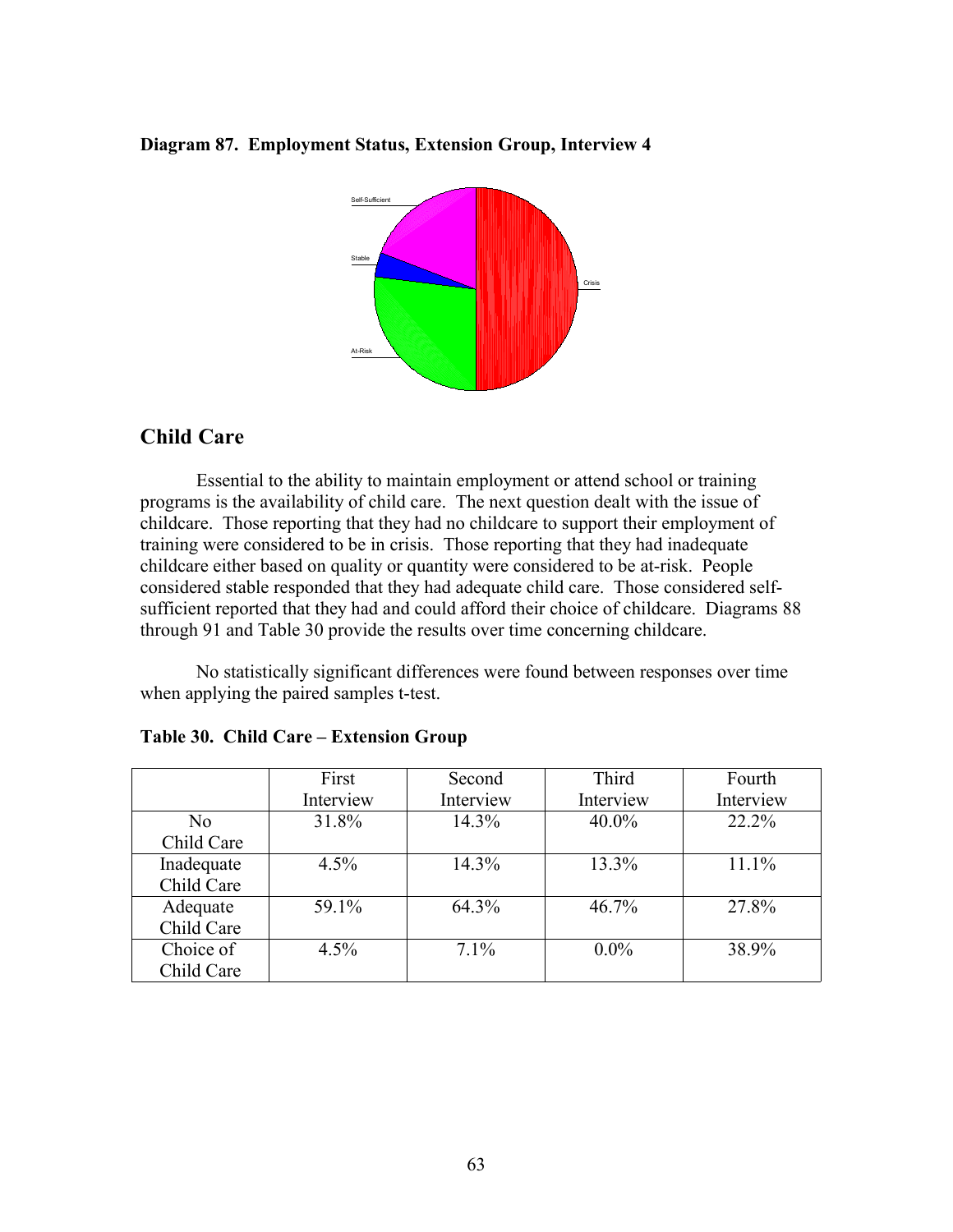**Diagram 87. Employment Status, Extension Group, Interview 4**

## Child Care

Essential to the ability to maintain employment or attend school or training programs is the availability of child care. The next question dealt with the issue of childcare. Those reporting that they had no childcare to support their employment of training were considered to be in crisis. Those reporting that they had inadequate childcare either based on quality or quantity were considered to be at-risk. People considered stable responded that they had adequate child care. Those considered self-sufficient reported that they had and could afford their choice of childcare. Diagrams 88 through 91 and Table 30 provide the results over time concerning childcare.

No statistically significant differences were found between responses over time when applying the paired samples t-test.

**Table 30. Child Care – Extension Group**

| | First Interview | Second Interview | Third Interview | Fourth Interview |
|---|---|---|---|---|
| No Child Care | 31.8% | 14.3% | 40.0% | 22.2% |
| Inadequate Child Care | 4.5% | 14.3% | 13.3% | 11.1% |
| Adequate Child Care | 59.1% | 64.3% | 46.7% | 27.8% |
| Choice of Child Care | 4.5% | 7.1% | 0.0% | 38.9% |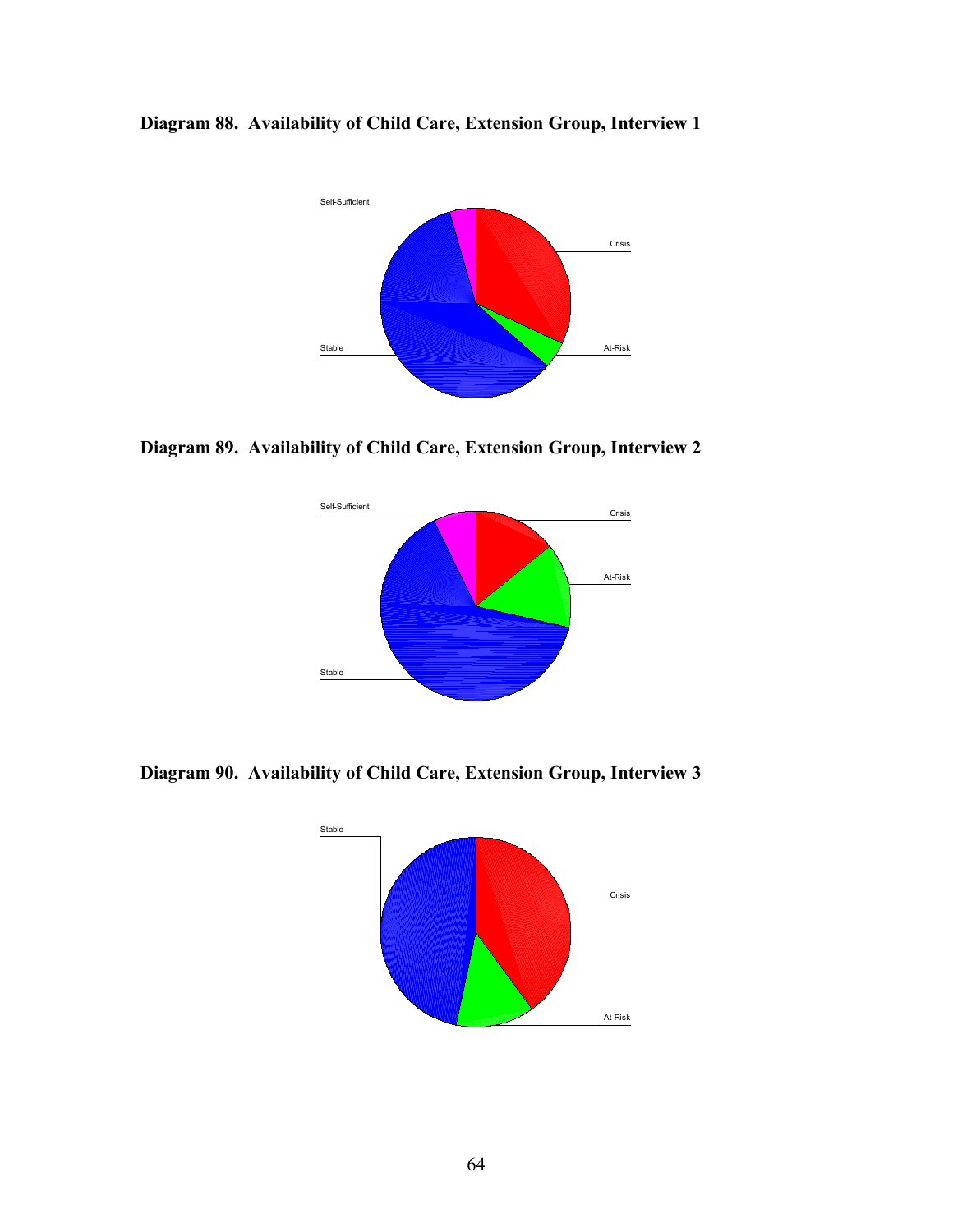**Diagram 88. Availability of Child Care, Extension Group, Interview 1**

Self-Sufficient

Crisis

Stable

At-Risk

**Diagram 89. Availability of Child Care, Extension Group, Interview 2**

Self-Sufficient

Crisis

At-Risk

Stable

**Diagram 90. Availability of Child Care, Extension Group, Interview 3**

Stable

Crisis

At-Risk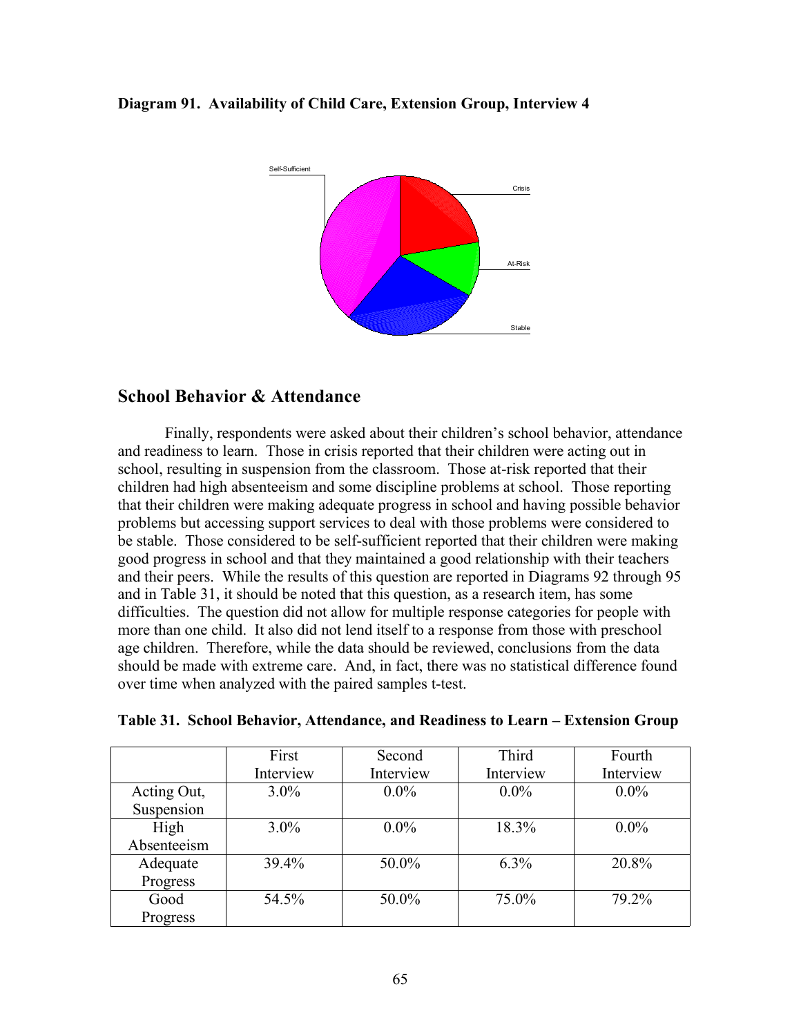**Diagram 91. Availability of Child Care, Extension Group, Interview 4**

## School Behavior & Attendance

Finally, respondents were asked about their children's school behavior, attendance and readiness to learn. Those in crisis reported that their children were acting out in school, resulting in suspension from the classroom. Those at-risk reported that their children had high absenteeism and some discipline problems at school. Those reporting that their children were making adequate progress in school and having possible behavior problems but accessing support services to deal with those problems were considered to be stable. Those considered to be self-sufficient reported that their children were making good progress in school and that they maintained a good relationship with their teachers and their peers. While the results of this question are reported in Diagrams 92 through 95 and in Table 31, it should be noted that this question, as a research item, has some difficulties. The question did not allow for multiple response categories for people with more than one child. It also did not lend itself to a response from those with preschool age children. Therefore, while the data should be reviewed, conclusions from the data should be made with extreme care. And, in fact, there was no statistical difference found over time when analyzed with the paired samples t-test.

**Table 31. School Behavior, Attendance, and Readiness to Learn – Extension Group**

| | First Interview | Second Interview | Third Interview | Fourth Interview |
|---|---|---|---|---|
| Acting Out, Suspension | 3.0% | 0.0% | 0.0% | 0.0% |
| High Absenteeism | 3.0% | 0.0% | 18.3% | 0.0% |
| Adequate Progress | 39.4% | 50.0% | 6.3% | 20.8% |
| Good Progress | 54.5% | 50.0% | 75.0% | 79.2% |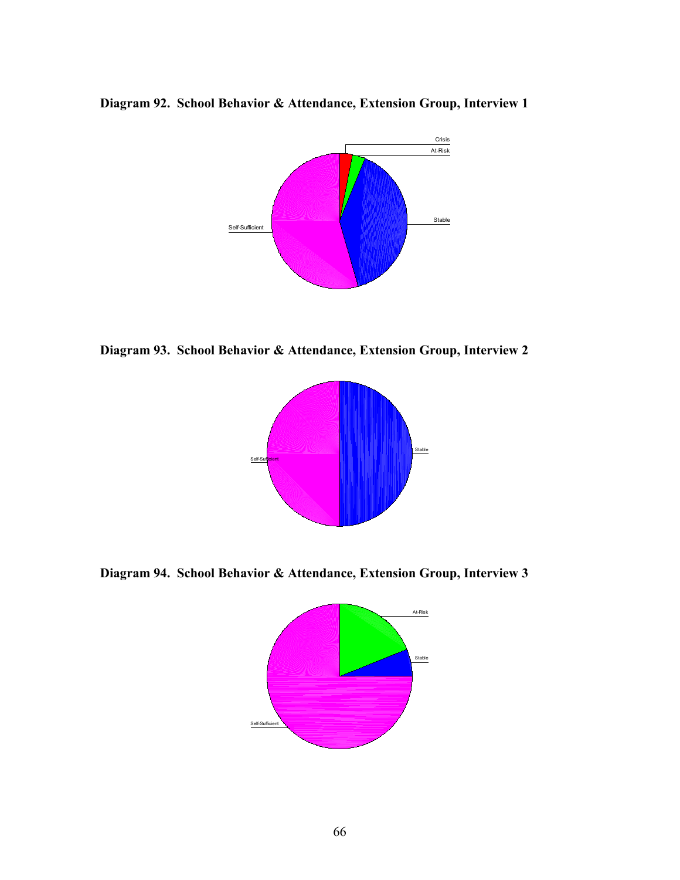**Diagram 92. School Behavior & Attendance, Extension Group, Interview 1**

Crisis

At-Risk

Stable

Self-Sufficient

**Diagram 93. School Behavior & Attendance, Extension Group, Interview 2**

Stable

Self-Sufficient

**Diagram 94. School Behavior & Attendance, Extension Group, Interview 3**

At-Risk

Stable

Self-Sufficient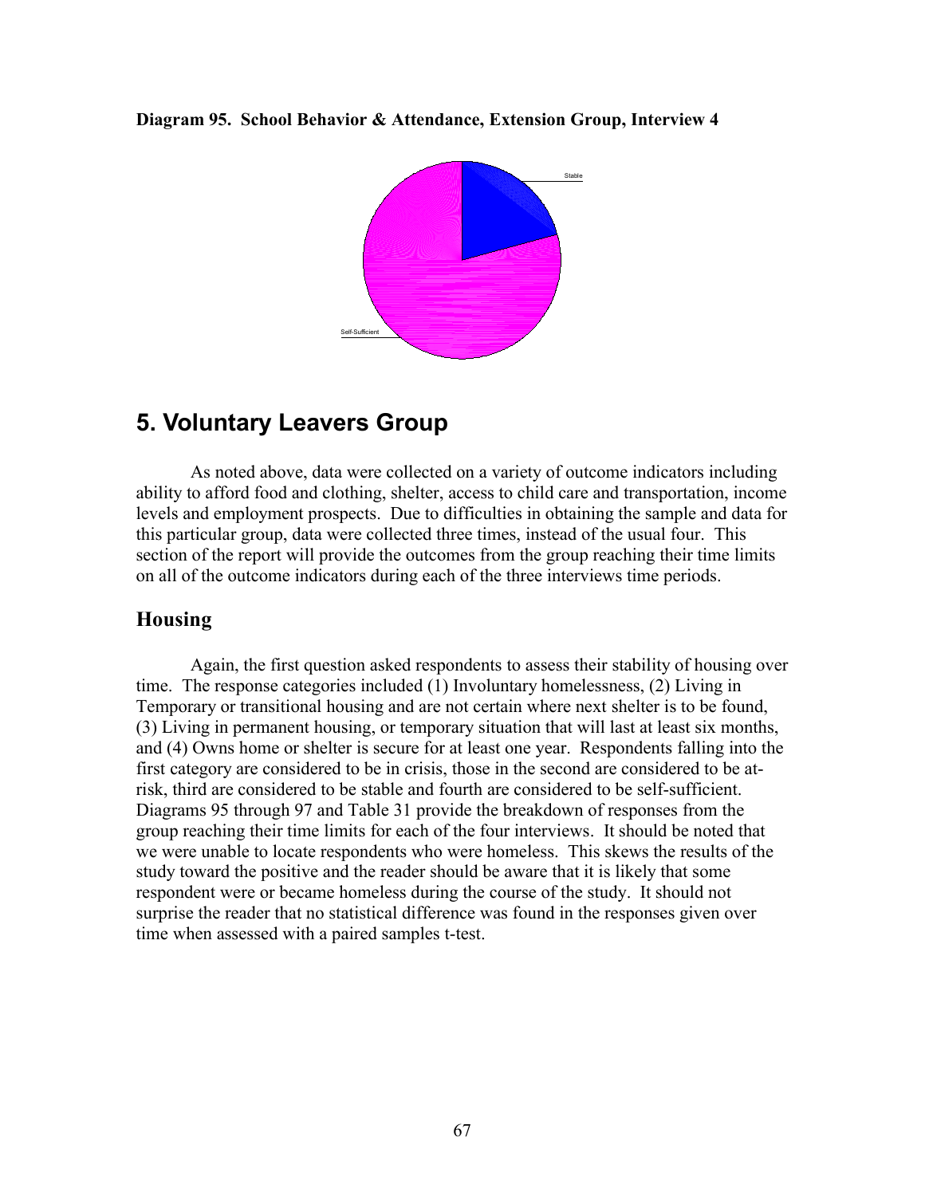**Diagram 95. School Behavior & Attendance, Extension Group, Interview 4**

Stable

Self-Sufficient

# 5. Voluntary Leavers Group

As noted above, data were collected on a variety of outcome indicators including ability to afford food and clothing, shelter, access to child care and transportation, income levels and employment prospects. Due to difficulties in obtaining the sample and data for this particular group, data were collected three times, instead of the usual four. This section of the report will provide the outcomes from the group reaching their time limits on all of the outcome indicators during each of the three interviews time periods.

## Housing

Again, the first question asked respondents to assess their stability of housing over time. The response categories included (1) Involuntary homelessness, (2) Living in Temporary or transitional housing and are not certain where next shelter is to be found, (3) Living in permanent housing, or temporary situation that will last at least six months, and (4) Owns home or shelter is secure for at least one year. Respondents falling into the first category are considered to be in crisis, those in the second are considered to be at-risk, third are considered to be stable and fourth are considered to be self-sufficient. Diagrams 95 through 97 and Table 31 provide the breakdown of responses from the group reaching their time limits for each of the four interviews. It should be noted that we were unable to locate respondents who were homeless. This skews the results of the study toward the positive and the reader should be aware that it is likely that some respondent were or became homeless during the course of the study. It should not surprise the reader that no statistical difference was found in the responses given over time when assessed with a paired samples t-test.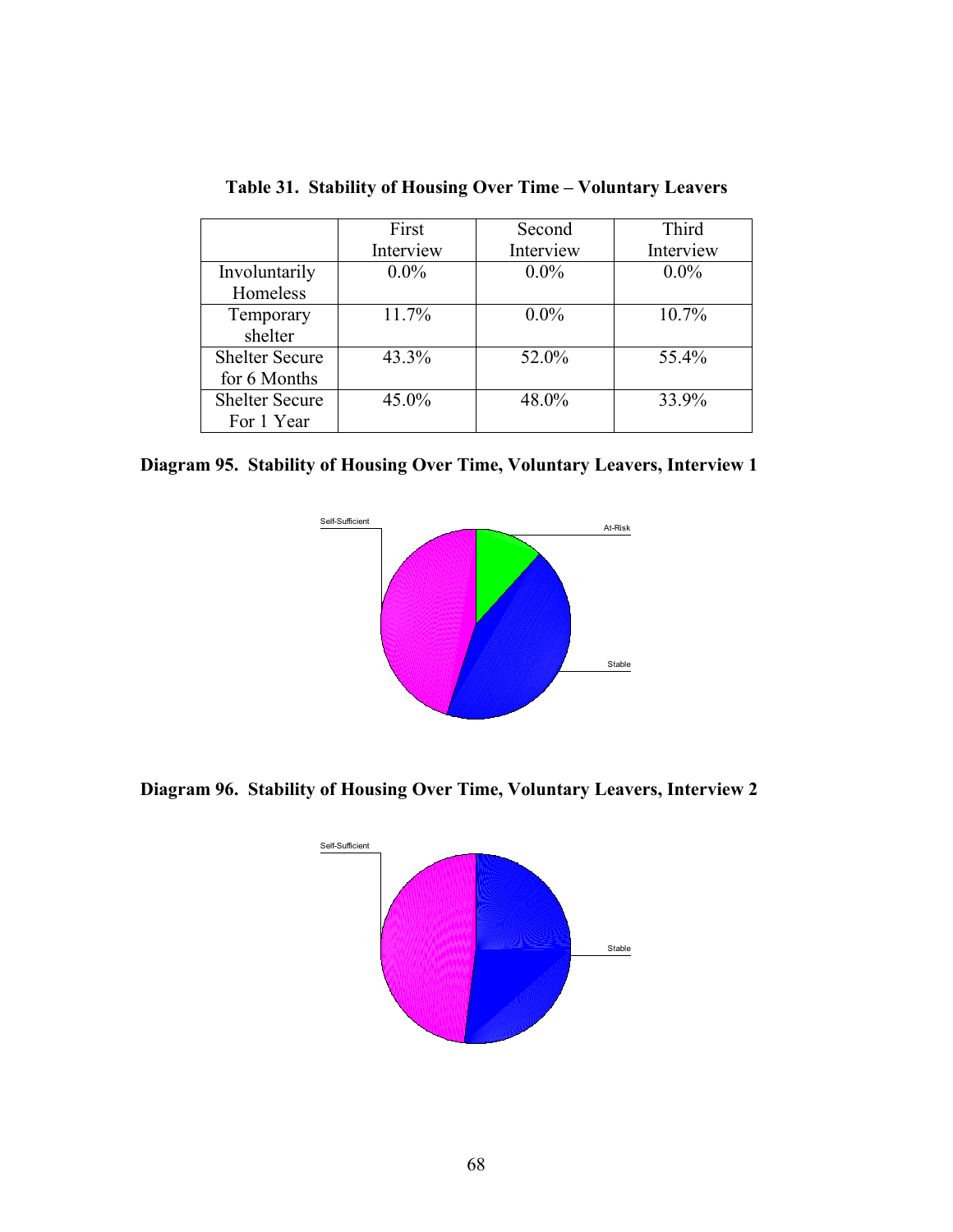**Table 31. Stability of Housing Over Time – Voluntary Leavers**

| | First Interview | Second Interview | Third Interview |
|---|---|---|---|
| Involuntarily Homeless | 0.0% | 0.0% | 0.0% |
| Temporary shelter | 11.7% | 0.0% | 10.7% |
| Shelter Secure for 6 Months | 43.3% | 52.0% | 55.4% |
| Shelter Secure For 1 Year | 45.0% | 48.0% | 33.9% |

**Diagram 95. Stability of Housing Over Time, Voluntary Leavers, Interview 1**

Self-Sufficient

At-Risk

Stable

**Diagram 96. Stability of Housing Over Time, Voluntary Leavers, Interview 2**

Self-Sufficient

Stable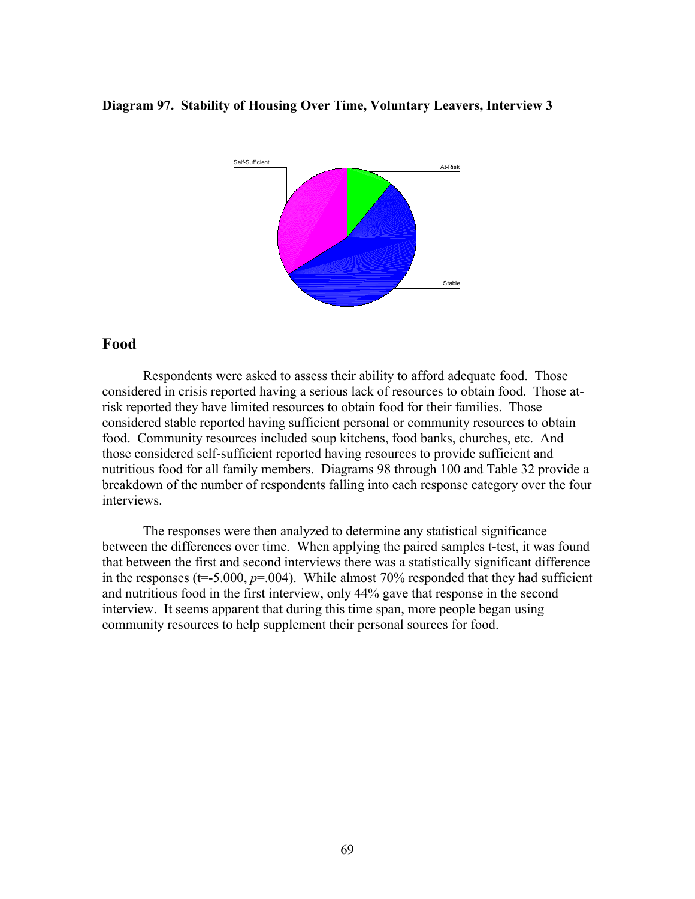**Diagram 97. Stability of Housing Over Time, Voluntary Leavers, Interview 3**

## Food

Respondents were asked to assess their ability to afford adequate food. Those considered in crisis reported having a serious lack of resources to obtain food. Those at-risk reported they have limited resources to obtain food for their families. Those considered stable reported having sufficient personal or community resources to obtain food. Community resources included soup kitchens, food banks, churches, etc. And those considered self-sufficient reported having resources to provide sufficient and nutritious food for all family members. Diagrams 98 through 100 and Table 32 provide a breakdown of the number of respondents falling into each response category over the four interviews.

The responses were then analyzed to determine any statistical significance between the differences over time. When applying the paired samples t-test, it was found that between the first and second interviews there was a statistically significant difference in the responses ($t=-5.000$, $p=.004$). While almost 70% responded that they had sufficient and nutritious food in the first interview, only 44% gave that response in the second interview. It seems apparent that during this time span, more people began using community resources to help supplement their personal sources for food.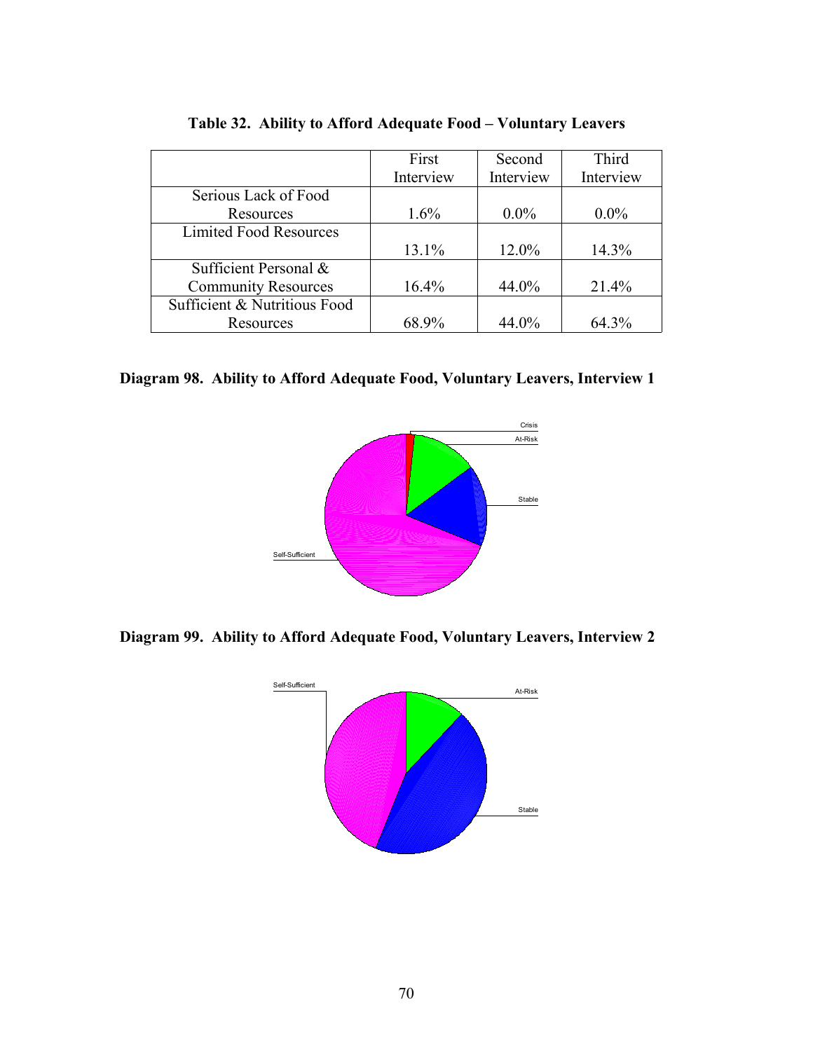**Table 32. Ability to Afford Adequate Food – Voluntary Leavers**

| | First Interview | Second Interview | Third Interview |
|---|---|---|---|
| Serious Lack of Food Resources | 1.6% | 0.0% | 0.0% |
| Limited Food Resources | 13.1% | 12.0% | 14.3% |
| Sufficient Personal & Community Resources | 16.4% | 44.0% | 21.4% |
| Sufficient & Nutritious Food Resources | 68.9% | 44.0% | 64.3% |

**Diagram 98. Ability to Afford Adequate Food, Voluntary Leavers, Interview 1**

Crisis

At-Risk

Stable

Self-Sufficient

**Diagram 99. Ability to Afford Adequate Food, Voluntary Leavers, Interview 2**

Self-Sufficient

At-Risk

Stable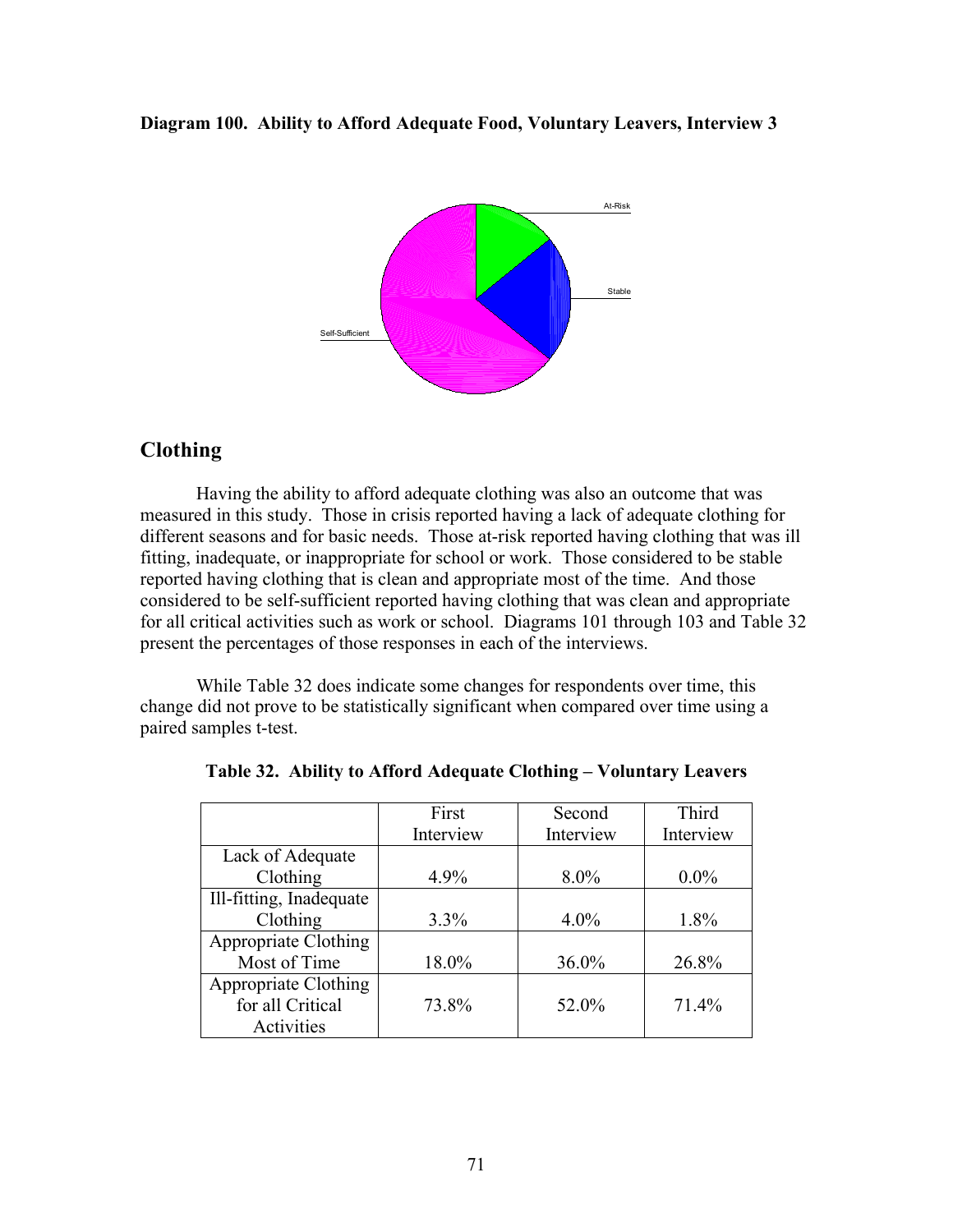**Diagram 100. Ability to Afford Adequate Food, Voluntary Leavers, Interview 3**

## Clothing

Having the ability to afford adequate clothing was also an outcome that was measured in this study. Those in crisis reported having a lack of adequate clothing for different seasons and for basic needs. Those at-risk reported having clothing that was ill fitting, inadequate, or inappropriate for school or work. Those considered to be stable reported having clothing that is clean and appropriate most of the time. And those considered to be self-sufficient reported having clothing that was clean and appropriate for all critical activities such as work or school. Diagrams 101 through 103 and Table 32 present the percentages of those responses in each of the interviews.

While Table 32 does indicate some changes for respondents over time, this change did not prove to be statistically significant when compared over time using a paired samples t-test.

**Table 32. Ability to Afford Adequate Clothing – Voluntary Leavers**

| | First Interview | Second Interview | Third Interview |
|---|---|---|---|
| Lack of Adequate Clothing | 4.9% | 8.0% | 0.0% |
| Ill-fitting, Inadequate Clothing | 3.3% | 4.0% | 1.8% |
| Appropriate Clothing Most of Time | 18.0% | 36.0% | 26.8% |
| Appropriate Clothing for all Critical Activities | 73.8% | 52.0% | 71.4% |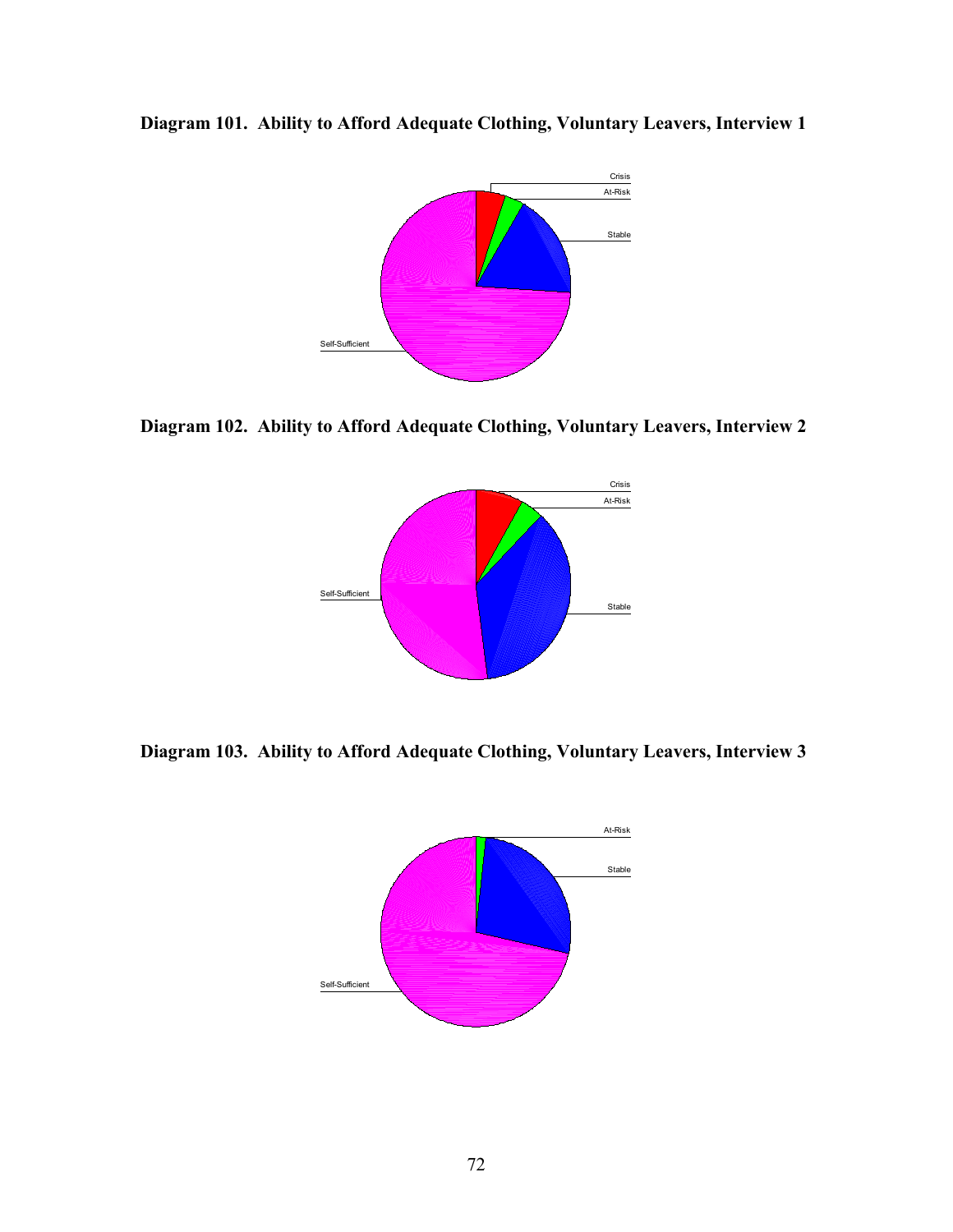**Diagram 101. Ability to Afford Adequate Clothing, Voluntary Leavers, Interview 1**

Crisis

At-Risk

Stable

Self-Sufficient

**Diagram 102. Ability to Afford Adequate Clothing, Voluntary Leavers, Interview 2**

Crisis

At-Risk

Self-Sufficient

Stable

**Diagram 103. Ability to Afford Adequate Clothing, Voluntary Leavers, Interview 3**

At-Risk

Stable

Self-Sufficient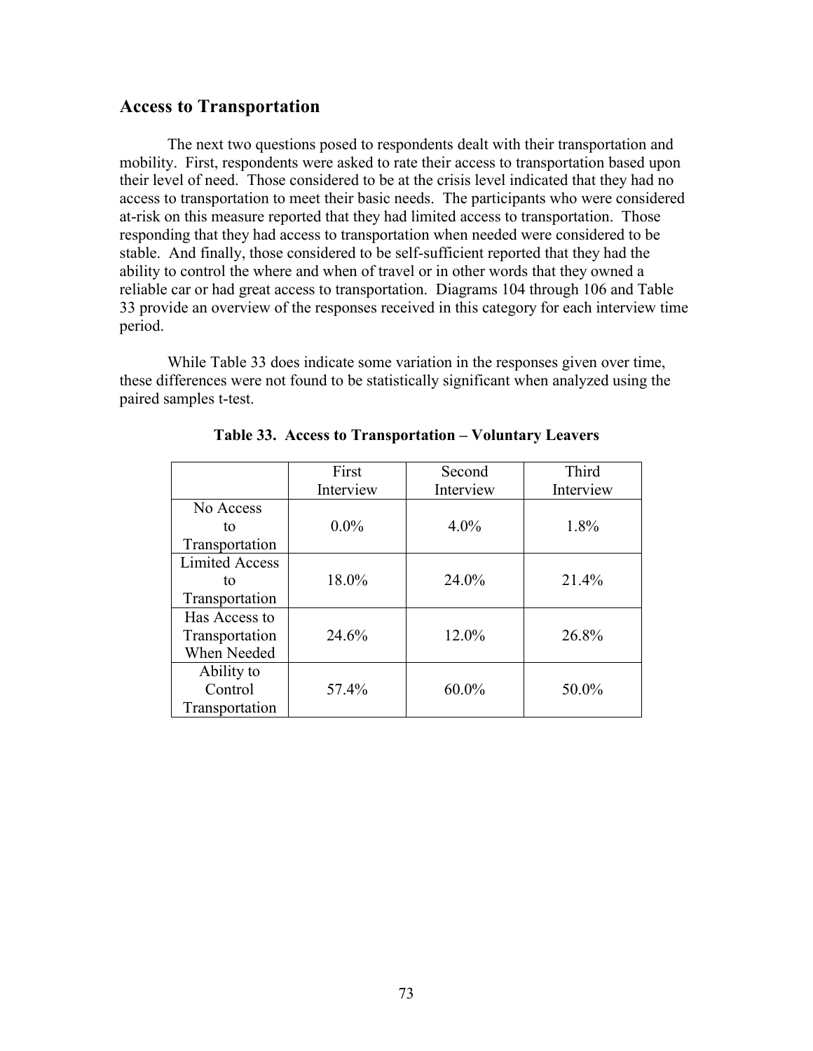## Access to Transportation

The next two questions posed to respondents dealt with their transportation and mobility. First, respondents were asked to rate their access to transportation based upon their level of need. Those considered to be at the crisis level indicated that they had no access to transportation to meet their basic needs. The participants who were considered at-risk on this measure reported that they had limited access to transportation. Those responding that they had access to transportation when needed were considered to be stable. And finally, those considered to be self-sufficient reported that they had the ability to control the where and when of travel or in other words that they owned a reliable car or had great access to transportation. Diagrams 104 through 106 and Table 33 provide an overview of the responses received in this category for each interview time period.

While Table 33 does indicate some variation in the responses given over time, these differences were not found to be statistically significant when analyzed using the paired samples t-test.

**Table 33. Access to Transportation – Voluntary Leavers**

| | First Interview | Second Interview | Third Interview |
|---|---|---|---|
| No Access to Transportation | 0.0% | 4.0% | 1.8% |
| Limited Access to Transportation | 18.0% | 24.0% | 21.4% |
| Has Access to Transportation When Needed | 24.6% | 12.0% | 26.8% |
| Ability to Control Transportation | 57.4% | 60.0% | 50.0% |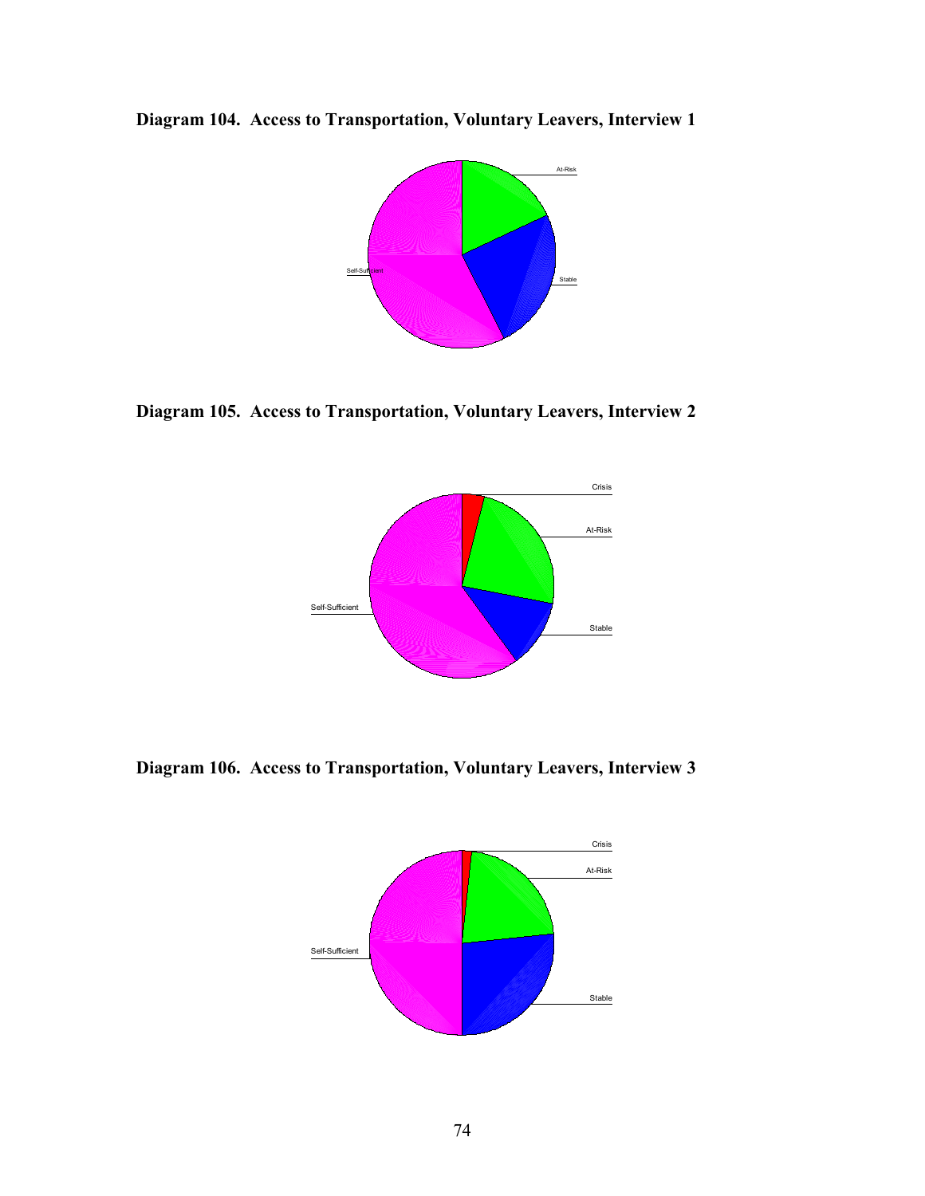**Diagram 104. Access to Transportation, Voluntary Leavers, Interview 1**

At-Risk

Self-Sufficient

Stable

**Diagram 105. Access to Transportation, Voluntary Leavers, Interview 2**

Crisis

At-Risk

Self-Sufficient

Stable

**Diagram 106. Access to Transportation, Voluntary Leavers, Interview 3**

Crisis

At-Risk

Self-Sufficient

Stable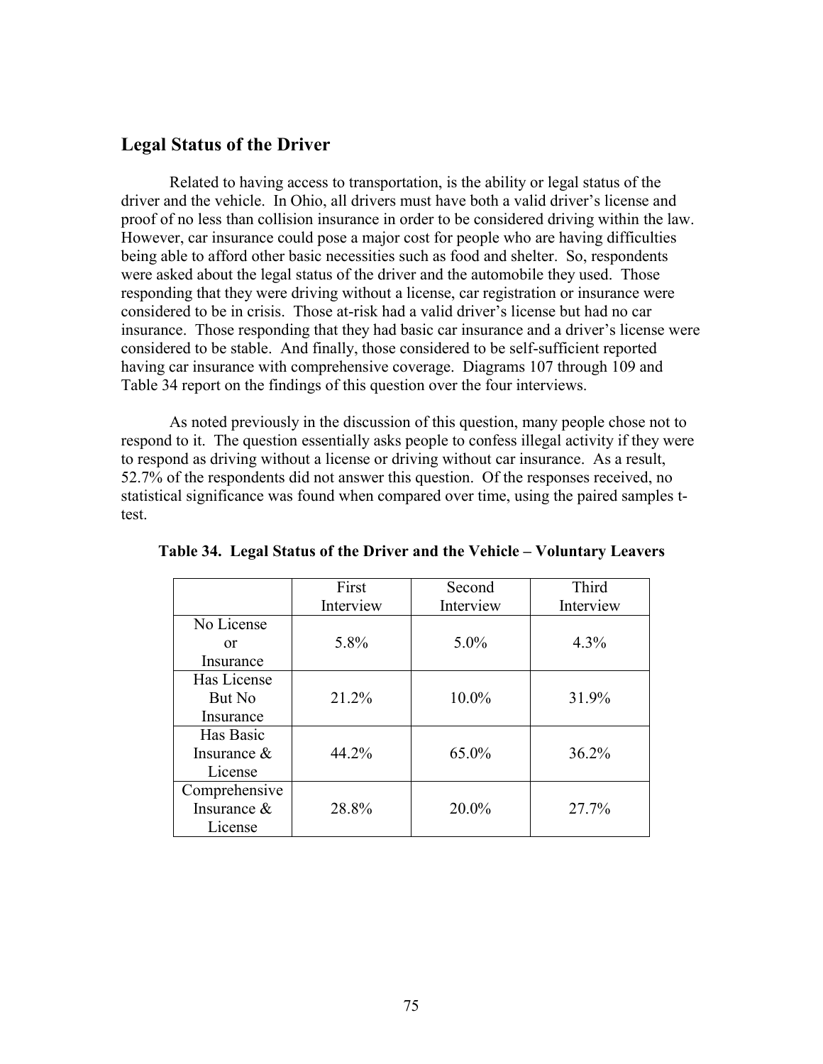## Legal Status of the Driver

Related to having access to transportation, is the ability or legal status of the driver and the vehicle. In Ohio, all drivers must have both a valid driver's license and proof of no less than collision insurance in order to be considered driving within the law. However, car insurance could pose a major cost for people who are having difficulties being able to afford other basic necessities such as food and shelter. So, respondents were asked about the legal status of the driver and the automobile they used. Those responding that they were driving without a license, car registration or insurance were considered to be in crisis. Those at-risk had a valid driver's license but had no car insurance. Those responding that they had basic car insurance and a driver's license were considered to be stable. And finally, those considered to be self-sufficient reported having car insurance with comprehensive coverage. Diagrams 107 through 109 and Table 34 report on the findings of this question over the four interviews.

As noted previously in the discussion of this question, many people chose not to respond to it. The question essentially asks people to confess illegal activity if they were to respond as driving without a license or driving without car insurance. As a result, 52.7% of the respondents did not answer this question. Of the responses received, no statistical significance was found when compared over time, using the paired samples t-test.

**Table 34. Legal Status of the Driver and the Vehicle – Voluntary Leavers**

| | First Interview | Second Interview | Third Interview |
|---|---|---|---|
| No License or Insurance | 5.8% | 5.0% | 4.3% |
| Has License But No Insurance | 21.2% | 10.0% | 31.9% |
| Has Basic Insurance & License | 44.2% | 65.0% | 36.2% |
| Comprehensive Insurance & License | 28.8% | 20.0% | 27.7% |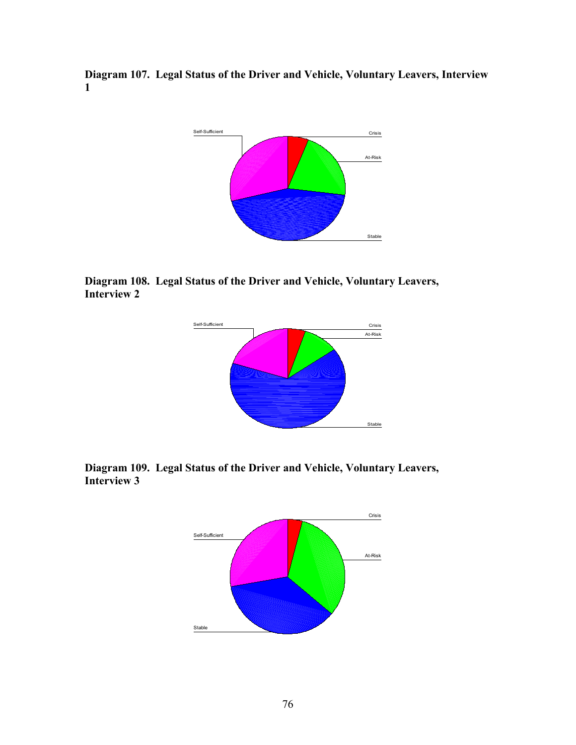**Diagram 107. Legal Status of the Driver and Vehicle, Voluntary Leavers, Interview 1**

Self-Sufficient

Crisis

At-Risk

Stable

**Diagram 108. Legal Status of the Driver and Vehicle, Voluntary Leavers, Interview 2**

Self-Sufficient

Crisis

At-Risk

Stable

**Diagram 109. Legal Status of the Driver and Vehicle, Voluntary Leavers, Interview 3**

Crisis

Self-Sufficient

At-Risk

Stable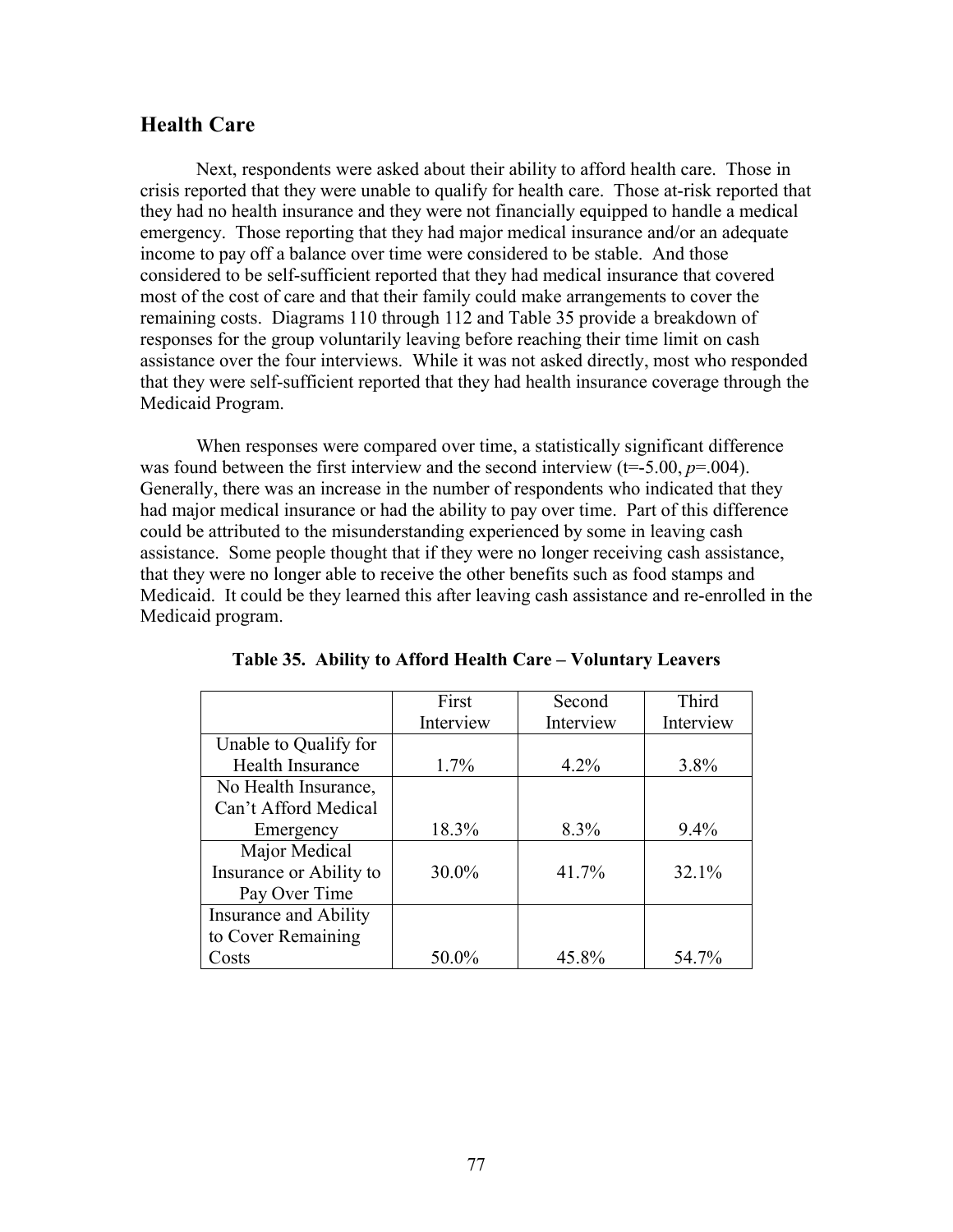## Health Care

Next, respondents were asked about their ability to afford health care. Those in crisis reported that they were unable to qualify for health care. Those at-risk reported that they had no health insurance and they were not financially equipped to handle a medical emergency. Those reporting that they had major medical insurance and/or an adequate income to pay off a balance over time were considered to be stable. And those considered to be self-sufficient reported that they had medical insurance that covered most of the cost of care and that their family could make arrangements to cover the remaining costs. Diagrams 110 through 112 and Table 35 provide a breakdown of responses for the group voluntarily leaving before reaching their time limit on cash assistance over the four interviews. While it was not asked directly, most who responded that they were self-sufficient reported that they had health insurance coverage through the Medicaid Program.

When responses were compared over time, a statistically significant difference was found between the first interview and the second interview ($t=-5.00$, $p=.004$). Generally, there was an increase in the number of respondents who indicated that they had major medical insurance or had the ability to pay over time. Part of this difference could be attributed to the misunderstanding experienced by some in leaving cash assistance. Some people thought that if they were no longer receiving cash assistance, that they were no longer able to receive the other benefits such as food stamps and Medicaid. It could be they learned this after leaving cash assistance and re-enrolled in the Medicaid program.

**Table 35. Ability to Afford Health Care – Voluntary Leavers**

| | First Interview | Second Interview | Third Interview |
|---|---|---|---|
| Unable to Qualify for Health Insurance | 1.7% | 4.2% | 3.8% |
| No Health Insurance, Can't Afford Medical Emergency | 18.3% | 8.3% | 9.4% |
| Major Medical Insurance or Ability to Pay Over Time | 30.0% | 41.7% | 32.1% |
| Insurance and Ability to Cover Remaining Costs | 50.0% | 45.8% | 54.7% |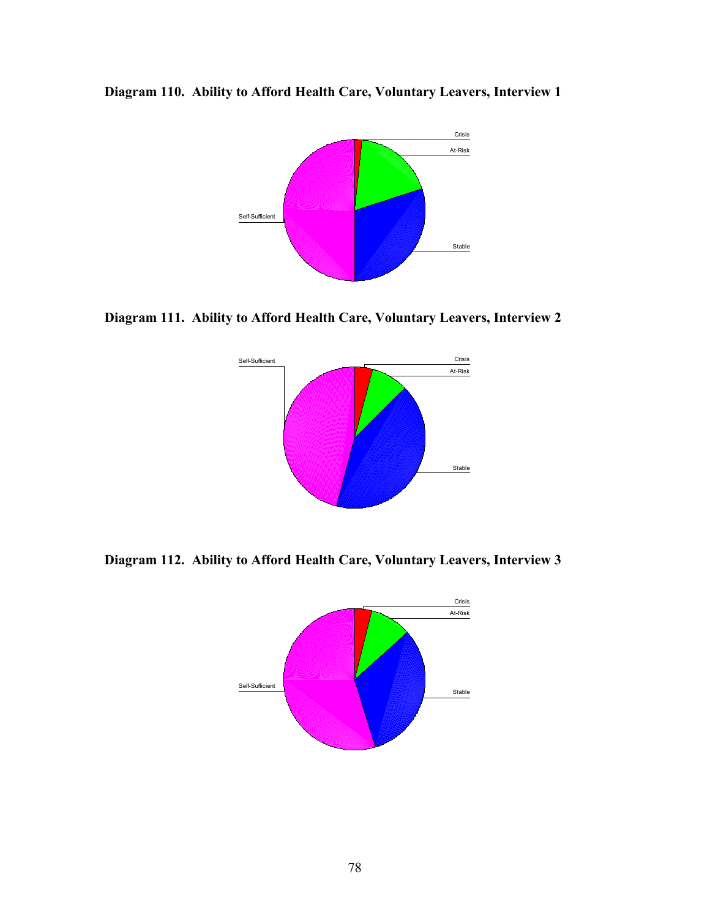**Diagram 110. Ability to Afford Health Care, Voluntary Leavers, Interview 1**

Crisis
At-Risk
Self-Sufficient
Stable

**Diagram 111. Ability to Afford Health Care, Voluntary Leavers, Interview 2**

Self-Sufficient
Crisis
At-Risk
Stable

**Diagram 112. Ability to Afford Health Care, Voluntary Leavers, Interview 3**

Crisis
At-Risk
Self-Sufficient
Stable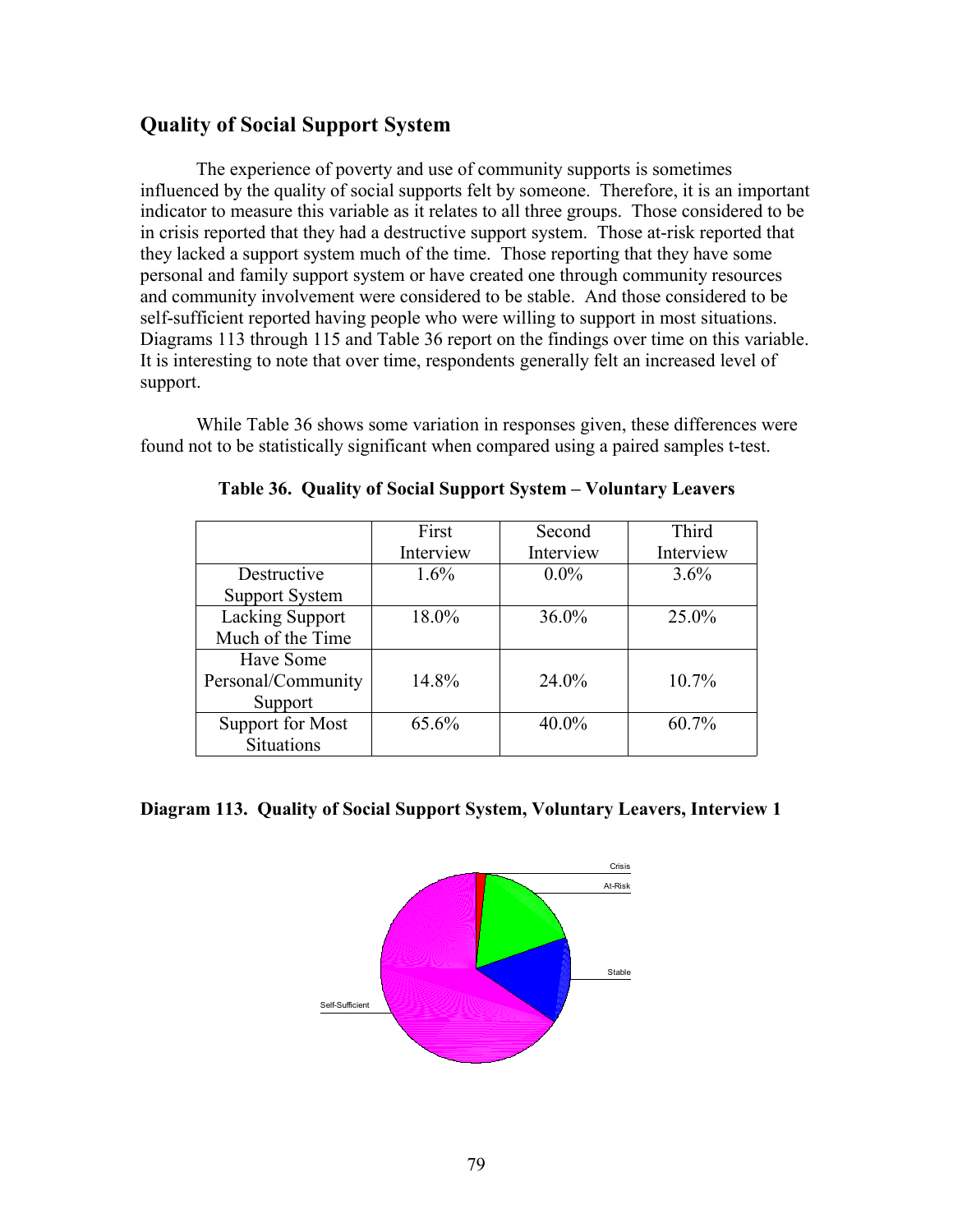## Quality of Social Support System

The experience of poverty and use of community supports is sometimes influenced by the quality of social supports felt by someone. Therefore, it is an important indicator to measure this variable as it relates to all three groups. Those considered to be in crisis reported that they had a destructive support system. Those at-risk reported that they lacked a support system much of the time. Those reporting that they have some personal and family support system or have created one through community resources and community involvement were considered to be stable. And those considered to be self-sufficient reported having people who were willing to support in most situations. Diagrams 113 through 115 and Table 36 report on the findings over time on this variable. It is interesting to note that over time, respondents generally felt an increased level of support.

While Table 36 shows some variation in responses given, these differences were found not to be statistically significant when compared using a paired samples t-test.

**Table 36. Quality of Social Support System – Voluntary Leavers**

| | First Interview | Second Interview | Third Interview |
|---|---|---|---|
| Destructive Support System | 1.6% | 0.0% | 3.6% |
| Lacking Support Much of the Time | 18.0% | 36.0% | 25.0% |
| Have Some Personal/Community Support | 14.8% | 24.0% | 10.7% |
| Support for Most Situations | 65.6% | 40.0% | 60.7% |

**Diagram 113. Quality of Social Support System, Voluntary Leavers, Interview 1**

Crisis

At-Risk

Stable

Self-Sufficient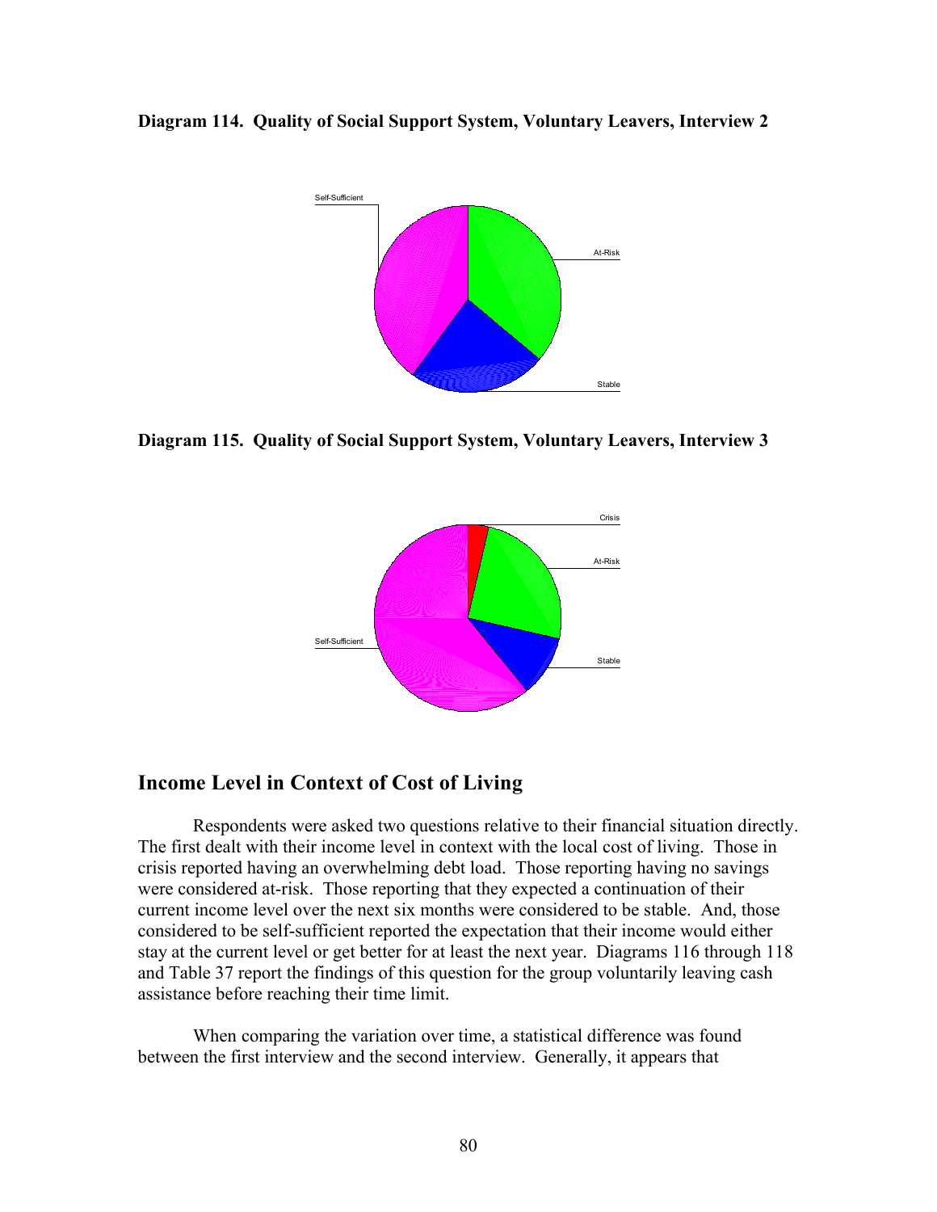**Diagram 114. Quality of Social Support System, Voluntary Leavers, Interview 2**

Self-Sufficient

At-Risk

Stable

**Diagram 115. Quality of Social Support System, Voluntary Leavers, Interview 3**

Crisis

At-Risk

Self-Sufficient

Stable

## Income Level in Context of Cost of Living

Respondents were asked two questions relative to their financial situation directly. The first dealt with their income level in context with the local cost of living. Those in crisis reported having an overwhelming debt load. Those reporting having no savings were considered at-risk. Those reporting that they expected a continuation of their current income level over the next six months were considered to be stable. And, those considered to be self-sufficient reported the expectation that their income would either stay at the current level or get better for at least the next year. Diagrams 116 through 118 and Table 37 report the findings of this question for the group voluntarily leaving cash assistance before reaching their time limit.

When comparing the variation over time, a statistical difference was found between the first interview and the second interview. Generally, it appears that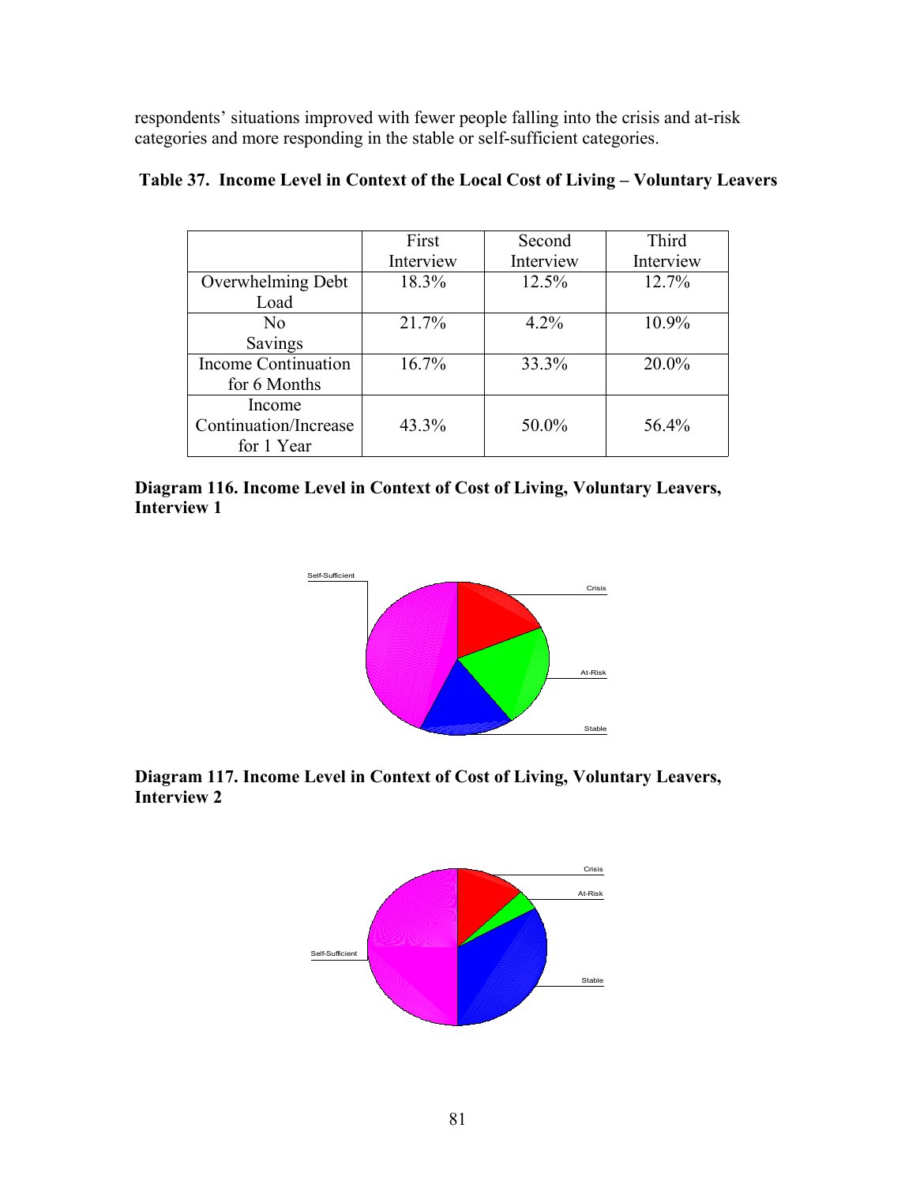respondents' situations improved with fewer people falling into the crisis and at-risk categories and more responding in the stable or self-sufficient categories.

**Table 37. Income Level in Context of the Local Cost of Living – Voluntary Leavers**

| | First Interview | Second Interview | Third Interview |
|---|---|---|---|
| Overwhelming Debt Load | 18.3% | 12.5% | 12.7% |
| No Savings | 21.7% | 4.2% | 10.9% |
| Income Continuation for 6 Months | 16.7% | 33.3% | 20.0% |
| Income Continuation/Increase for 1 Year | 43.3% | 50.0% | 56.4% |

**Diagram 116. Income Level in Context of Cost of Living, Voluntary Leavers, Interview 1**

Self-Sufficient

Crisis

At-Risk

Stable

**Diagram 117. Income Level in Context of Cost of Living, Voluntary Leavers, Interview 2**

Crisis

At-Risk

Self-Sufficient

Stable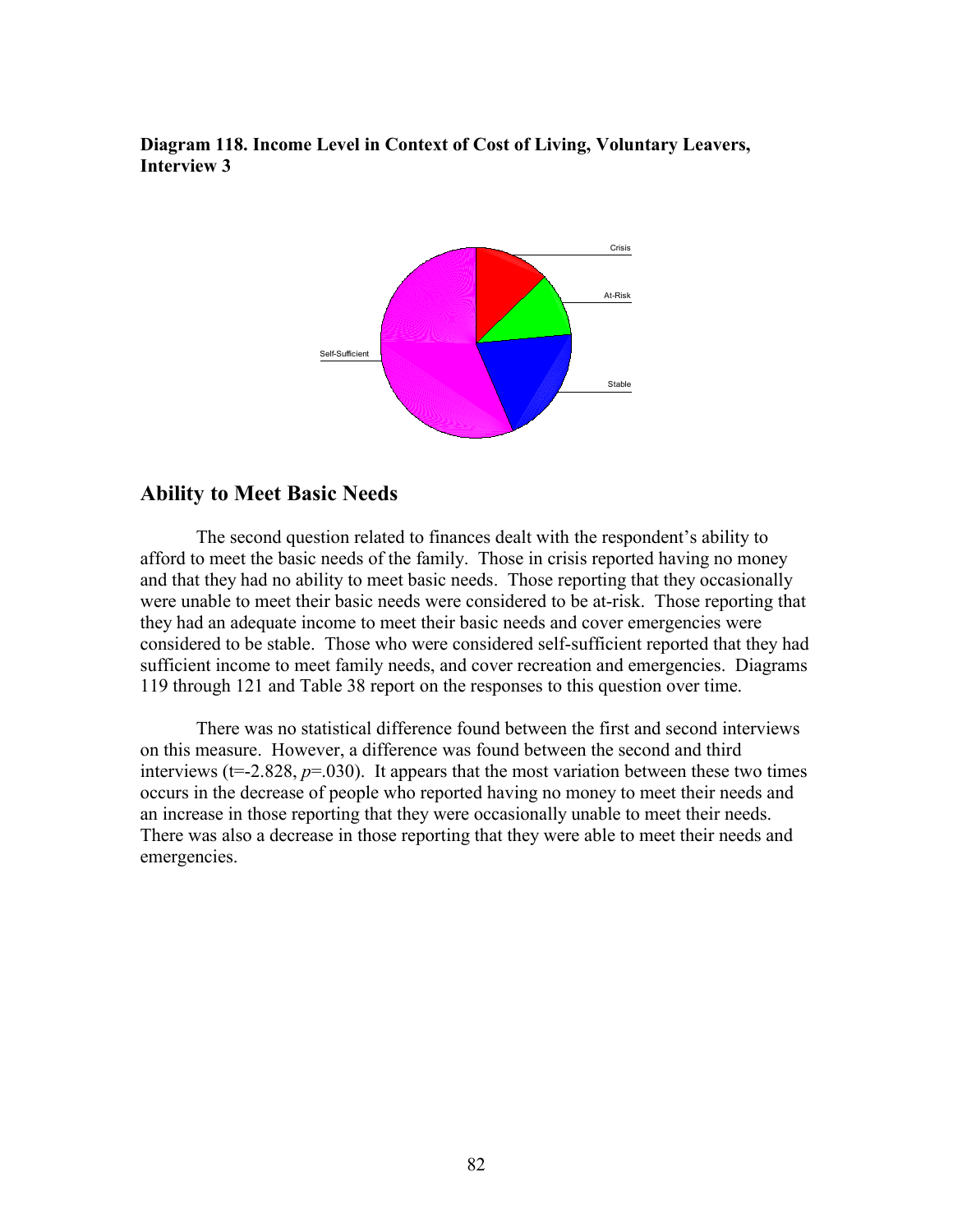**Diagram 118. Income Level in Context of Cost of Living, Voluntary Leavers, Interview 3**

## Ability to Meet Basic Needs

The second question related to finances dealt with the respondent's ability to afford to meet the basic needs of the family. Those in crisis reported having no money and that they had no ability to meet basic needs. Those reporting that they occasionally were unable to meet their basic needs were considered to be at-risk. Those reporting that they had an adequate income to meet their basic needs and cover emergencies were considered to be stable. Those who were considered self-sufficient reported that they had sufficient income to meet family needs, and cover recreation and emergencies. Diagrams 119 through 121 and Table 38 report on the responses to this question over time.

There was no statistical difference found between the first and second interviews on this measure. However, a difference was found between the second and third interviews ($t=-2.828$, $p=.030$). It appears that the most variation between these two times occurs in the decrease of people who reported having no money to meet their needs and an increase in those reporting that they were occasionally unable to meet their needs. There was also a decrease in those reporting that they were able to meet their needs and emergencies.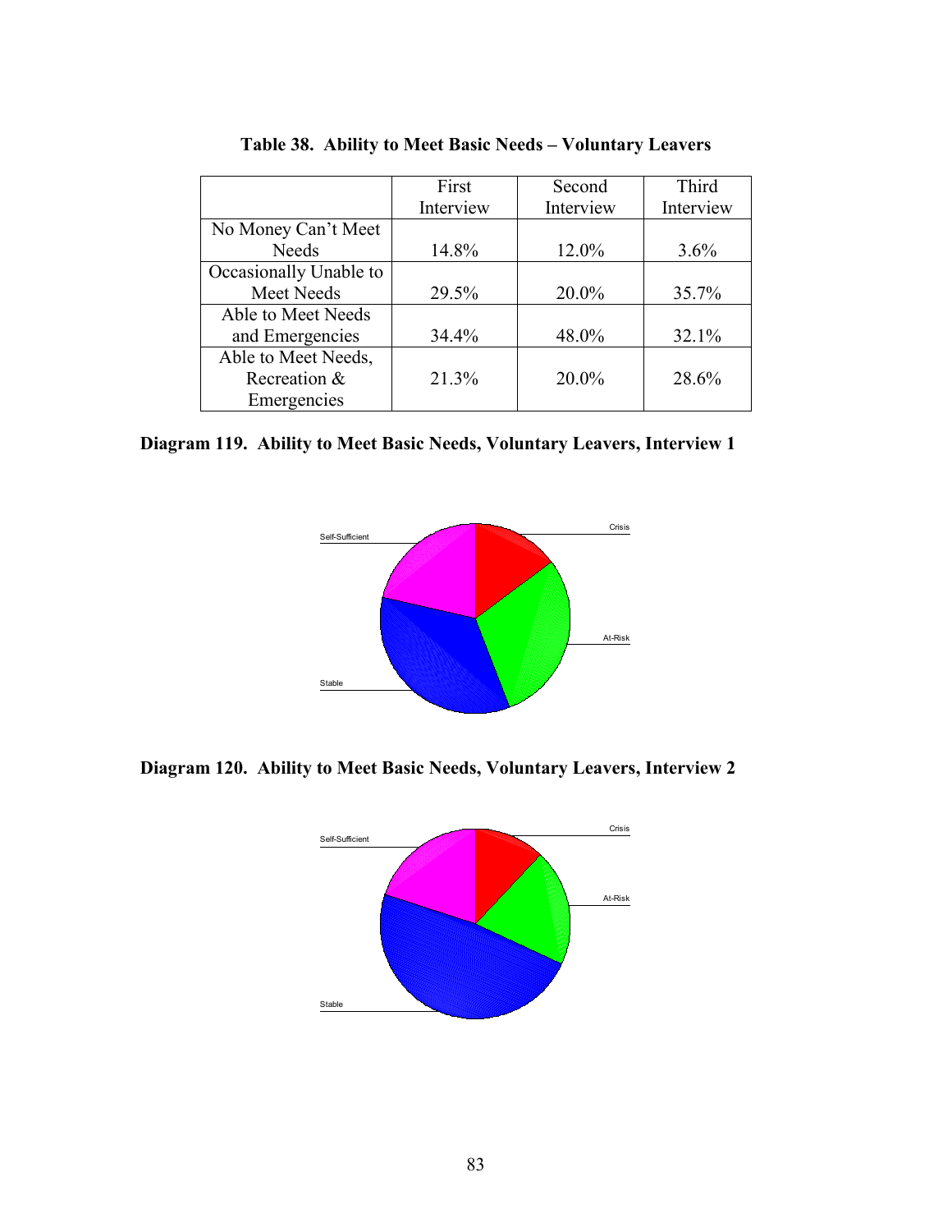**Table 38. Ability to Meet Basic Needs – Voluntary Leavers**

| | First Interview | Second Interview | Third Interview |
|---|---|---|---|
| No Money Can't Meet Needs | 14.8% | 12.0% | 3.6% |
| Occasionally Unable to Meet Needs | 29.5% | 20.0% | 35.7% |
| Able to Meet Needs and Emergencies | 34.4% | 48.0% | 32.1% |
| Able to Meet Needs, Recreation & Emergencies | 21.3% | 20.0% | 28.6% |

**Diagram 119. Ability to Meet Basic Needs, Voluntary Leavers, Interview 1**

Self-Sufficient
Crisis
At-Risk
Stable

**Diagram 120. Ability to Meet Basic Needs, Voluntary Leavers, Interview 2**

Self-Sufficient
Crisis
At-Risk
Stable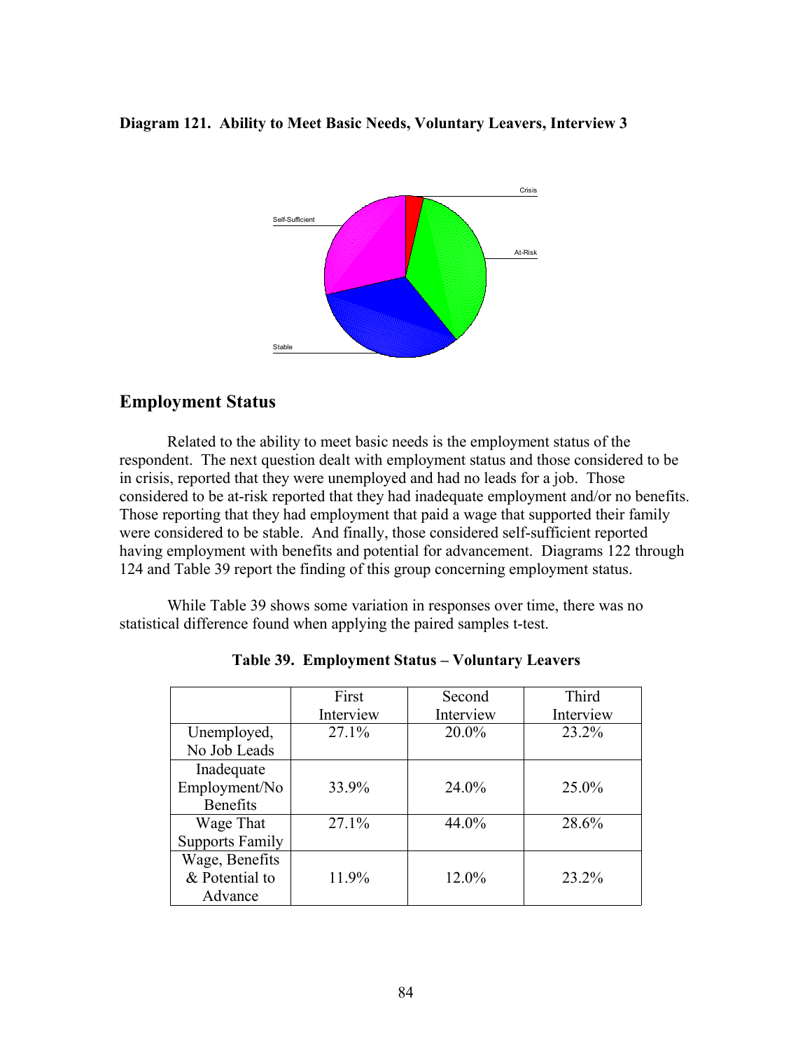**Diagram 121. Ability to Meet Basic Needs, Voluntary Leavers, Interview 3**

## Employment Status

Related to the ability to meet basic needs is the employment status of the respondent. The next question dealt with employment status and those considered to be in crisis, reported that they were unemployed and had no leads for a job. Those considered to be at-risk reported that they had inadequate employment and/or no benefits. Those reporting that they had employment that paid a wage that supported their family were considered to be stable. And finally, those considered self-sufficient reported having employment with benefits and potential for advancement. Diagrams 122 through 124 and Table 39 report the finding of this group concerning employment status.

While Table 39 shows some variation in responses over time, there was no statistical difference found when applying the paired samples t-test.

**Table 39. Employment Status – Voluntary Leavers**

| | First Interview | Second Interview | Third Interview |
|---|---|---|---|
| Unemployed, No Job Leads | 27.1% | 20.0% | 23.2% |
| Inadequate Employment/No Benefits | 33.9% | 24.0% | 25.0% |
| Wage That Supports Family | 27.1% | 44.0% | 28.6% |
| Wage, Benefits & Potential to Advance | 11.9% | 12.0% | 23.2% |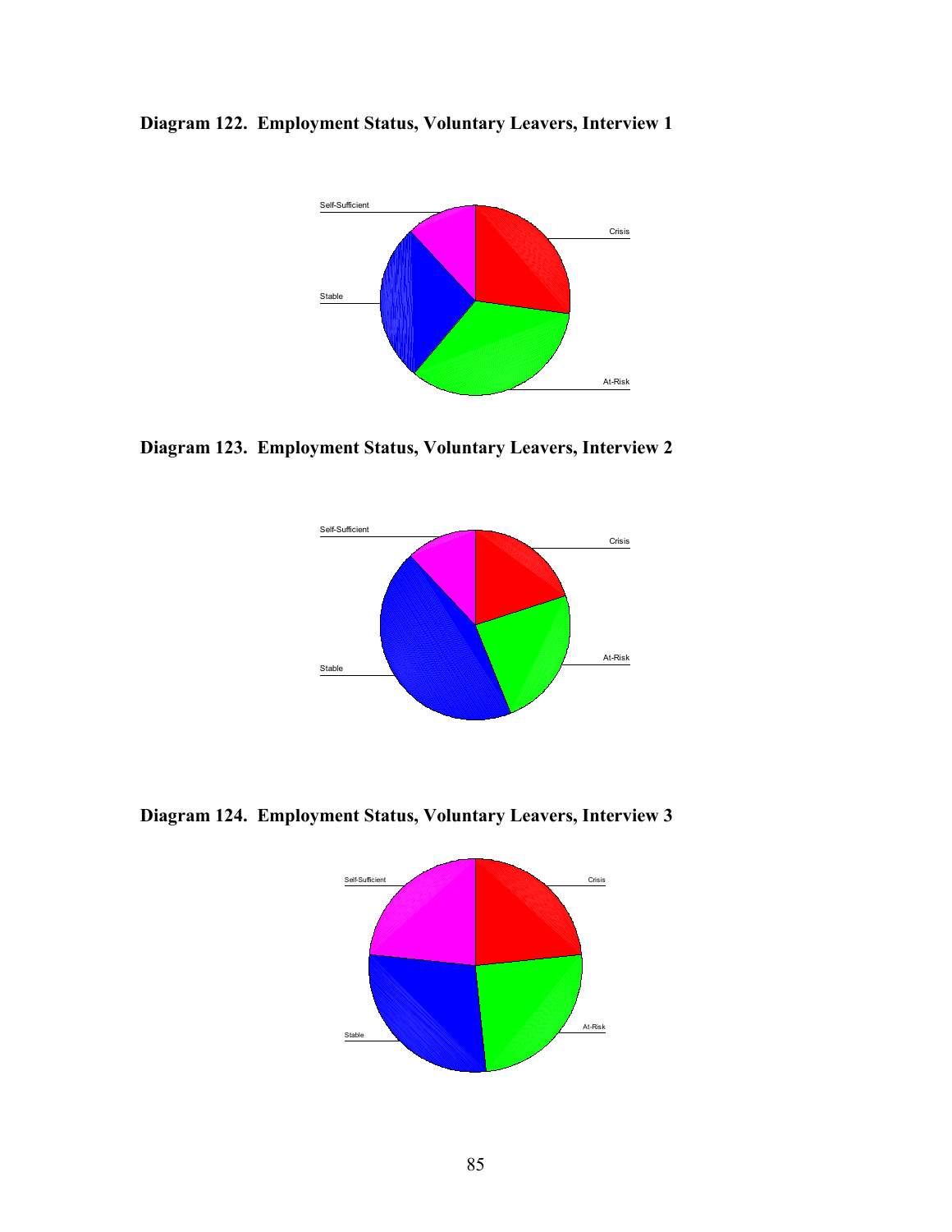**Diagram 122. Employment Status, Voluntary Leavers, Interview 1**

Self-Sufficient

Crisis

Stable

At-Risk

**Diagram 123. Employment Status, Voluntary Leavers, Interview 2**

Self-Sufficient

Crisis

At-Risk

Stable

**Diagram 124. Employment Status, Voluntary Leavers, Interview 3**

Self-Sufficient

Crisis

At-Risk

Stable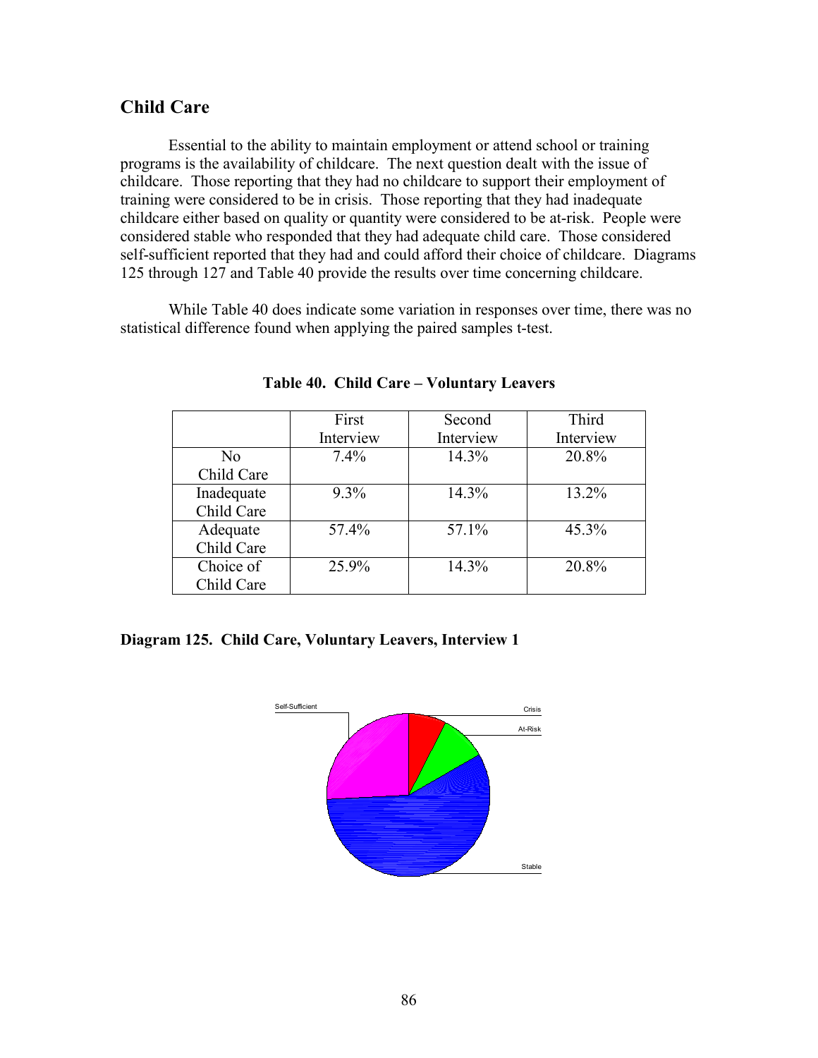## Child Care

Essential to the ability to maintain employment or attend school or training programs is the availability of childcare. The next question dealt with the issue of childcare. Those reporting that they had no childcare to support their employment of training were considered to be in crisis. Those reporting that they had inadequate childcare either based on quality or quantity were considered to be at-risk. People were considered stable who responded that they had adequate child care. Those considered self-sufficient reported that they had and could afford their choice of childcare. Diagrams 125 through 127 and Table 40 provide the results over time concerning childcare.

While Table 40 does indicate some variation in responses over time, there was no statistical difference found when applying the paired samples t-test.

**Table 40. Child Care – Voluntary Leavers**

| | First Interview | Second Interview | Third Interview |
|---|---|---|---|
| No Child Care | 7.4% | 14.3% | 20.8% |
| Inadequate Child Care | 9.3% | 14.3% | 13.2% |
| Adequate Child Care | 57.4% | 57.1% | 45.3% |
| Choice of Child Care | 25.9% | 14.3% | 20.8% |

**Diagram 125. Child Care, Voluntary Leavers, Interview 1**

Self-Sufficient

Crisis

At-Risk

Stable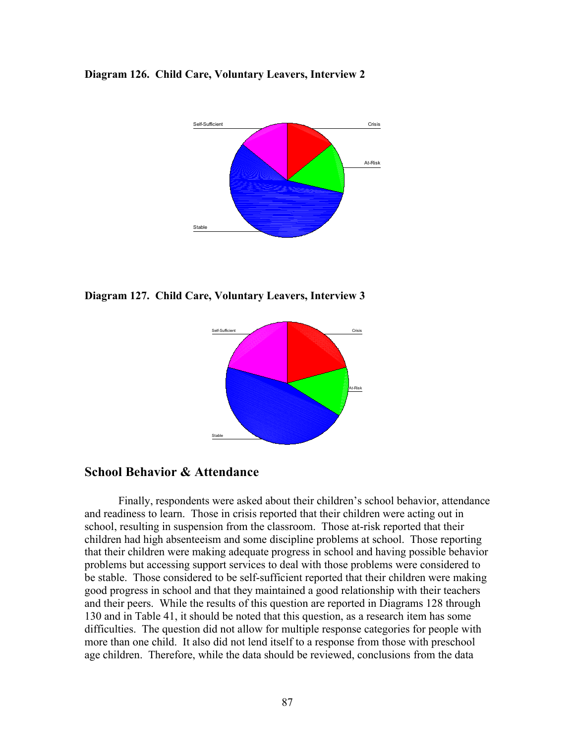**Diagram 126. Child Care, Voluntary Leavers, Interview 2**

Self-Sufficient

Crisis

At-Risk

Stable

**Diagram 127. Child Care, Voluntary Leavers, Interview 3**

Self-Sufficient

Crisis

At-Risk

Stable

## School Behavior & Attendance

Finally, respondents were asked about their children's school behavior, attendance and readiness to learn. Those in crisis reported that their children were acting out in school, resulting in suspension from the classroom. Those at-risk reported that their children had high absenteeism and some discipline problems at school. Those reporting that their children were making adequate progress in school and having possible behavior problems but accessing support services to deal with those problems were considered to be stable. Those considered to be self-sufficient reported that their children were making good progress in school and that they maintained a good relationship with their teachers and their peers. While the results of this question are reported in Diagrams 128 through 130 and in Table 41, it should be noted that this question, as a research item has some difficulties. The question did not allow for multiple response categories for people with more than one child. It also did not lend itself to a response from those with preschool age children. Therefore, while the data should be reviewed, conclusions from the data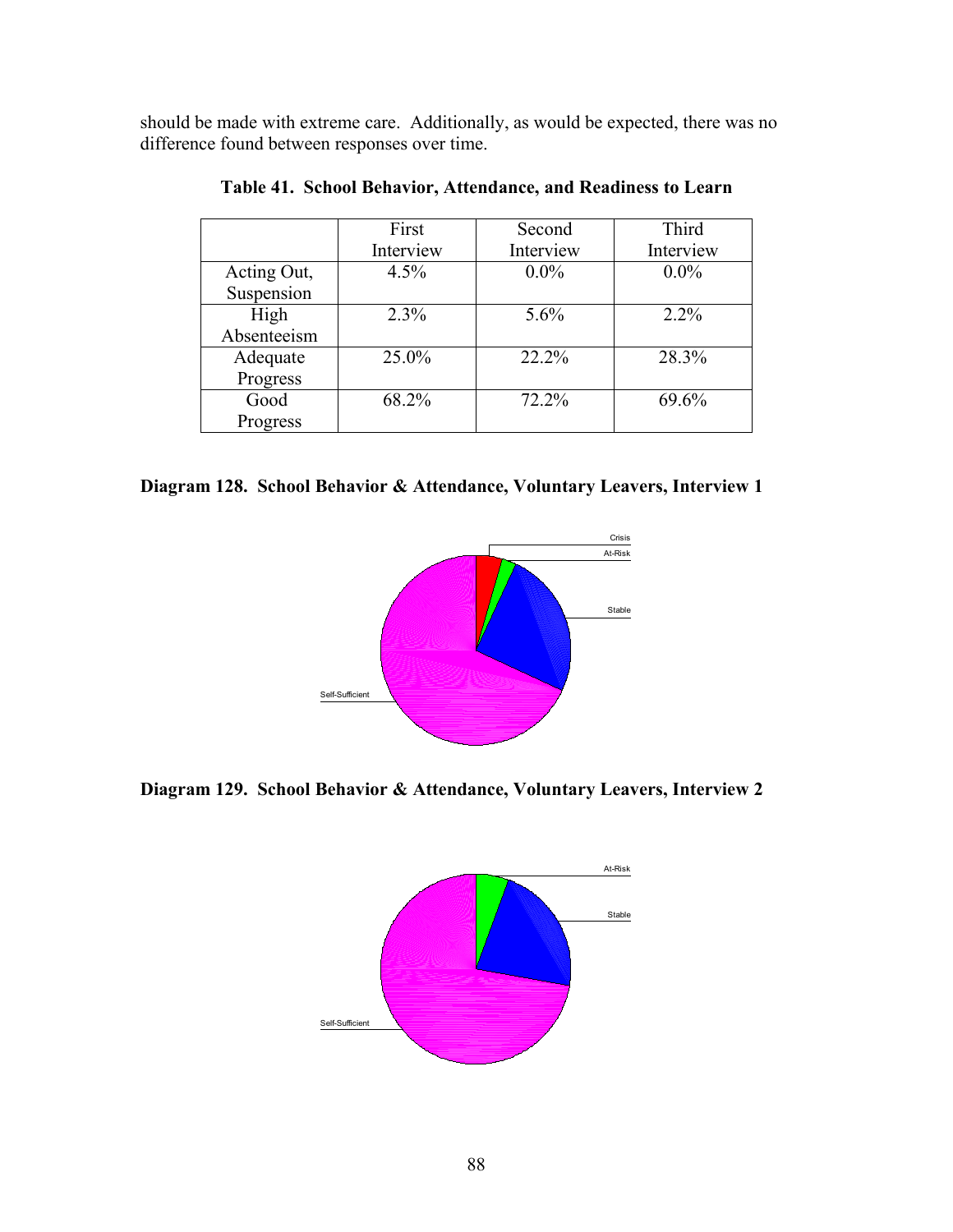should be made with extreme care. Additionally, as would be expected, there was no difference found between responses over time.

**Table 41. School Behavior, Attendance, and Readiness to Learn**

| | First Interview | Second Interview | Third Interview |
|---|---|---|---|
| Acting Out, Suspension | 4.5% | 0.0% | 0.0% |
| High Absenteeism | 2.3% | 5.6% | 2.2% |
| Adequate Progress | 25.0% | 22.2% | 28.3% |
| Good Progress | 68.2% | 72.2% | 69.6% |

**Diagram 128. School Behavior & Attendance, Voluntary Leavers, Interview 1**

**Diagram 129. School Behavior & Attendance, Voluntary Leavers, Interview 2**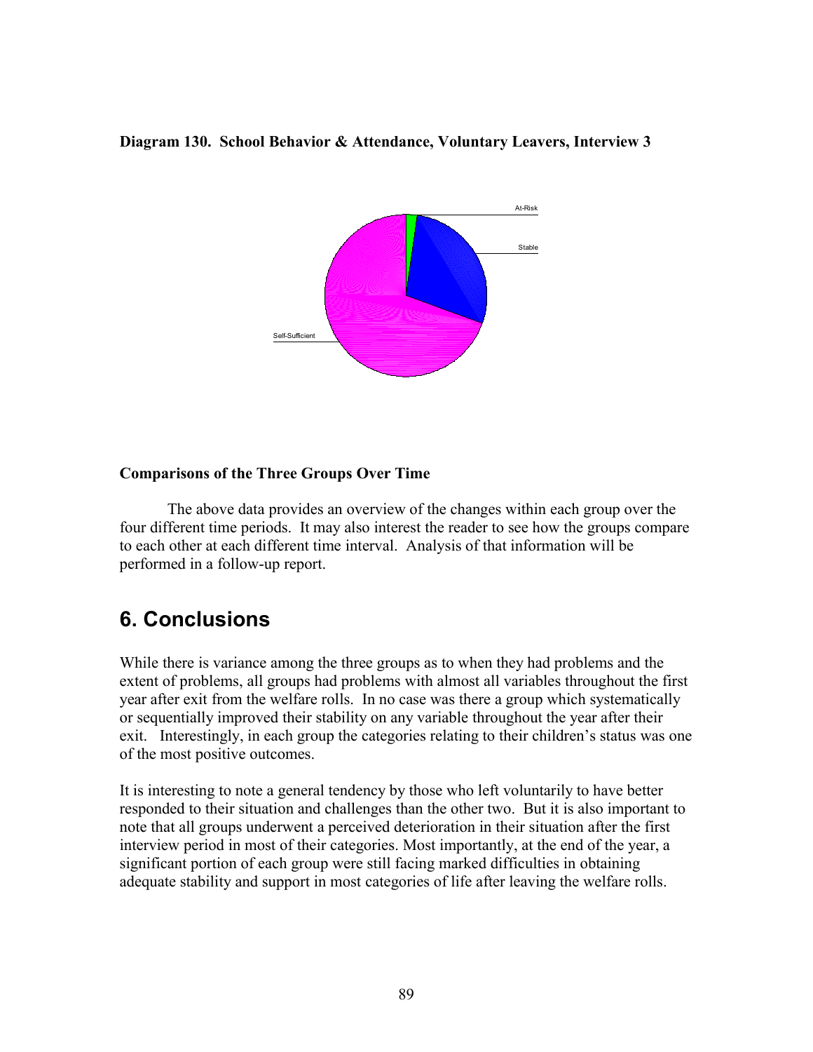**Diagram 130. School Behavior & Attendance, Voluntary Leavers, Interview 3**

At-Risk

Stable

Self-Sufficient

**Comparisons of the Three Groups Over Time**

The above data provides an overview of the changes within each group over the four different time periods. It may also interest the reader to see how the groups compare to each other at each different time interval. Analysis of that information will be performed in a follow-up report.

## 6. Conclusions

While there is variance among the three groups as to when they had problems and the extent of problems, all groups had problems with almost all variables throughout the first year after exit from the welfare rolls. In no case was there a group which systematically or sequentially improved their stability on any variable throughout the year after their exit. Interestingly, in each group the categories relating to their children's status was one of the most positive outcomes.

It is interesting to note a general tendency by those who left voluntarily to have better responded to their situation and challenges than the other two. But it is also important to note that all groups underwent a perceived deterioration in their situation after the first interview period in most of their categories. Most importantly, at the end of the year, a significant portion of each group were still facing marked difficulties in obtaining adequate stability and support in most categories of life after leaving the welfare rolls.